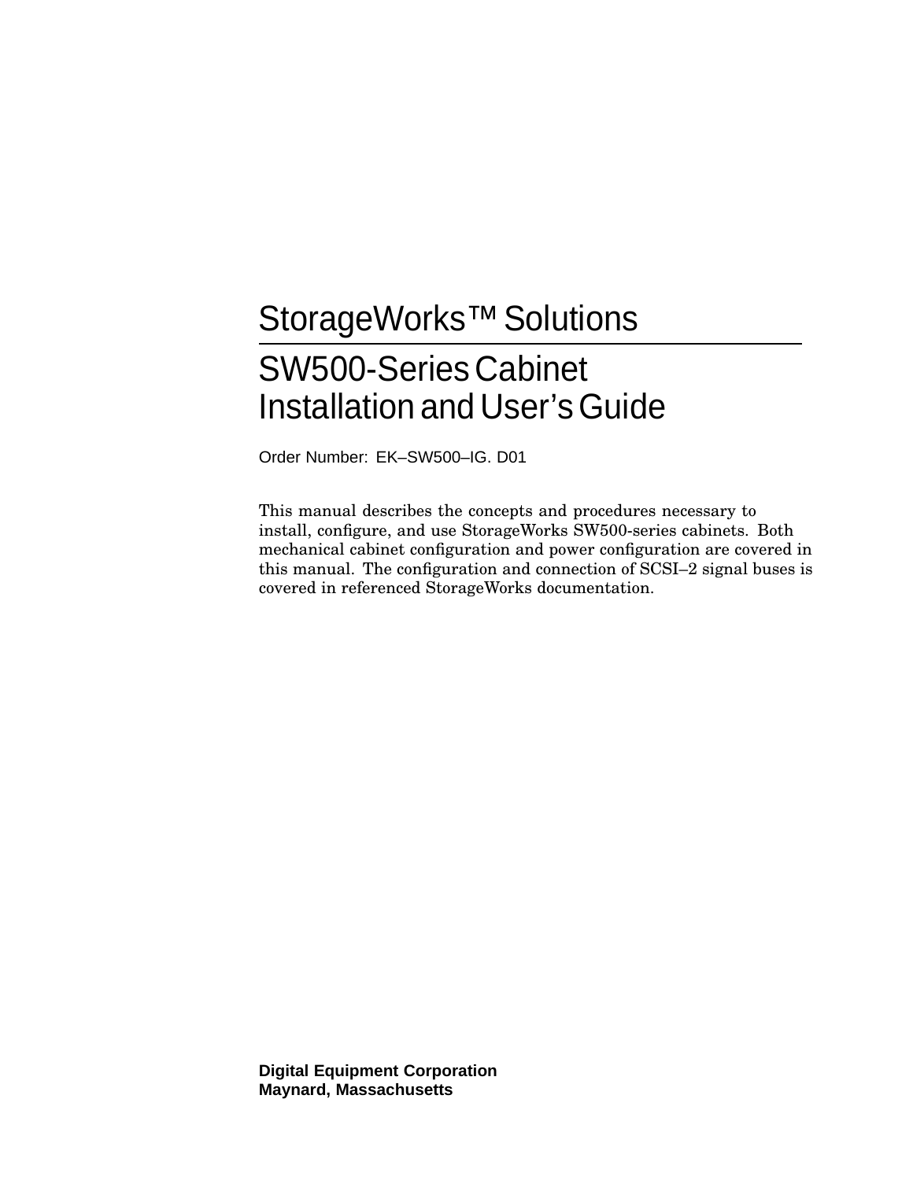# StorageWorks™ Solutions

## SW500-Series Cabinet Installation and User's Guide

Order Number: EK–SW500–IG. D01

This manual describes the concepts and procedures necessary to install, configure, and use StorageWorks SW500-series cabinets. Both mechanical cabinet configuration and power configuration are covered in this manual. The configuration and connection of SCSI–2 signal buses is covered in referenced StorageWorks documentation.

**Digital Equipment Corporation**
**Maynard, Massachusetts**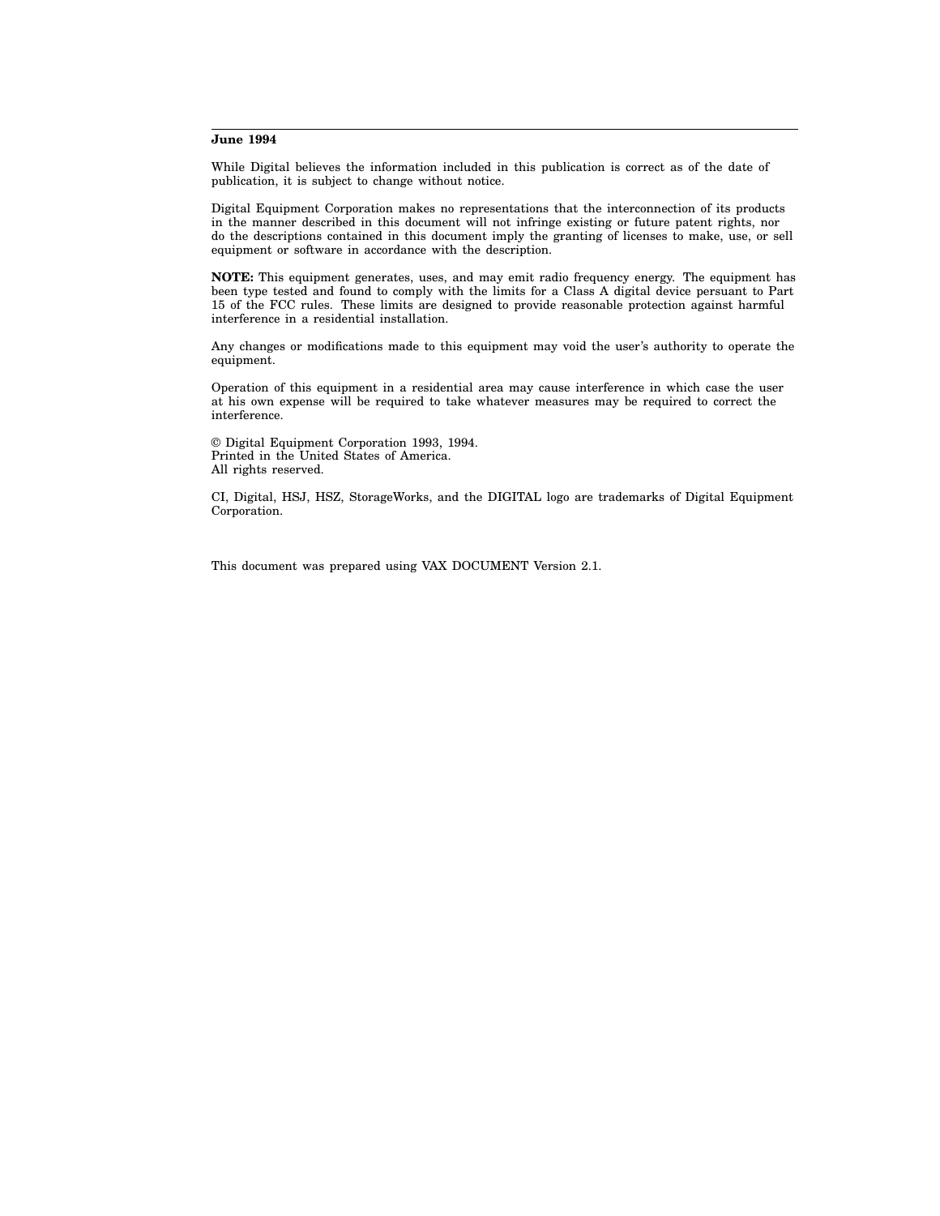**June 1994**

While Digital believes the information included in this publication is correct as of the date of publication, it is subject to change without notice.

Digital Equipment Corporation makes no representations that the interconnection of its products in the manner described in this document will not infringe existing or future patent rights, nor do the descriptions contained in this document imply the granting of licenses to make, use, or sell equipment or software in accordance with the description.

**NOTE:** This equipment generates, uses, and may emit radio frequency energy. The equipment has been type tested and found to comply with the limits for a Class A digital device persuant to Part 15 of the FCC rules. These limits are designed to provide reasonable protection against harmful interference in a residential installation.

Any changes or modifications made to this equipment may void the user's authority to operate the equipment.

Operation of this equipment in a residential area may cause interference in which case the user at his own expense will be required to take whatever measures may be required to correct the interference.

© Digital Equipment Corporation 1993, 1994.
Printed in the United States of America.
All rights reserved.

CI, Digital, HSJ, HSZ, StorageWorks, and the DIGITAL logo are trademarks of Digital Equipment Corporation.

This document was prepared using VAX DOCUMENT Version 2.1.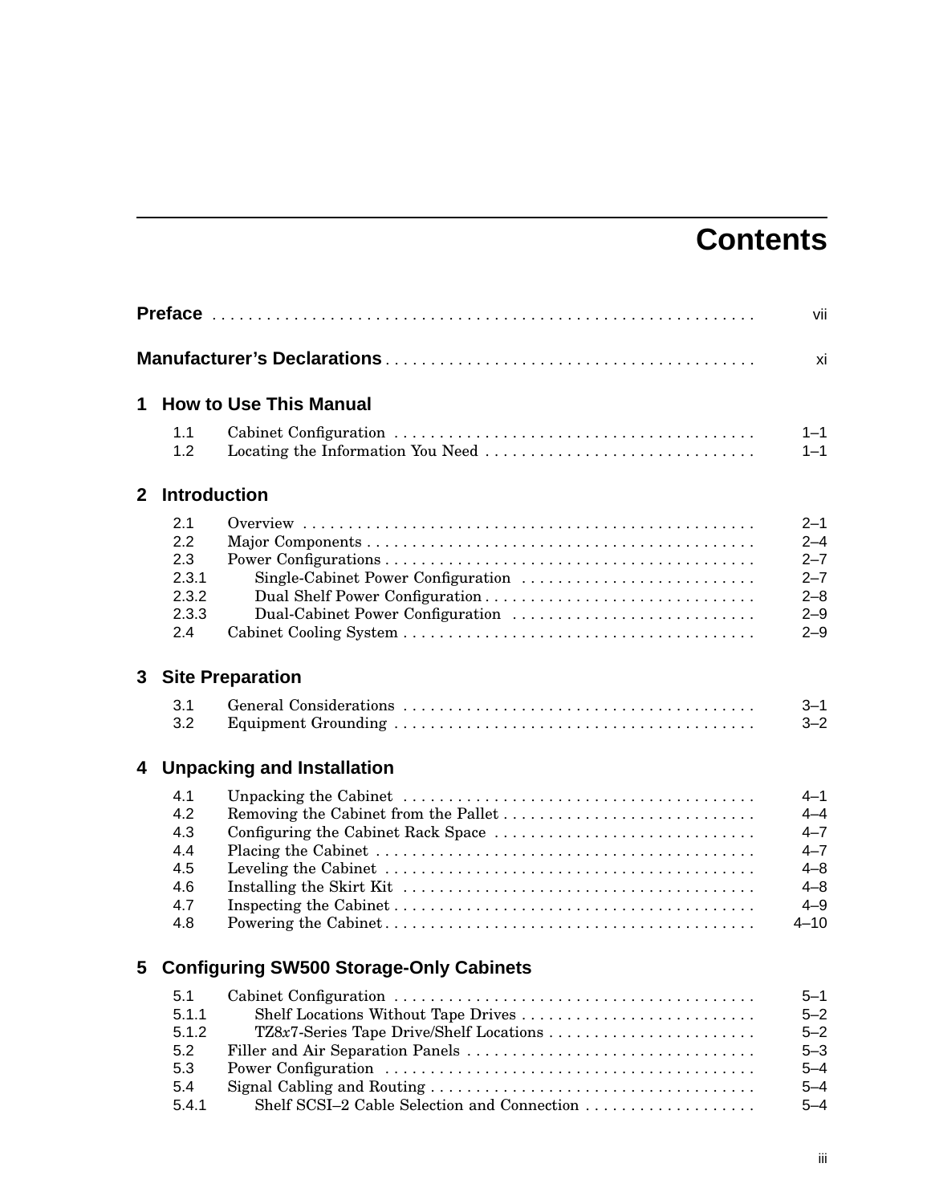# Contents

| | | |
|---|---|---|
| **Preface** | | vii |
| **Manufacturer's Declarations** | | xi |

## 1 How to Use This Manual

| | | |
|---|---|---|
| 1.1 | Cabinet Configuration | 1–1 |
| 1.2 | Locating the Information You Need | 1–1 |

## 2 Introduction

| | | |
|---|---|---|
| 2.1 | Overview | 2–1 |
| 2.2 | Major Components | 2–4 |
| 2.3 | Power Configurations | 2–7 |
| 2.3.1 | Single-Cabinet Power Configuration | 2–7 |
| 2.3.2 | Dual Shelf Power Configuration | 2–8 |
| 2.3.3 | Dual-Cabinet Power Configuration | 2–9 |
| 2.4 | Cabinet Cooling System | 2–9 |

## 3 Site Preparation

| | | |
|---|---|---|
| 3.1 | General Considerations | 3–1 |
| 3.2 | Equipment Grounding | 3–2 |

## 4 Unpacking and Installation

| | | |
|---|---|---|
| 4.1 | Unpacking the Cabinet | 4–1 |
| 4.2 | Removing the Cabinet from the Pallet | 4–4 |
| 4.3 | Configuring the Cabinet Rack Space | 4–7 |
| 4.4 | Placing the Cabinet | 4–7 |
| 4.5 | Leveling the Cabinet | 4–8 |
| 4.6 | Installing the Skirt Kit | 4–8 |
| 4.7 | Inspecting the Cabinet | 4–9 |
| 4.8 | Powering the Cabinet | 4–10 |

## 5 Configuring SW500 Storage-Only Cabinets

| | | |
|---|---|---|
| 5.1 | Cabinet Configuration | 5–1 |
| 5.1.1 | Shelf Locations Without Tape Drives | 5–2 |
| 5.1.2 | TZ8*x*7-Series Tape Drive/Shelf Locations | 5–2 |
| 5.2 | Filler and Air Separation Panels | 5–3 |
| 5.3 | Power Configuration | 5–4 |
| 5.4 | Signal Cabling and Routing | 5–4 |
| 5.4.1 | Shelf SCSI–2 Cable Selection and Connection | 5–4 |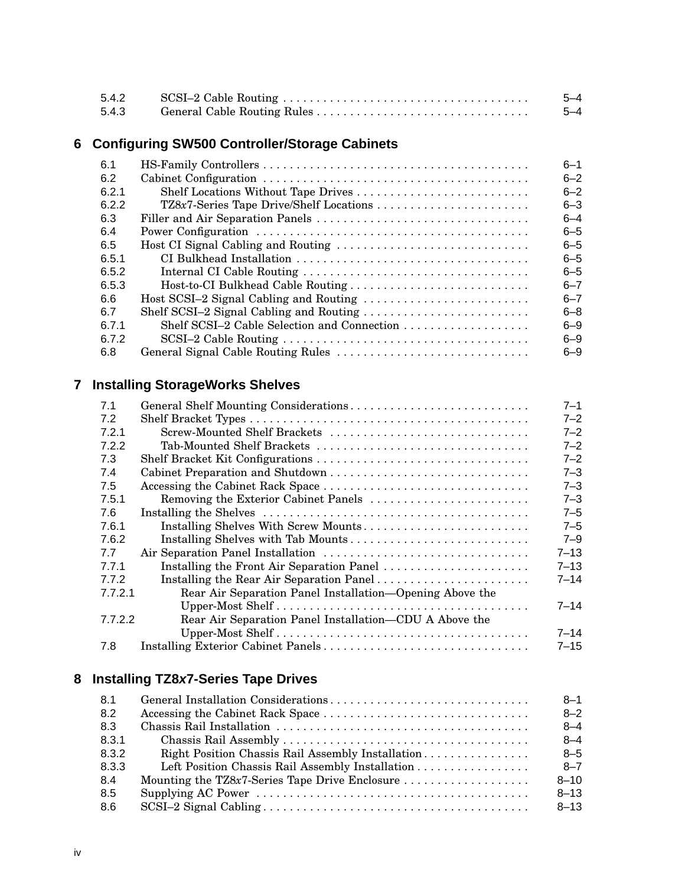| | | |
|---|---|---|
| 5.4.2 | SCSI–2 Cable Routing | 5–4 |
| 5.4.3 | General Cable Routing Rules | 5–4 |

## 6 Configuring SW500 Controller/Storage Cabinets

| | | |
|---|---|---|
| 6.1 | HS-Family Controllers | 6–1 |
| 6.2 | Cabinet Configuration | 6–2 |
| 6.2.1 | Shelf Locations Without Tape Drives | 6–2 |
| 6.2.2 | TZ8*x*7-Series Tape Drive/Shelf Locations | 6–3 |
| 6.3 | Filler and Air Separation Panels | 6–4 |
| 6.4 | Power Configuration | 6–5 |
| 6.5 | Host CI Signal Cabling and Routing | 6–5 |
| 6.5.1 | CI Bulkhead Installation | 6–5 |
| 6.5.2 | Internal CI Cable Routing | 6–5 |
| 6.5.3 | Host-to-CI Bulkhead Cable Routing | 6–7 |
| 6.6 | Host SCSI–2 Signal Cabling and Routing | 6–7 |
| 6.7 | Shelf SCSI–2 Signal Cabling and Routing | 6–8 |
| 6.7.1 | Shelf SCSI–2 Cable Selection and Connection | 6–9 |
| 6.7.2 | SCSI–2 Cable Routing | 6–9 |
| 6.8 | General Signal Cable Routing Rules | 6–9 |

## 7 Installing StorageWorks Shelves

| | | |
|---|---|---|
| 7.1 | General Shelf Mounting Considerations | 7–1 |
| 7.2 | Shelf Bracket Types | 7–2 |
| 7.2.1 | Screw-Mounted Shelf Brackets | 7–2 |
| 7.2.2 | Tab-Mounted Shelf Brackets | 7–2 |
| 7.3 | Shelf Bracket Kit Configurations | 7–2 |
| 7.4 | Cabinet Preparation and Shutdown | 7–3 |
| 7.5 | Accessing the Cabinet Rack Space | 7–3 |
| 7.5.1 | Removing the Exterior Cabinet Panels | 7–3 |
| 7.6 | Installing the Shelves | 7–5 |
| 7.6.1 | Installing Shelves With Screw Mounts | 7–5 |
| 7.6.2 | Installing Shelves with Tab Mounts | 7–9 |
| 7.7 | Air Separation Panel Installation | 7–13 |
| 7.7.1 | Installing the Front Air Separation Panel | 7–13 |
| 7.7.2 | Installing the Rear Air Separation Panel | 7–14 |
| 7.7.2.1 | Rear Air Separation Panel Installation—Opening Above the Upper-Most Shelf | 7–14 |
| 7.7.2.2 | Rear Air Separation Panel Installation—CDU A Above the Upper-Most Shelf | 7–14 |
| 7.8 | Installing Exterior Cabinet Panels | 7–15 |

## 8 Installing TZ8*x*7-Series Tape Drives

| | | |
|---|---|---|
| 8.1 | General Installation Considerations | 8–1 |
| 8.2 | Accessing the Cabinet Rack Space | 8–2 |
| 8.3 | Chassis Rail Installation | 8–4 |
| 8.3.1 | Chassis Rail Assembly | 8–4 |
| 8.3.2 | Right Position Chassis Rail Assembly Installation | 8–5 |
| 8.3.3 | Left Position Chassis Rail Assembly Installation | 8–7 |
| 8.4 | Mounting the TZ8*x*7-Series Tape Drive Enclosure | 8–10 |
| 8.5 | Supplying AC Power | 8–13 |
| 8.6 | SCSI–2 Signal Cabling | 8–13 |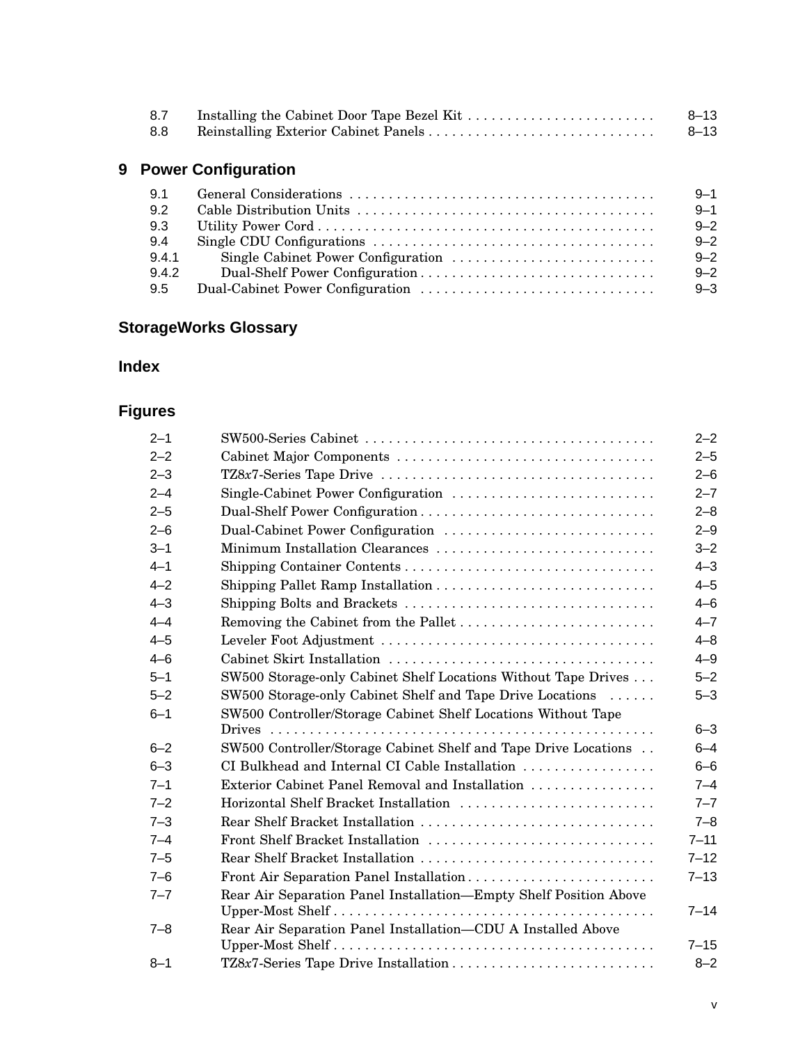| | | |
|---|---|---|
| 8.7 | Installing the Cabinet Door Tape Bezel Kit | 8–13 |
| 8.8 | Reinstalling Exterior Cabinet Panels | 8–13 |

## 9 Power Configuration

| | | |
|---|---|---|
| 9.1 | General Considerations | 9–1 |
| 9.2 | Cable Distribution Units | 9–1 |
| 9.3 | Utility Power Cord | 9–2 |
| 9.4 | Single CDU Configurations | 9–2 |
| 9.4.1 | Single Cabinet Power Configuration | 9–2 |
| 9.4.2 | Dual-Shelf Power Configuration | 9–2 |
| 9.5 | Dual-Cabinet Power Configuration | 9–3 |

## StorageWorks Glossary

## Index

## Figures

| | | |
|---|---|---|
| 2–1 | SW500-Series Cabinet | 2–2 |
| 2–2 | Cabinet Major Components | 2–5 |
| 2–3 | TZ8*x*7-Series Tape Drive | 2–6 |
| 2–4 | Single-Cabinet Power Configuration | 2–7 |
| 2–5 | Dual-Shelf Power Configuration | 2–8 |
| 2–6 | Dual-Cabinet Power Configuration | 2–9 |
| 3–1 | Minimum Installation Clearances | 3–2 |
| 4–1 | Shipping Container Contents | 4–3 |
| 4–2 | Shipping Pallet Ramp Installation | 4–5 |
| 4–3 | Shipping Bolts and Brackets | 4–6 |
| 4–4 | Removing the Cabinet from the Pallet | 4–7 |
| 4–5 | Leveler Foot Adjustment | 4–8 |
| 4–6 | Cabinet Skirt Installation | 4–9 |
| 5–1 | SW500 Storage-only Cabinet Shelf Locations Without Tape Drives | 5–2 |
| 5–2 | SW500 Storage-only Cabinet Shelf and Tape Drive Locations | 5–3 |
| 6–1 | SW500 Controller/Storage Cabinet Shelf Locations Without Tape Drives | 6–3 |
| 6–2 | SW500 Controller/Storage Cabinet Shelf and Tape Drive Locations | 6–4 |
| 6–3 | CI Bulkhead and Internal CI Cable Installation | 6–6 |
| 7–1 | Exterior Cabinet Panel Removal and Installation | 7–4 |
| 7–2 | Horizontal Shelf Bracket Installation | 7–7 |
| 7–3 | Rear Shelf Bracket Installation | 7–8 |
| 7–4 | Front Shelf Bracket Installation | 7–11 |
| 7–5 | Rear Shelf Bracket Installation | 7–12 |
| 7–6 | Front Air Separation Panel Installation | 7–13 |
| 7–7 | Rear Air Separation Panel Installation—Empty Shelf Position Above Upper-Most Shelf | 7–14 |
| 7–8 | Rear Air Separation Panel Installation—CDU A Installed Above Upper-Most Shelf | 7–15 |
| 8–1 | TZ8*x*7-Series Tape Drive Installation | 8–2 |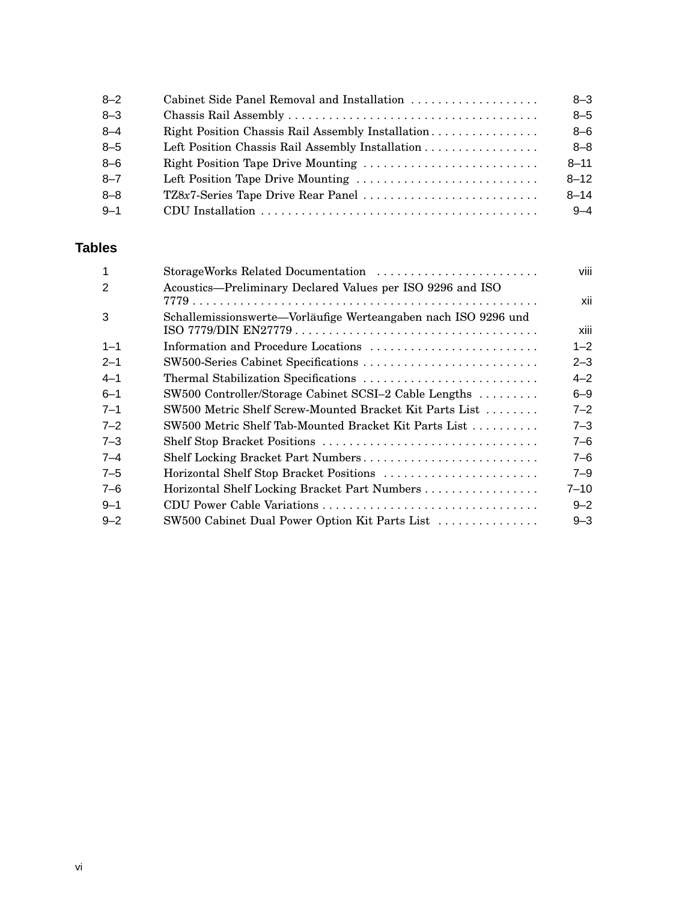| | | |
|---|---|---|
| 8–2 | Cabinet Side Panel Removal and Installation | 8–3 |
| 8–3 | Chassis Rail Assembly | 8–5 |
| 8–4 | Right Position Chassis Rail Assembly Installation | 8–6 |
| 8–5 | Left Position Chassis Rail Assembly Installation | 8–8 |
| 8–6 | Right Position Tape Drive Mounting | 8–11 |
| 8–7 | Left Position Tape Drive Mounting | 8–12 |
| 8–8 | TZ8*x*7-Series Tape Drive Rear Panel | 8–14 |
| 9–1 | CDU Installation | 9–4 |

## Tables

| | | |
|---|---|---|
| 1 | StorageWorks Related Documentation | viii |
| 2 | Acoustics—Preliminary Declared Values per ISO 9296 and ISO 7779 | xii |
| 3 | Schallemissionswerte—Vorläufige Werteangaben nach ISO 9296 und ISO 7779/DIN EN27779 | xiii |
| 1–1 | Information and Procedure Locations | 1–2 |
| 2–1 | SW500-Series Cabinet Specifications | 2–3 |
| 4–1 | Thermal Stabilization Specifications | 4–2 |
| 6–1 | SW500 Controller/Storage Cabinet SCSI–2 Cable Lengths | 6–9 |
| 7–1 | SW500 Metric Shelf Screw-Mounted Bracket Kit Parts List | 7–2 |
| 7–2 | SW500 Metric Shelf Tab-Mounted Bracket Kit Parts List | 7–3 |
| 7–3 | Shelf Stop Bracket Positions | 7–6 |
| 7–4 | Shelf Locking Bracket Part Numbers | 7–6 |
| 7–5 | Horizontal Shelf Stop Bracket Positions | 7–9 |
| 7–6 | Horizontal Shelf Locking Bracket Part Numbers | 7–10 |
| 9–1 | CDU Power Cable Variations | 9–2 |
| 9–2 | SW500 Cabinet Dual Power Option Kit Parts List | 9–3 |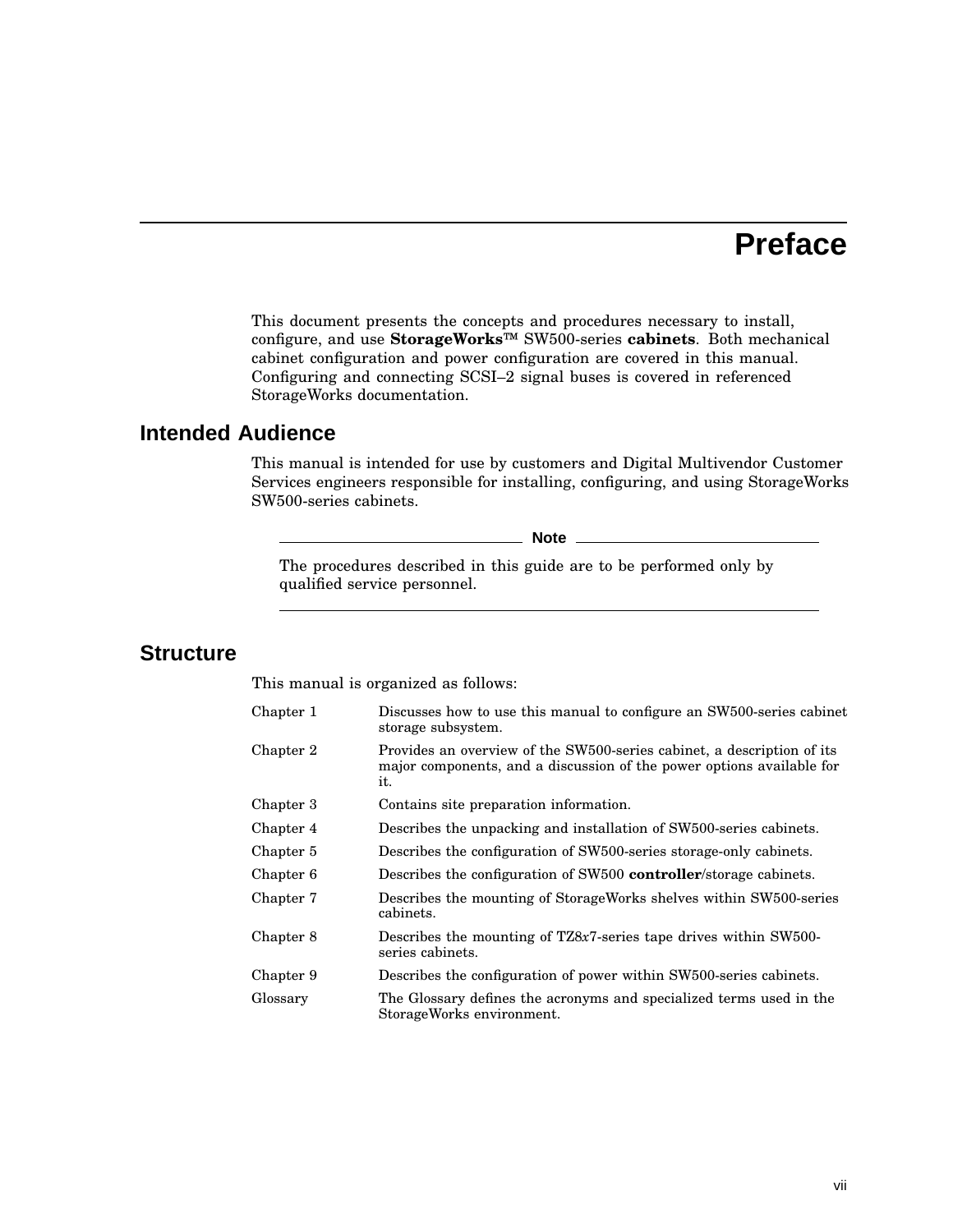# Preface

This document presents the concepts and procedures necessary to install, configure, and use **StorageWorks**™ SW500-series **cabinets**. Both mechanical cabinet configuration and power configuration are covered in this manual. Configuring and connecting SCSI–2 signal buses is covered in referenced StorageWorks documentation.

## Intended Audience

This manual is intended for use by customers and Digital Multivendor Customer Services engineers responsible for installing, configuring, and using StorageWorks SW500-series cabinets.

---

**Note**

The procedures described in this guide are to be performed only by qualified service personnel.

---

## Structure

This manual is organized as follows:

| | |
|---|---|
| Chapter 1 | Discusses how to use this manual to configure an SW500-series cabinet storage subsystem. |
| Chapter 2 | Provides an overview of the SW500-series cabinet, a description of its major components, and a discussion of the power options available for it. |
| Chapter 3 | Contains site preparation information. |
| Chapter 4 | Describes the unpacking and installation of SW500-series cabinets. |
| Chapter 5 | Describes the configuration of SW500-series storage-only cabinets. |
| Chapter 6 | Describes the configuration of SW500 **controller**/storage cabinets. |
| Chapter 7 | Describes the mounting of StorageWorks shelves within SW500-series cabinets. |
| Chapter 8 | Describes the mounting of TZ8*x*7-series tape drives within SW500-series cabinets. |
| Chapter 9 | Describes the configuration of power within SW500-series cabinets. |
| Glossary | The Glossary defines the acronyms and specialized terms used in the StorageWorks environment. |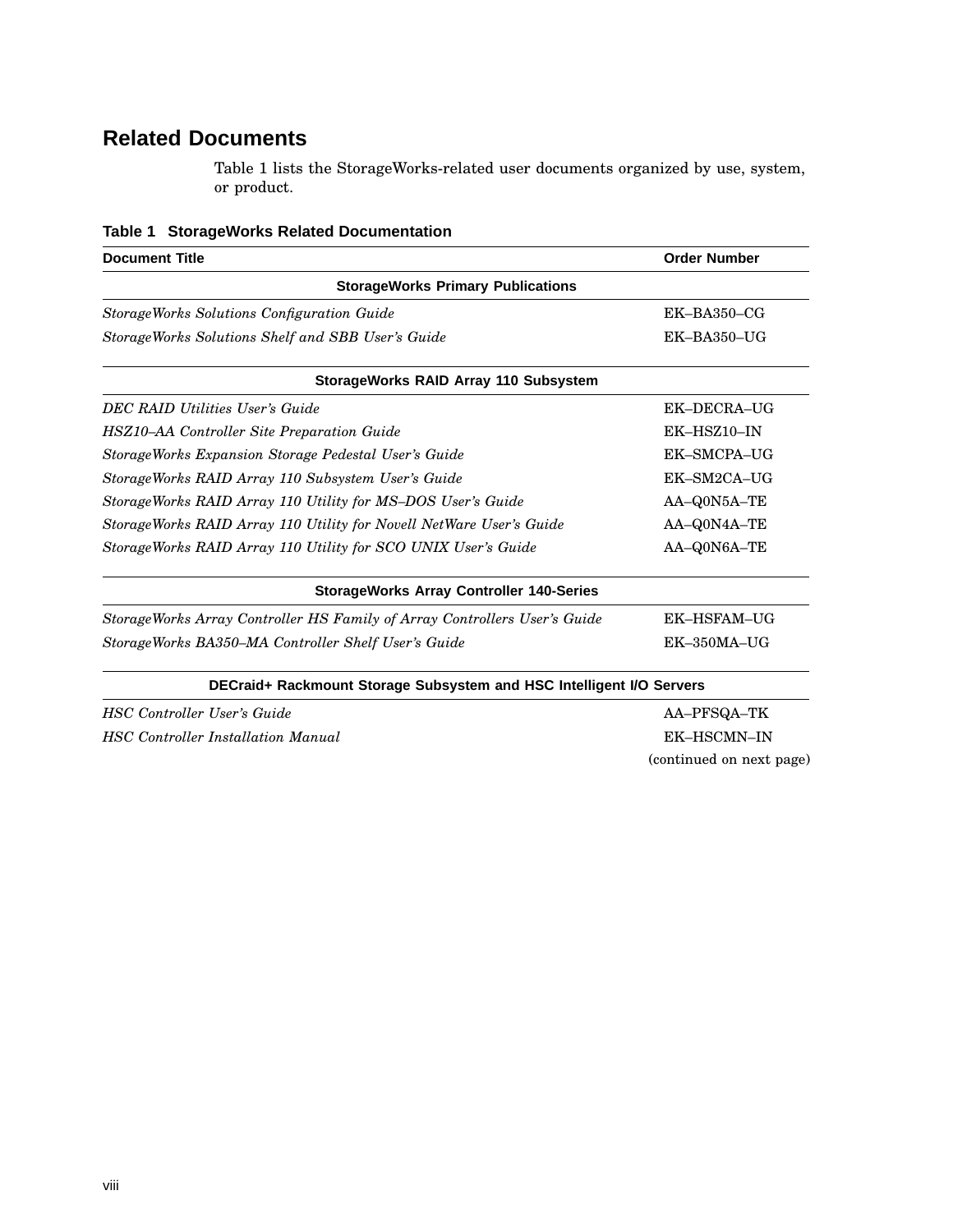## Related Documents

Table 1 lists the StorageWorks-related user documents organized by use, system, or product.

**Table 1 StorageWorks Related Documentation**

| Document Title | Order Number |
|---|---|
| **StorageWorks Primary Publications** | |
| *StorageWorks Solutions Configuration Guide* | EK–BA350–CG |
| *StorageWorks Solutions Shelf and SBB User's Guide* | EK–BA350–UG |
| **StorageWorks RAID Array 110 Subsystem** | |
| *DEC RAID Utilities User's Guide* | EK–DECRA–UG |
| *HSZ10–AA Controller Site Preparation Guide* | EK–HSZ10–IN |
| *StorageWorks Expansion Storage Pedestal User's Guide* | EK–SMCPA–UG |
| *StorageWorks RAID Array 110 Subsystem User's Guide* | EK–SM2CA–UG |
| *StorageWorks RAID Array 110 Utility for MS–DOS User's Guide* | AA–Q0N5A–TE |
| *StorageWorks RAID Array 110 Utility for Novell NetWare User's Guide* | AA–Q0N4A–TE |
| *StorageWorks RAID Array 110 Utility for SCO UNIX User's Guide* | AA–Q0N6A–TE |
| **StorageWorks Array Controller 140-Series** | |
| *StorageWorks Array Controller HS Family of Array Controllers User's Guide* | EK–HSFAM–UG |
| *StorageWorks BA350–MA Controller Shelf User's Guide* | EK–350MA–UG |
| **DECraid+ Rackmount Storage Subsystem and HSC Intelligent I/O Servers** | |
| *HSC Controller User's Guide* | AA–PFSQA–TK |
| *HSC Controller Installation Manual* | EK–HSCMN–IN |

(continued on next page)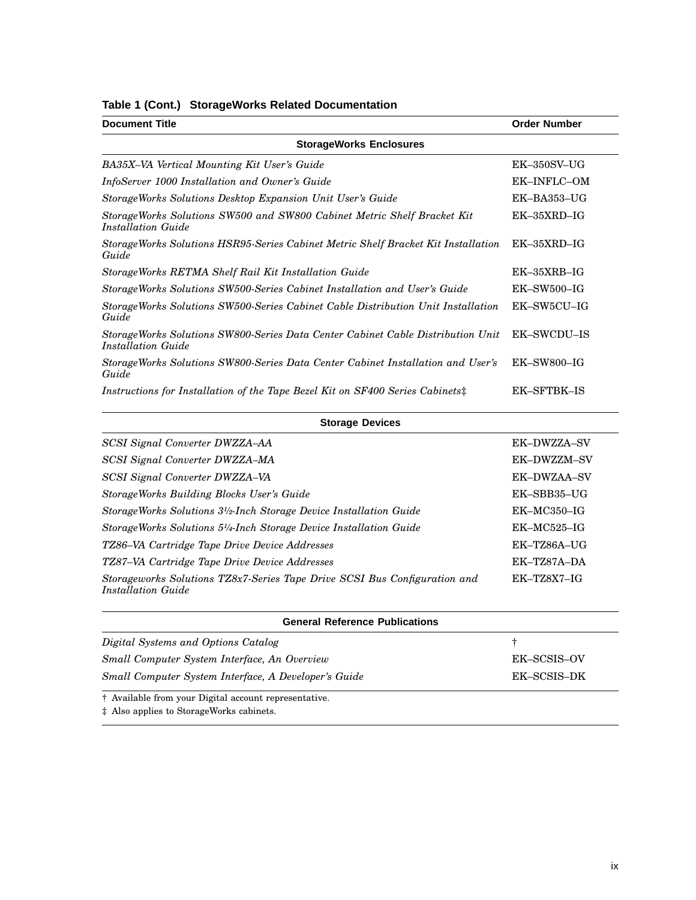**Table 1 (Cont.) StorageWorks Related Documentation**

| Document Title | Order Number |
|---|---|
| **StorageWorks Enclosures** | |
| *BA35X–VA Vertical Mounting Kit User's Guide* | EK–350SV–UG |
| *InfoServer 1000 Installation and Owner's Guide* | EK–INFLC–OM |
| *StorageWorks Solutions Desktop Expansion Unit User's Guide* | EK–BA353–UG |
| *StorageWorks Solutions SW500 and SW800 Cabinet Metric Shelf Bracket Kit Installation Guide* | EK–35XRD–IG |
| *StorageWorks Solutions HSR95-Series Cabinet Metric Shelf Bracket Kit Installation Guide* | EK–35XRD–IG |
| *StorageWorks RETMA Shelf Rail Kit Installation Guide* | EK–35XRB–IG |
| *StorageWorks Solutions SW500-Series Cabinet Installation and User's Guide* | EK–SW500–IG |
| *StorageWorks Solutions SW500-Series Cabinet Cable Distribution Unit Installation Guide* | EK–SW5CU–IG |
| *StorageWorks Solutions SW800-Series Data Center Cabinet Cable Distribution Unit Installation Guide* | EK–SWCDU–IS |
| *StorageWorks Solutions SW800-Series Data Center Cabinet Installation and User's Guide* | EK–SW800–IG |
| *Instructions for Installation of the Tape Bezel Kit on SF400 Series Cabinets‡* | EK–SFTBK–IS |
| **Storage Devices** | |
| *SCSI Signal Converter DWZZA–AA* | EK–DWZZA–SV |
| *SCSI Signal Converter DWZZA–MA* | EK–DWZZM–SV |
| *SCSI Signal Converter DWZZA–VA* | EK–DWZAA–SV |
| *StorageWorks Building Blocks User's Guide* | EK–SBB35–UG |
| *StorageWorks Solutions 3½-Inch Storage Device Installation Guide* | EK–MC350–IG |
| *StorageWorks Solutions 5¼-Inch Storage Device Installation Guide* | EK–MC525–IG |
| *TZ86–VA Cartridge Tape Drive Device Addresses* | EK–TZ86A–UG |
| *TZ87–VA Cartridge Tape Drive Device Addresses* | EK–TZ87A–DA |
| *Storageworks Solutions TZ8x7-Series Tape Drive SCSI Bus Configuration and Installation Guide* | EK–TZ8X7–IG |
| **General Reference Publications** | |
| *Digital Systems and Options Catalog* | † |
| *Small Computer System Interface, An Overview* | EK–SCSIS–OV |
| *Small Computer System Interface, A Developer's Guide* | EK–SCSIS–DK |

† Available from your Digital account representative.

‡ Also applies to StorageWorks cabinets.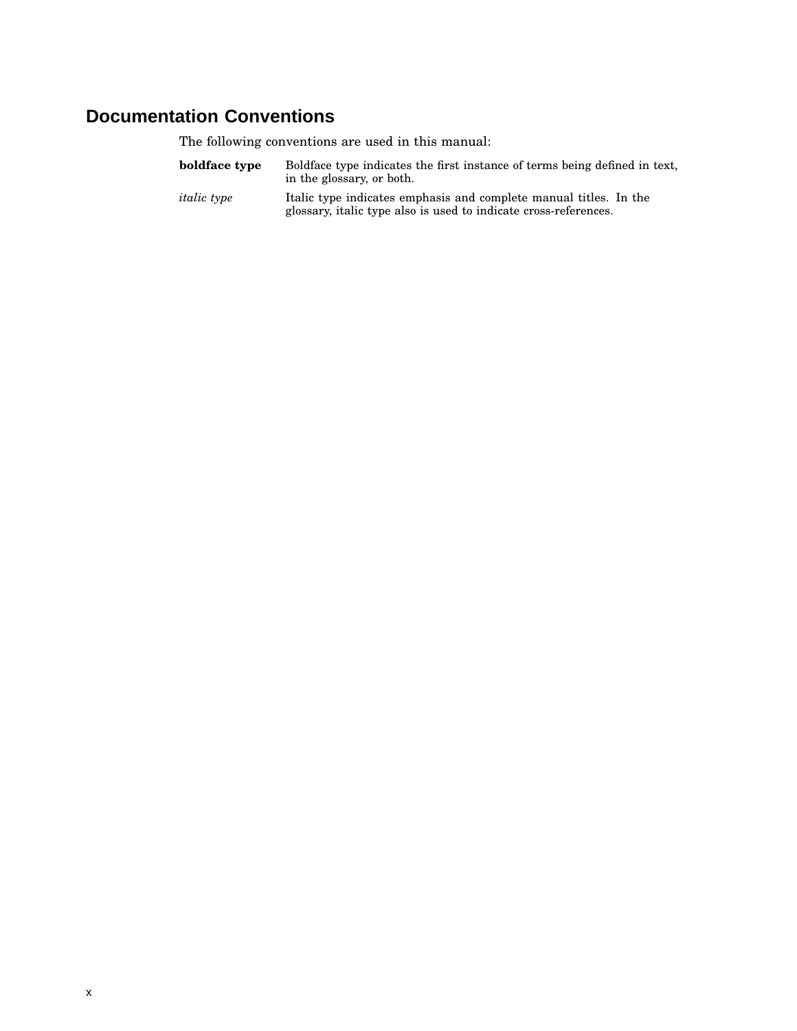## Documentation Conventions

The following conventions are used in this manual:

| | |
|---|---|
| **boldface type** | Boldface type indicates the first instance of terms being defined in text, in the glossary, or both. |
| *italic type* | Italic type indicates emphasis and complete manual titles. In the glossary, italic type also is used to indicate cross-references. |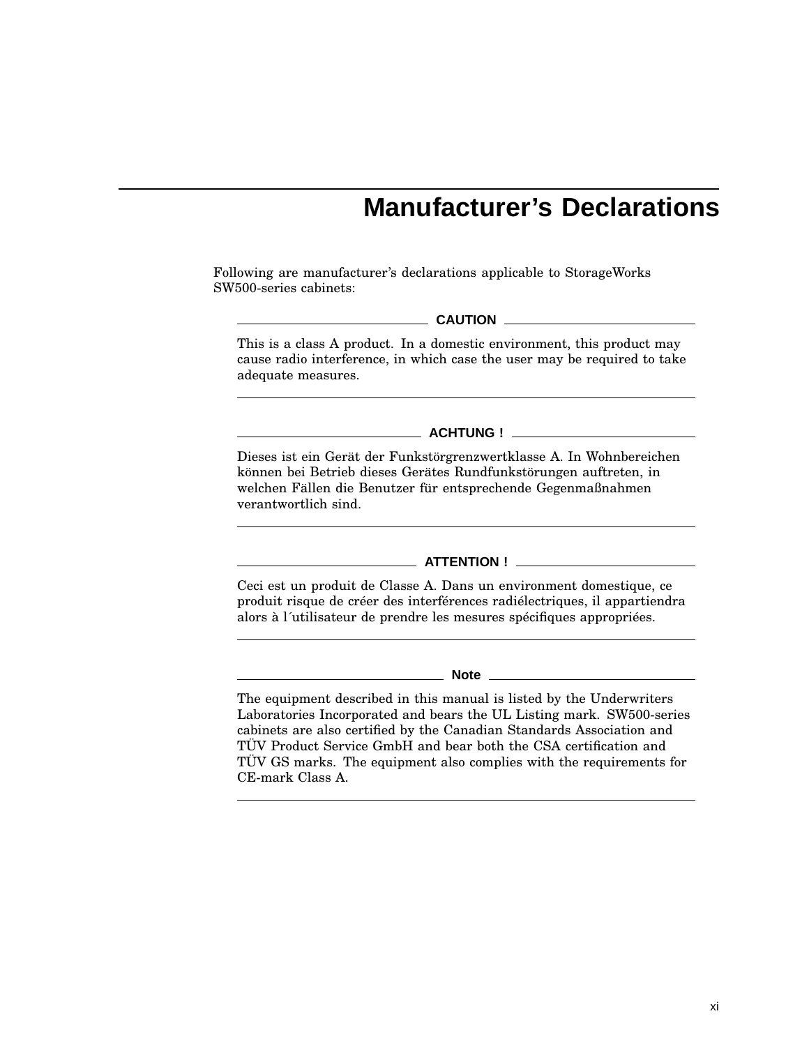# Manufacturer's Declarations

Following are manufacturer's declarations applicable to StorageWorks SW500-series cabinets:

**CAUTION**

This is a class A product. In a domestic environment, this product may cause radio interference, in which case the user may be required to take adequate measures.

---

**ACHTUNG !**

Dieses ist ein Gerät der Funkstörgrenzwertklasse A. In Wohnbereichen können bei Betrieb dieses Gerätes Rundfunkstörungen auftreten, in welchen Fällen die Benutzer für entsprechende Gegenmaßnahmen verantwortlich sind.

---

**ATTENTION !**

Ceci est un produit de Classe A. Dans un environment domestique, ce produit risque de créer des interférences radiélectriques, il appartiendra alors à l´utilisateur de prendre les mesures spécifiques appropriées.

---

**Note**

The equipment described in this manual is listed by the Underwriters Laboratories Incorporated and bears the UL Listing mark. SW500-series cabinets are also certified by the Canadian Standards Association and TÜV Product Service GmbH and bear both the CSA certification and TÜV GS marks. The equipment also complies with the requirements for CE-mark Class A.

---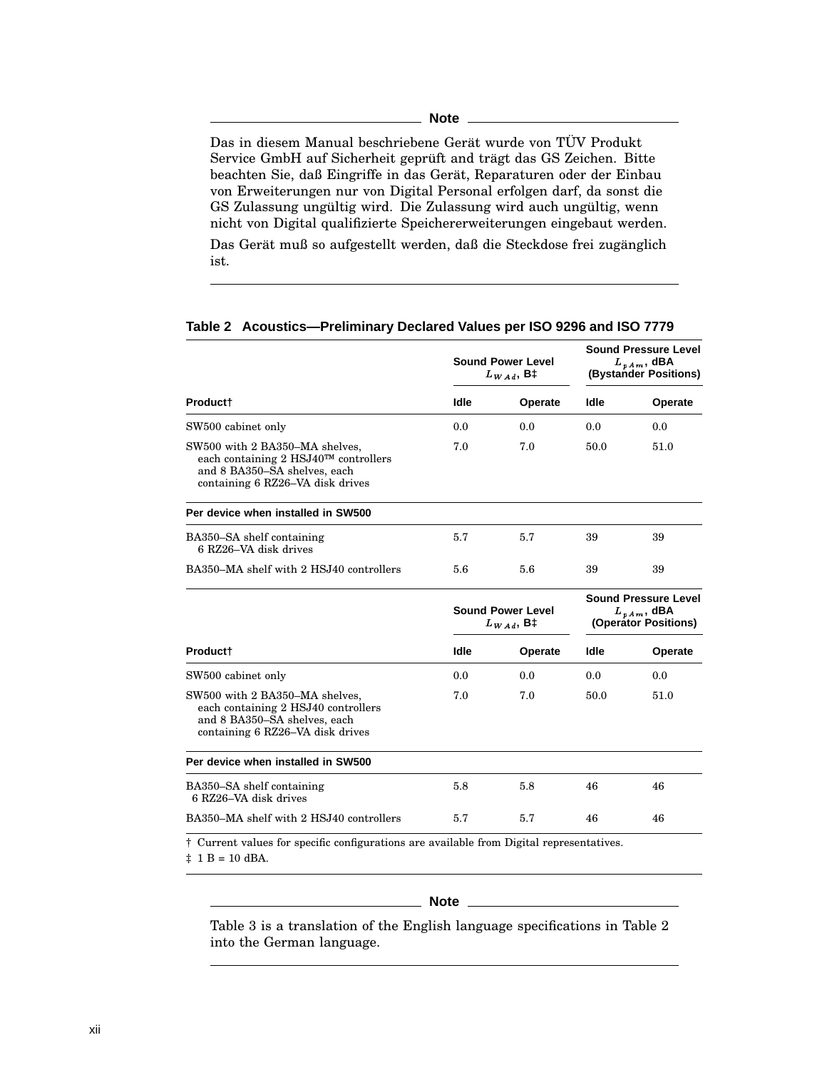**Note**

Das in diesem Manual beschriebene Gerät wurde von TÜV Produkt Service GmbH auf Sicherheit geprüft and trägt das GS Zeichen. Bitte beachten Sie, daß Eingriffe in das Gerät, Reparaturen oder der Einbau von Erweiterungen nur von Digital Personal erfolgen darf, da sonst die GS Zulassung ungültig wird. Die Zulassung wird auch ungültig, wenn nicht von Digital qualifizierte Speichererweiterungen eingebaut werden.

Das Gerät muß so aufgestellt werden, daß die Steckdose frei zugänglich ist.

---

**Table 2 Acoustics—Preliminary Declared Values per ISO 9296 and ISO 7779**

| | Sound Power Level $L_{WAd}$, B‡ | | Sound Pressure Level $L_{pAm}$, dBA (Bystander Positions) | |
|---|---|---|---|---|
| **Product†** | **Idle** | **Operate** | **Idle** | **Operate** |
| SW500 cabinet only | 0.0 | 0.0 | 0.0 | 0.0 |
| SW500 with 2 BA350–MA shelves, each containing 2 HSJ40™ controllers and 8 BA350–SA shelves, each containing 6 RZ26–VA disk drives | 7.0 | 7.0 | 50.0 | 51.0 |
| **Per device when installed in SW500** | | | | |
| BA350–SA shelf containing 6 RZ26–VA disk drives | 5.7 | 5.7 | 39 | 39 |
| BA350–MA shelf with 2 HSJ40 controllers | 5.6 | 5.6 | 39 | 39 |

| | Sound Power Level $L_{WAd}$, B‡ | | Sound Pressure Level $L_{pAm}$, dBA (Operator Positions) | |
|---|---|---|---|---|
| **Product†** | **Idle** | **Operate** | **Idle** | **Operate** |
| SW500 cabinet only | 0.0 | 0.0 | 0.0 | 0.0 |
| SW500 with 2 BA350–MA shelves, each containing 2 HSJ40 controllers and 8 BA350–SA shelves, each containing 6 RZ26–VA disk drives | 7.0 | 7.0 | 50.0 | 51.0 |
| **Per device when installed in SW500** | | | | |
| BA350–SA shelf containing 6 RZ26–VA disk drives | 5.8 | 5.8 | 46 | 46 |
| BA350–MA shelf with 2 HSJ40 controllers | 5.7 | 5.7 | 46 | 46 |

† Current values for specific configurations are available from Digital representatives.

‡ 1 B = 10 dBA.

**Note**

Table 3 is a translation of the English language specifications in Table 2 into the German language.

---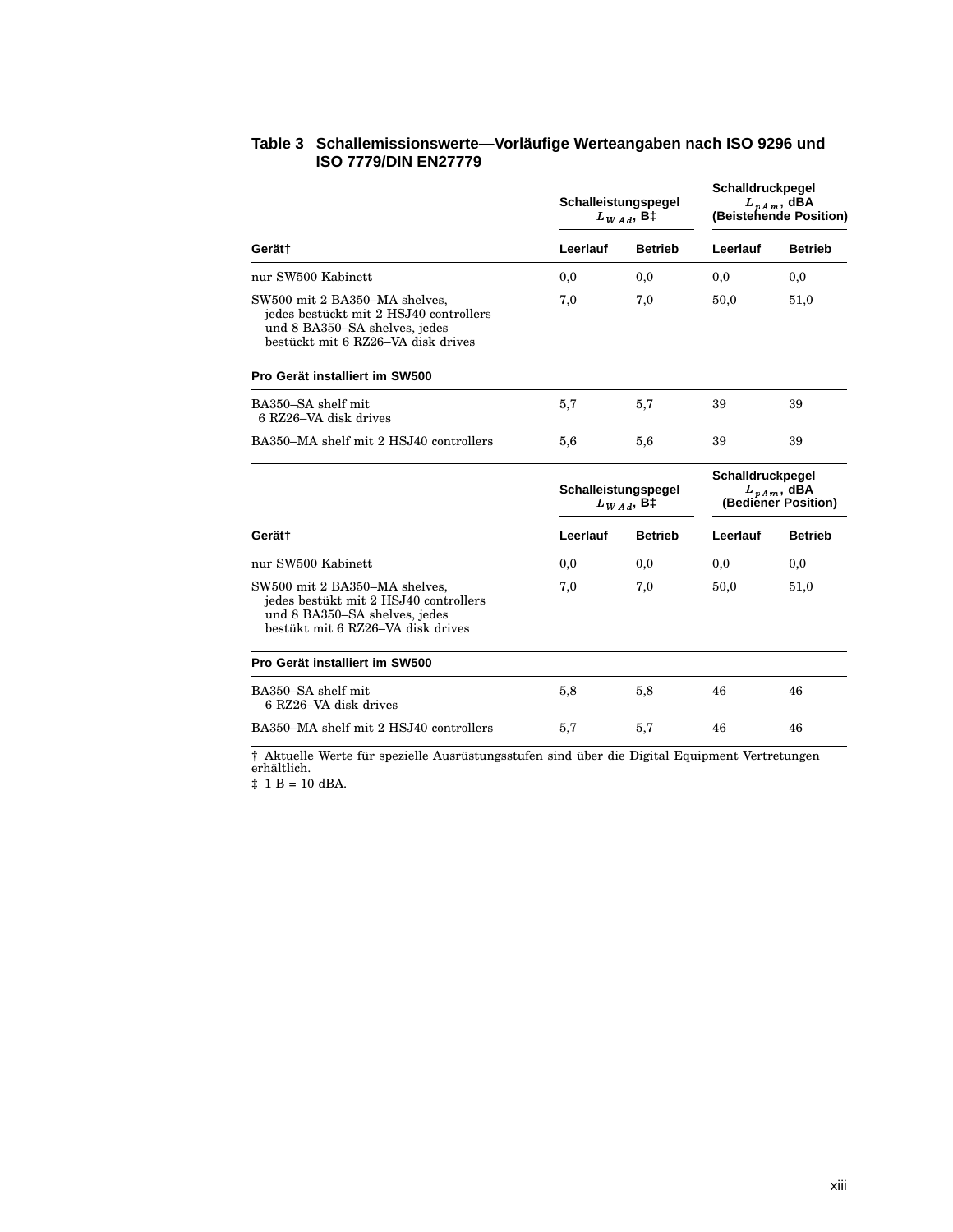**Table 3 Schallemissionswerte—Vorläufige Werteangaben nach ISO 9296 und ISO 7779/DIN EN27779**

| Gerät† | Schalleistungspegel $L_{WAd}$, B‡ | | Schalldruckpegel $L_{pAm}$, dBA (Beistehende Position) | |
|---|---|---|---|---|
| | Leerlauf | Betrieb | Leerlauf | Betrieb |
| nur SW500 Kabinett | 0,0 | 0,0 | 0,0 | 0,0 |
| SW500 mit 2 BA350–MA shelves, jedes bestückt mit 2 HSJ40 controllers und 8 BA350–SA shelves, jedes bestückt mit 6 RZ26–VA disk drives | 7,0 | 7,0 | 50,0 | 51,0 |
| **Pro Gerät installiert im SW500** | | | | |
| BA350–SA shelf mit 6 RZ26–VA disk drives | 5,7 | 5,7 | 39 | 39 |
| BA350–MA shelf mit 2 HSJ40 controllers | 5,6 | 5,6 | 39 | 39 |

| Gerät† | Schalleistungspegel $L_{WAd}$, B‡ | | Schalldruckpegel $L_{pAm}$, dBA (Bediener Position) | |
|---|---|---|---|---|
| | Leerlauf | Betrieb | Leerlauf | Betrieb |
| nur SW500 Kabinett | 0,0 | 0,0 | 0,0 | 0,0 |
| SW500 mit 2 BA350–MA shelves, jedes bestükt mit 2 HSJ40 controllers und 8 BA350–SA shelves, jedes bestükt mit 6 RZ26–VA disk drives | 7,0 | 7,0 | 50,0 | 51,0 |
| **Pro Gerät installiert im SW500** | | | | |
| BA350–SA shelf mit 6 RZ26–VA disk drives | 5,8 | 5,8 | 46 | 46 |
| BA350–MA shelf mit 2 HSJ40 controllers | 5,7 | 5,7 | 46 | 46 |

† Aktuelle Werte für spezielle Ausrüstungsstufen sind über die Digital Equipment Vertretungen erhältlich.

‡ 1 B = 10 dBA.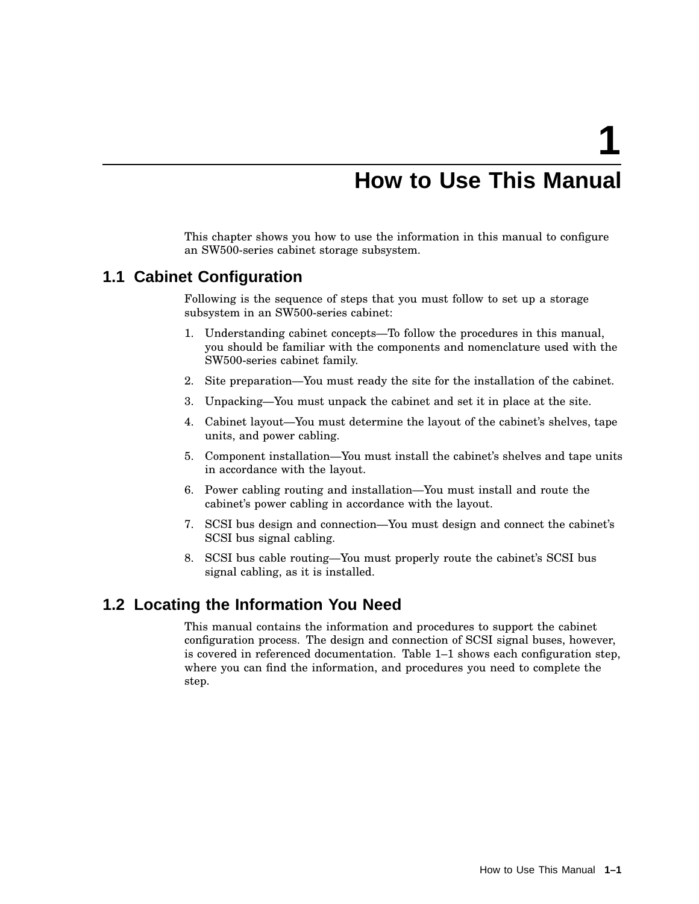# 1 How to Use This Manual

This chapter shows you how to use the information in this manual to configure an SW500-series cabinet storage subsystem.

## 1.1 Cabinet Configuration

Following is the sequence of steps that you must follow to set up a storage subsystem in an SW500-series cabinet:

1. Understanding cabinet concepts—To follow the procedures in this manual, you should be familiar with the components and nomenclature used with the SW500-series cabinet family.
2. Site preparation—You must ready the site for the installation of the cabinet.
3. Unpacking—You must unpack the cabinet and set it in place at the site.
4. Cabinet layout—You must determine the layout of the cabinet's shelves, tape units, and power cabling.
5. Component installation—You must install the cabinet's shelves and tape units in accordance with the layout.
6. Power cabling routing and installation—You must install and route the cabinet's power cabling in accordance with the layout.
7. SCSI bus design and connection—You must design and connect the cabinet's SCSI bus signal cabling.
8. SCSI bus cable routing—You must properly route the cabinet's SCSI bus signal cabling, as it is installed.

## 1.2 Locating the Information You Need

This manual contains the information and procedures to support the cabinet configuration process. The design and connection of SCSI signal buses, however, is covered in referenced documentation. Table 1–1 shows each configuration step, where you can find the information, and procedures you need to complete the step.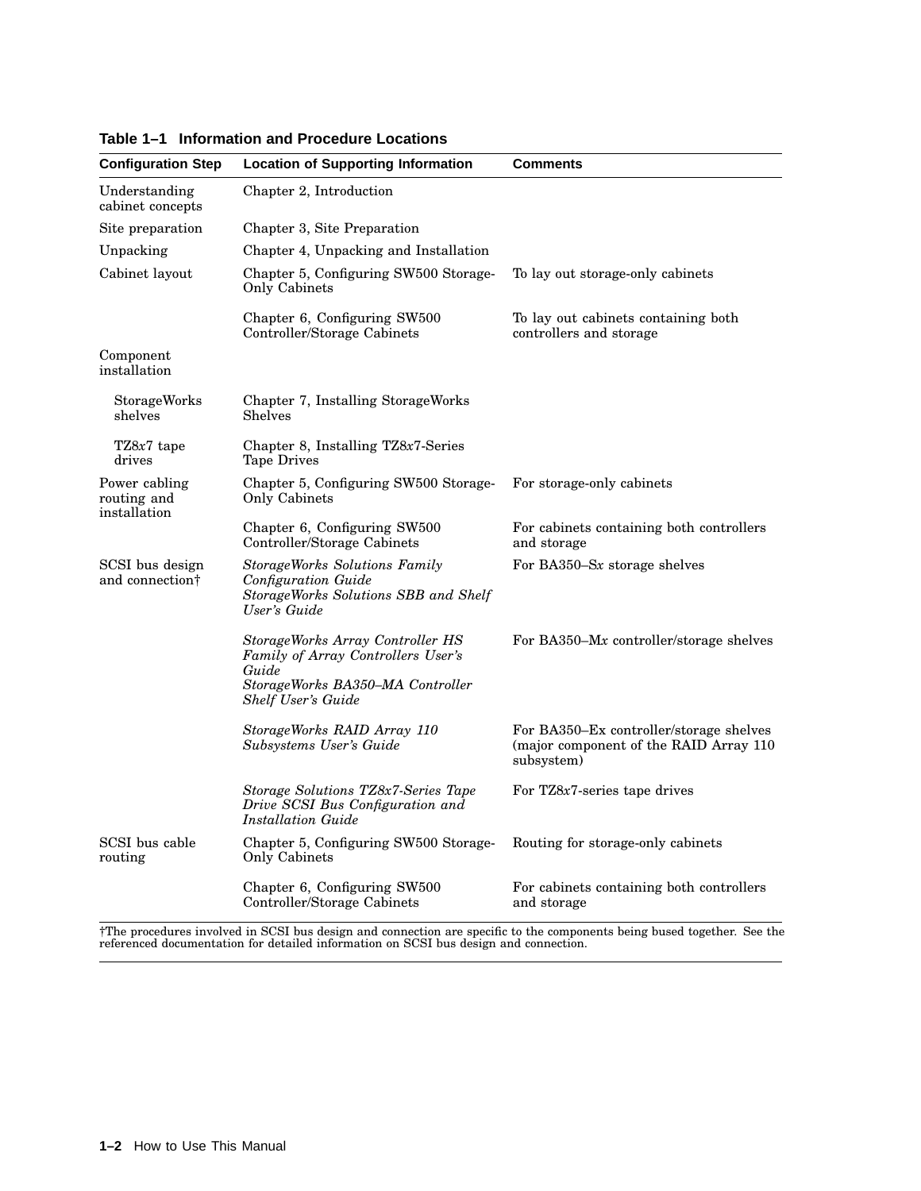**Table 1–1 Information and Procedure Locations**

| Configuration Step | Location of Supporting Information | Comments |
|---|---|---|
| Understanding cabinet concepts | Chapter 2, Introduction | |
| Site preparation | Chapter 3, Site Preparation | |
| Unpacking | Chapter 4, Unpacking and Installation | |
| Cabinet layout | Chapter 5, Configuring SW500 Storage-Only Cabinets | To lay out storage-only cabinets |
| | Chapter 6, Configuring SW500 Controller/Storage Cabinets | To lay out cabinets containing both controllers and storage |
| Component installation | | |
| StorageWorks shelves | Chapter 7, Installing StorageWorks Shelves | |
| TZ8*x*7 tape drives | Chapter 8, Installing TZ8*x*7-Series Tape Drives | |
| Power cabling routing and installation | Chapter 5, Configuring SW500 Storage-Only Cabinets | For storage-only cabinets |
| | Chapter 6, Configuring SW500 Controller/Storage Cabinets | For cabinets containing both controllers and storage |
| SCSI bus design and connection† | *StorageWorks Solutions Family Configuration Guide* *StorageWorks Solutions SBB and Shelf User's Guide* | For BA350–S*x* storage shelves |
| | *StorageWorks Array Controller HS Family of Array Controllers User's Guide* *StorageWorks BA350–MA Controller Shelf User's Guide* | For BA350–M*x* controller/storage shelves |
| | *StorageWorks RAID Array 110 Subsystems User's Guide* | For BA350–Ex controller/storage shelves (major component of the RAID Array 110 subsystem) |
| | *Storage Solutions TZ8x7-Series Tape Drive SCSI Bus Configuration and Installation Guide* | For TZ8*x*7-series tape drives |
| SCSI bus cable routing | Chapter 5, Configuring SW500 Storage-Only Cabinets | Routing for storage-only cabinets |
| | Chapter 6, Configuring SW500 Controller/Storage Cabinets | For cabinets containing both controllers and storage |

†The procedures involved in SCSI bus design and connection are specific to the components being bused together. See the referenced documentation for detailed information on SCSI bus design and connection.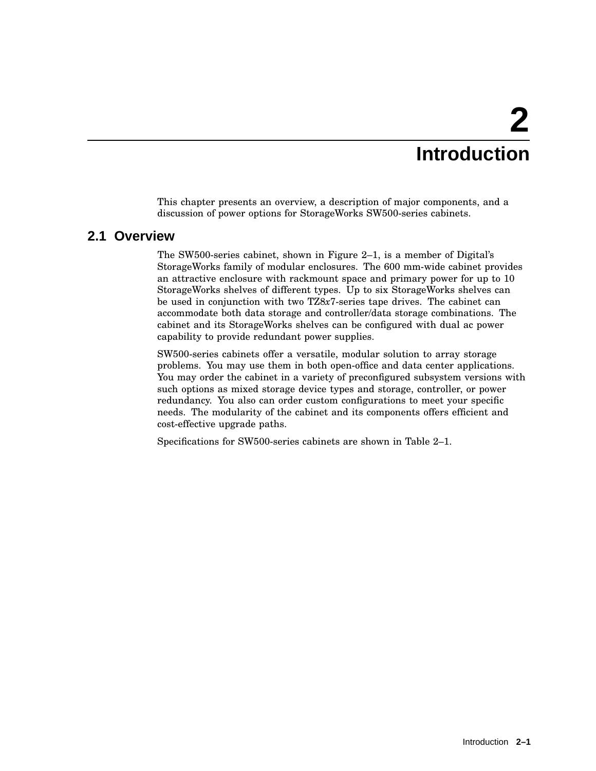# 2 Introduction

This chapter presents an overview, a description of major components, and a discussion of power options for StorageWorks SW500-series cabinets.

## 2.1 Overview

The SW500-series cabinet, shown in Figure 2–1, is a member of Digital's StorageWorks family of modular enclosures. The 600 mm-wide cabinet provides an attractive enclosure with rackmount space and primary power for up to 10 StorageWorks shelves of different types. Up to six StorageWorks shelves can be used in conjunction with two TZ8*x*7-series tape drives. The cabinet can accommodate both data storage and controller/data storage combinations. The cabinet and its StorageWorks shelves can be configured with dual ac power capability to provide redundant power supplies.

SW500-series cabinets offer a versatile, modular solution to array storage problems. You may use them in both open-office and data center applications. You may order the cabinet in a variety of preconfigured subsystem versions with such options as mixed storage device types and storage, controller, or power redundancy. You also can order custom configurations to meet your specific needs. The modularity of the cabinet and its components offers efficient and cost-effective upgrade paths.

Specifications for SW500-series cabinets are shown in Table 2–1.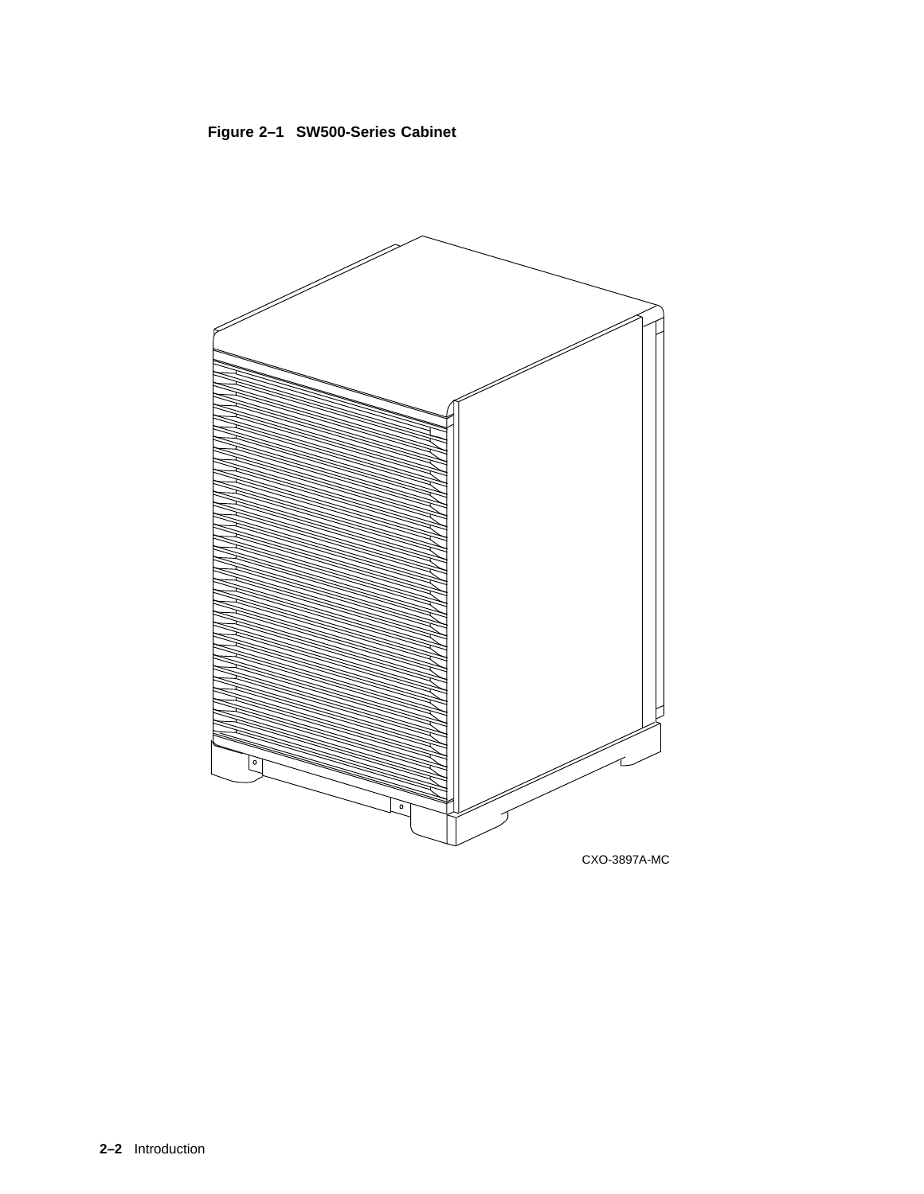**Figure 2–1 SW500-Series Cabinet**

CXO-3897A-MC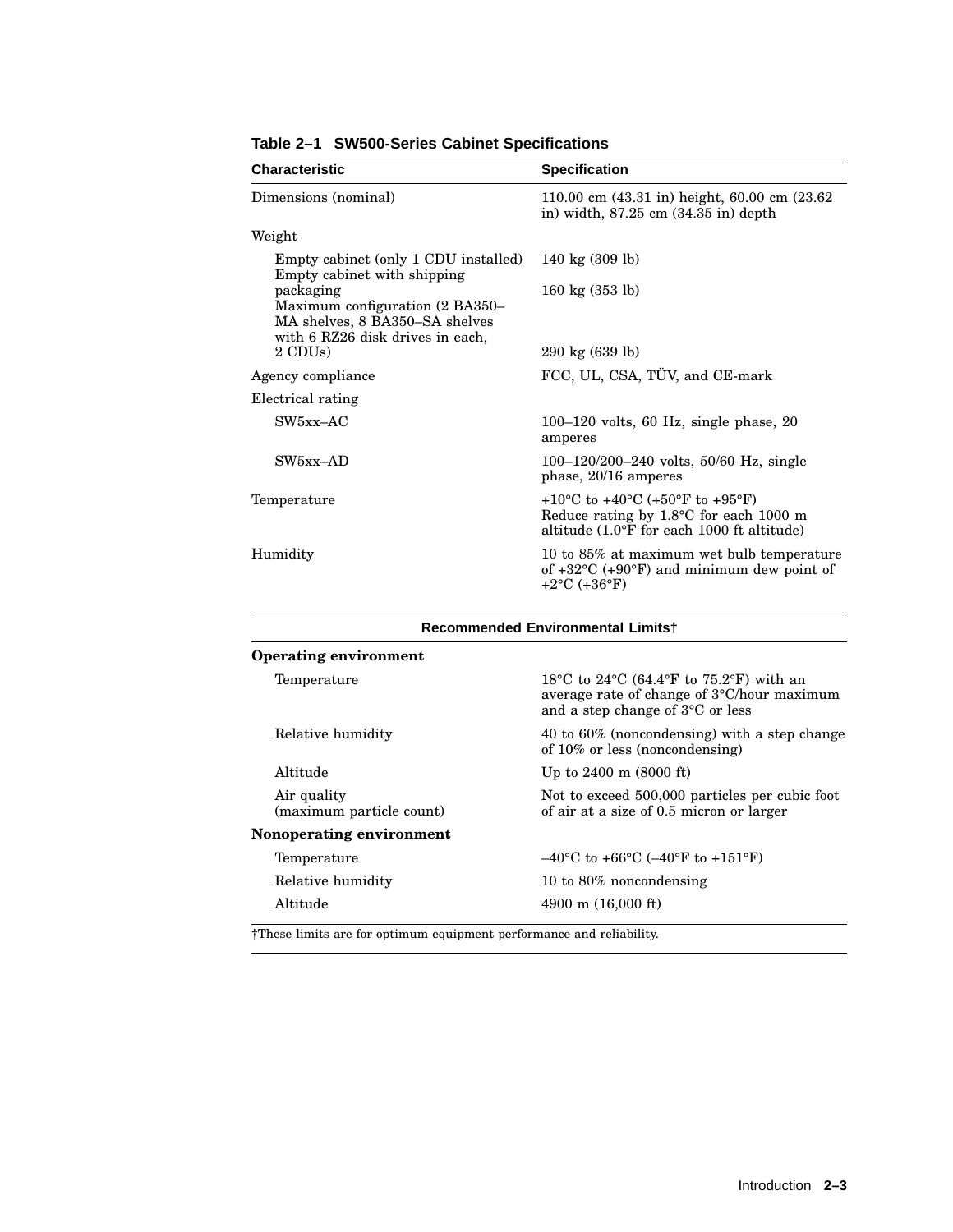**Table 2–1 SW500-Series Cabinet Specifications**

| Characteristic | Specification |
|---|---|
| Dimensions (nominal) | 110.00 cm (43.31 in) height, 60.00 cm (23.62 in) width, 87.25 cm (34.35 in) depth |
| Weight | |
| Empty cabinet (only 1 CDU installed) | 140 kg (309 lb) |
| Empty cabinet with shipping packaging | 160 kg (353 lb) |
| Maximum configuration (2 BA350–MA shelves, 8 BA350–SA shelves with 6 RZ26 disk drives in each, 2 CDUs) | 290 kg (639 lb) |
| Agency compliance | FCC, UL, CSA, TÜV, and CE-mark |
| Electrical rating | |
| SW5xx–AC | 100–120 volts, 60 Hz, single phase, 20 amperes |
| SW5xx–AD | 100–120/200–240 volts, 50/60 Hz, single phase, 20/16 amperes |
| Temperature | +10°C to +40°C (+50°F to +95°F) Reduce rating by 1.8°C for each 1000 m altitude (1.0°F for each 1000 ft altitude) |
| Humidity | 10 to 85% at maximum wet bulb temperature of +32°C (+90°F) and minimum dew point of +2°C (+36°F) |
| **Recommended Environmental Limits†** | |
| **Operating environment** | |
| Temperature | 18°C to 24°C (64.4°F to 75.2°F) with an average rate of change of 3°C/hour maximum and a step change of 3°C or less |
| Relative humidity | 40 to 60% (noncondensing) with a step change of 10% or less (noncondensing) |
| Altitude | Up to 2400 m (8000 ft) |
| Air quality (maximum particle count) | Not to exceed 500,000 particles per cubic foot of air at a size of 0.5 micron or larger |
| **Nonoperating environment** | |
| Temperature | –40°C to +66°C (–40°F to +151°F) |
| Relative humidity | 10 to 80% noncondensing |
| Altitude | 4900 m (16,000 ft) |

†These limits are for optimum equipment performance and reliability.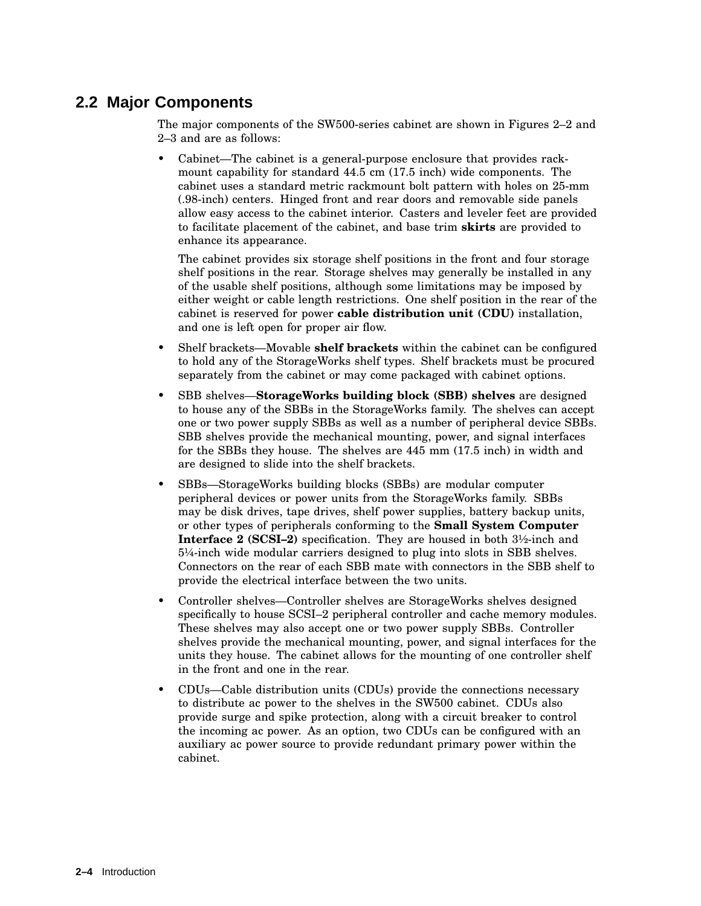## 2.2 Major Components

The major components of the SW500-series cabinet are shown in Figures 2–2 and 2–3 and are as follows:

- Cabinet—The cabinet is a general-purpose enclosure that provides rack-mount capability for standard 44.5 cm (17.5 inch) wide components. The cabinet uses a standard metric rackmount bolt pattern with holes on 25-mm (.98-inch) centers. Hinged front and rear doors and removable side panels allow easy access to the cabinet interior. Casters and leveler feet are provided to facilitate placement of the cabinet, and base trim **skirts** are provided to enhance its appearance.

  The cabinet provides six storage shelf positions in the front and four storage shelf positions in the rear. Storage shelves may generally be installed in any of the usable shelf positions, although some limitations may be imposed by either weight or cable length restrictions. One shelf position in the rear of the cabinet is reserved for power **cable distribution unit (CDU)** installation, and one is left open for proper air flow.

- Shelf brackets—Movable **shelf brackets** within the cabinet can be configured to hold any of the StorageWorks shelf types. Shelf brackets must be procured separately from the cabinet or may come packaged with cabinet options.

- SBB shelves—**StorageWorks building block (SBB) shelves** are designed to house any of the SBBs in the StorageWorks family. The shelves can accept one or two power supply SBBs as well as a number of peripheral device SBBs. SBB shelves provide the mechanical mounting, power, and signal interfaces for the SBBs they house. The shelves are 445 mm (17.5 inch) in width and are designed to slide into the shelf brackets.

- SBBs—StorageWorks building blocks (SBBs) are modular computer peripheral devices or power units from the StorageWorks family. SBBs may be disk drives, tape drives, shelf power supplies, battery backup units, or other types of peripherals conforming to the **Small System Computer Interface 2 (SCSI–2)** specification. They are housed in both 3½-inch and 5¼-inch wide modular carriers designed to plug into slots in SBB shelves. Connectors on the rear of each SBB mate with connectors in the SBB shelf to provide the electrical interface between the two units.

- Controller shelves—Controller shelves are StorageWorks shelves designed specifically to house SCSI–2 peripheral controller and cache memory modules. These shelves may also accept one or two power supply SBBs. Controller shelves provide the mechanical mounting, power, and signal interfaces for the units they house. The cabinet allows for the mounting of one controller shelf in the front and one in the rear.

- CDUs—Cable distribution units (CDUs) provide the connections necessary to distribute ac power to the shelves in the SW500 cabinet. CDUs also provide surge and spike protection, along with a circuit breaker to control the incoming ac power. As an option, two CDUs can be configured with an auxiliary ac power source to provide redundant primary power within the cabinet.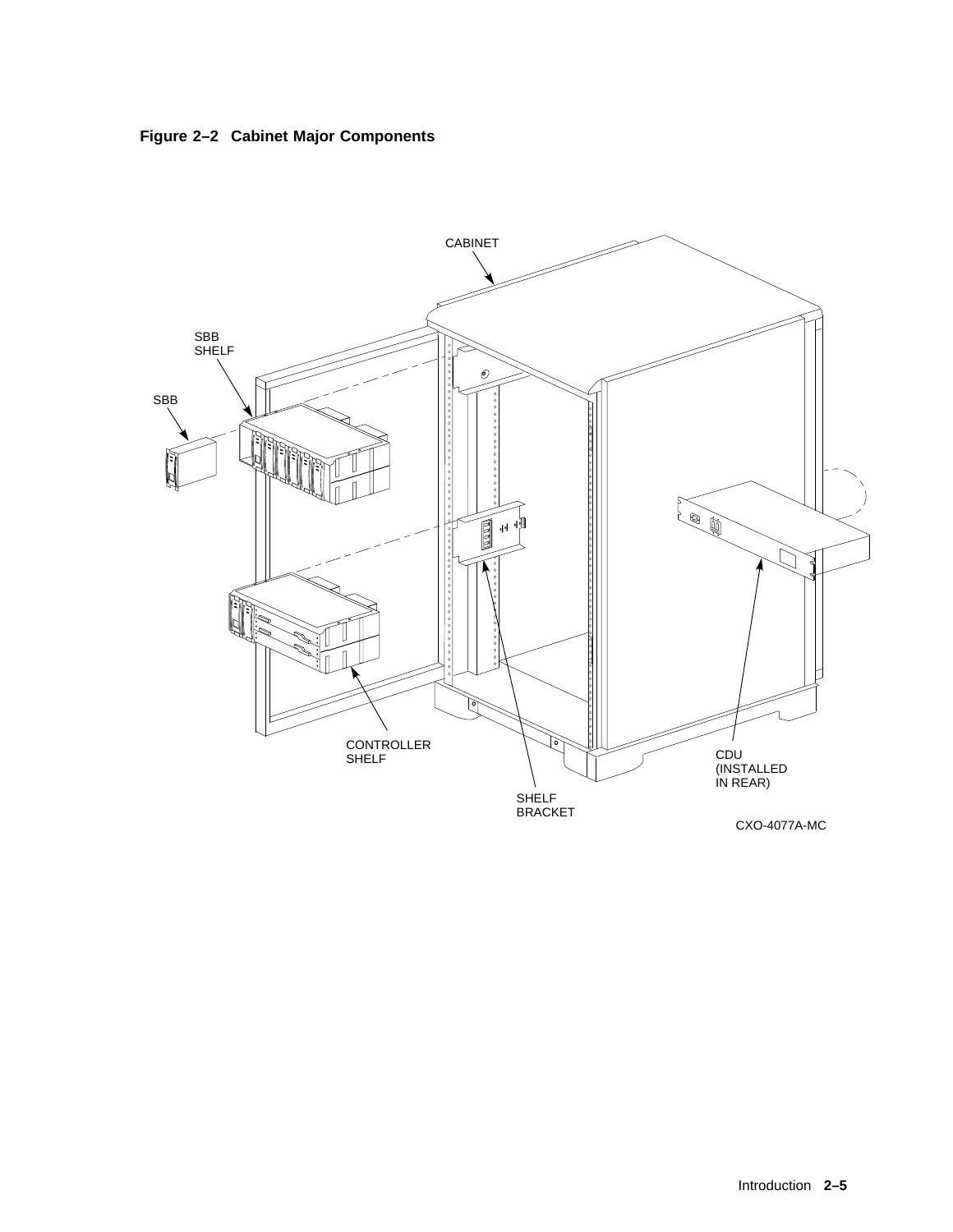**Figure 2–2 Cabinet Major Components**

CABINET

SBB SHELF

SBB

CONTROLLER SHELF

SHELF BRACKET

CDU (INSTALLED IN REAR)

CXO-4077A-MC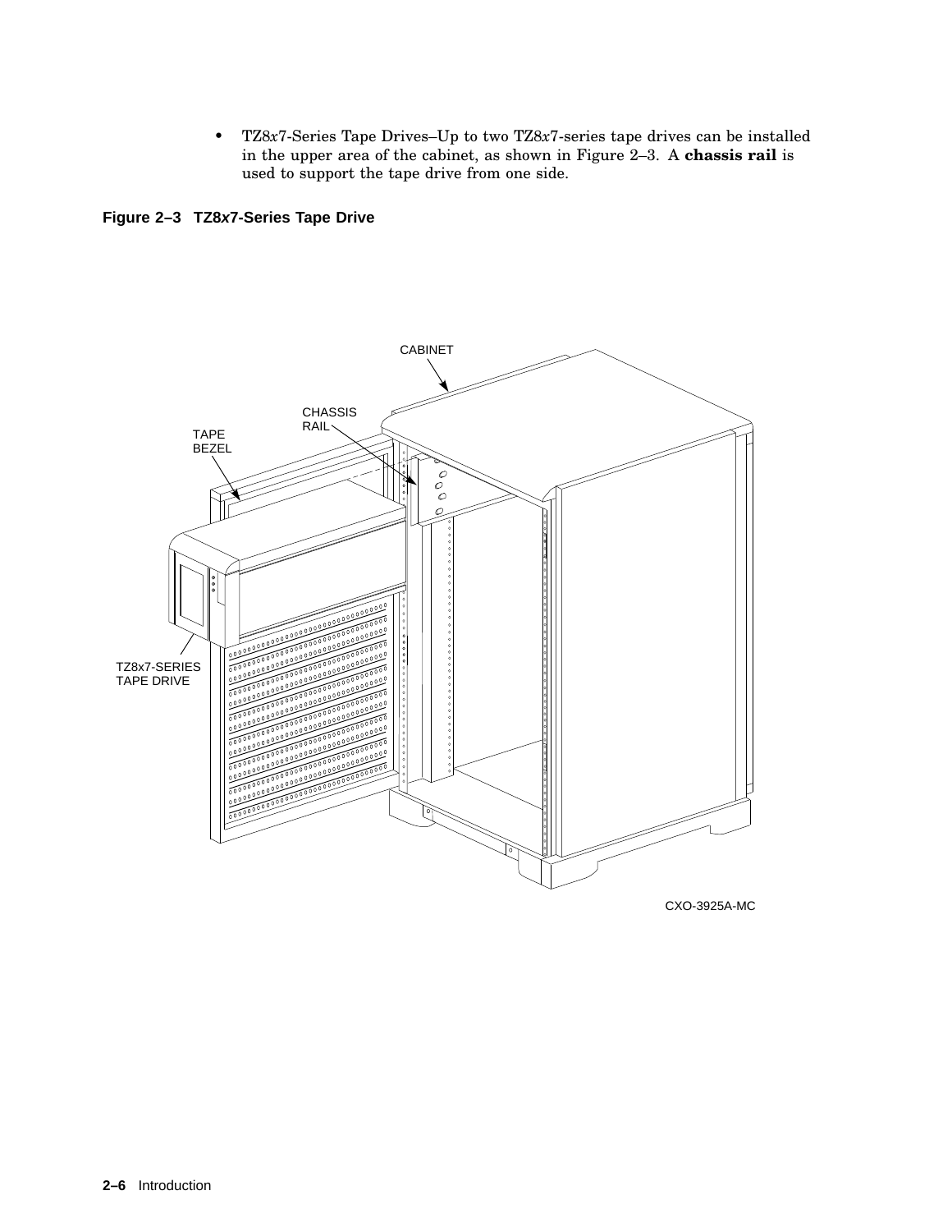- TZ8*x*7-Series Tape Drives–Up to two TZ8*x*7-series tape drives can be installed in the upper area of the cabinet, as shown in Figure 2–3. A **chassis rail** is used to support the tape drive from one side.

**Figure 2–3 TZ8*x*7-Series Tape Drive**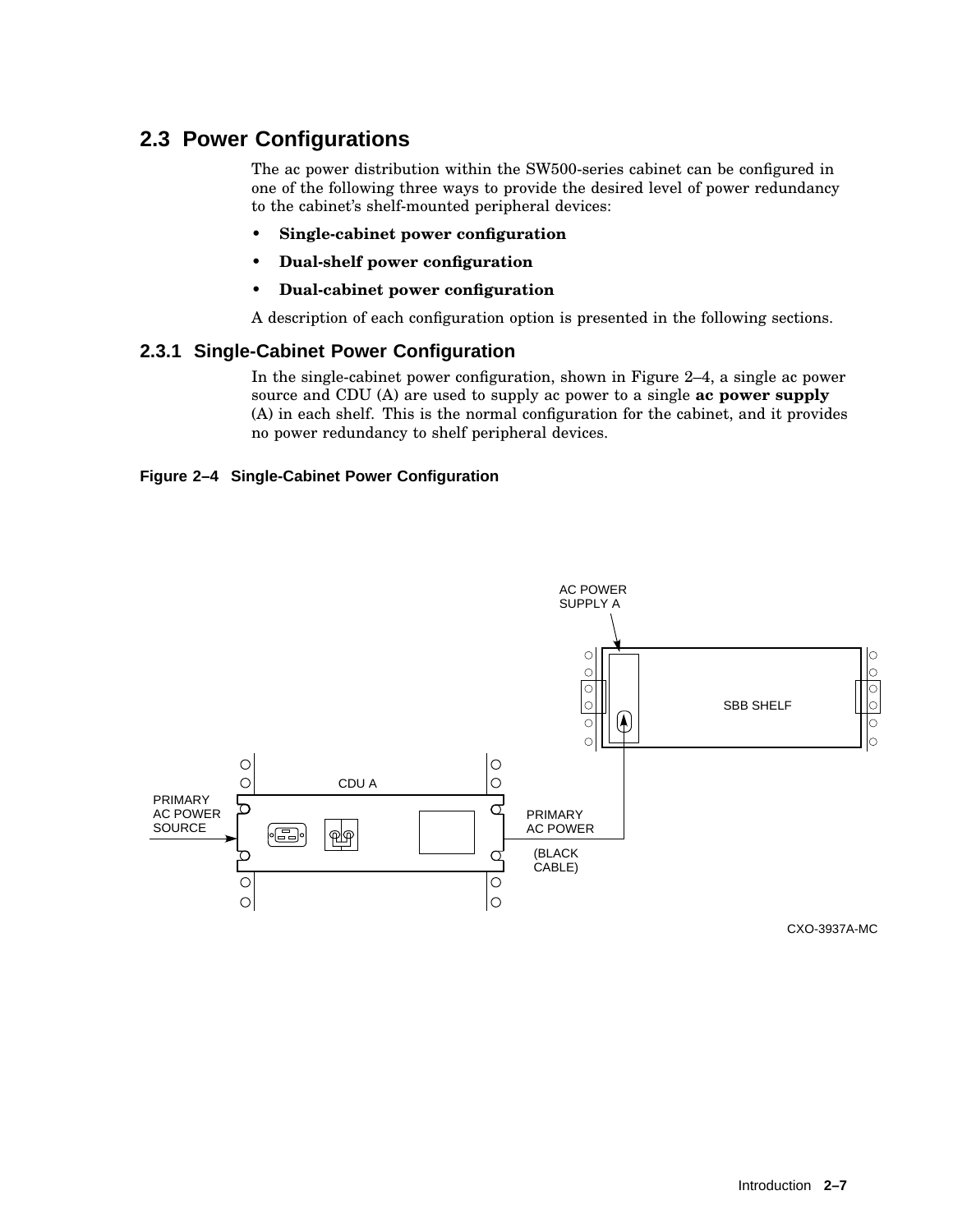## 2.3 Power Configurations

The ac power distribution within the SW500-series cabinet can be configured in one of the following three ways to provide the desired level of power redundancy to the cabinet's shelf-mounted peripheral devices:

- **Single-cabinet power configuration**
- **Dual-shelf power configuration**
- **Dual-cabinet power configuration**

A description of each configuration option is presented in the following sections.

### 2.3.1 Single-Cabinet Power Configuration

In the single-cabinet power configuration, shown in Figure 2–4, a single ac power source and CDU (A) are used to supply ac power to a single **ac power supply** (A) in each shelf. This is the normal configuration for the cabinet, and it provides no power redundancy to shelf peripheral devices.

**Figure 2–4 Single-Cabinet Power Configuration**

AC POWER SUPPLY A

SBB SHELF

CDU A

PRIMARY AC POWER SOURCE

PRIMARY AC POWER (BLACK CABLE)

CXO-3937A-MC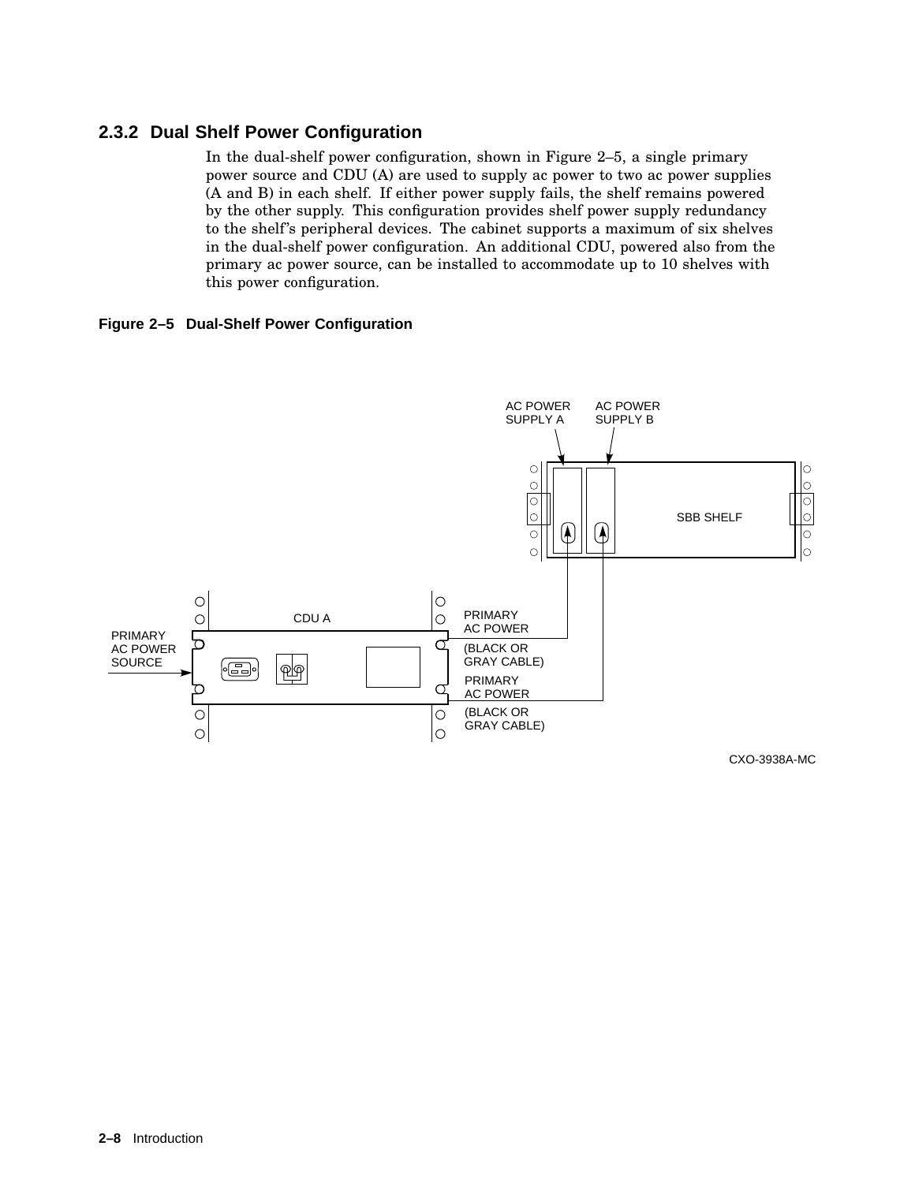### 2.3.2 Dual Shelf Power Configuration

In the dual-shelf power configuration, shown in Figure 2–5, a single primary power source and CDU (A) are used to supply ac power to two ac power supplies (A and B) in each shelf. If either power supply fails, the shelf remains powered by the other supply. This configuration provides shelf power supply redundancy to the shelf's peripheral devices. The cabinet supports a maximum of six shelves in the dual-shelf power configuration. An additional CDU, powered also from the primary ac power source, can be installed to accommodate up to 10 shelves with this power configuration.

**Figure 2–5 Dual-Shelf Power Configuration**

AC POWER SUPPLY A
AC POWER SUPPLY B
SBB SHELF
CDU A
PRIMARY AC POWER SOURCE
PRIMARY AC POWER (BLACK OR GRAY CABLE)
PRIMARY AC POWER (BLACK OR GRAY CABLE)

CXO-3938A-MC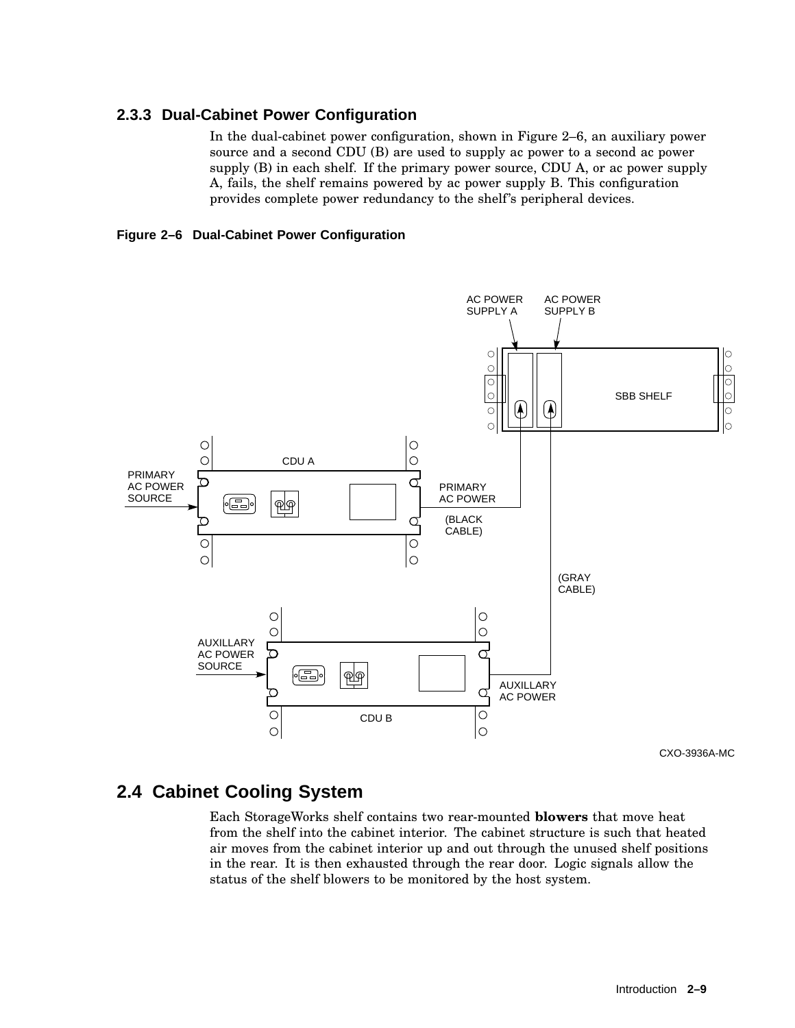### 2.3.3 Dual-Cabinet Power Configuration

In the dual-cabinet power configuration, shown in Figure 2–6, an auxiliary power source and a second CDU (B) are used to supply ac power to a second ac power supply (B) in each shelf. If the primary power source, CDU A, or ac power supply A, fails, the shelf remains powered by ac power supply B. This configuration provides complete power redundancy to the shelf's peripheral devices.

**Figure 2–6 Dual-Cabinet Power Configuration**

AC POWER SUPPLY A
AC POWER SUPPLY B
SBB SHELF
CDU A
PRIMARY AC POWER SOURCE
PRIMARY AC POWER
(BLACK CABLE)
(GRAY CABLE)
AUXILLARY AC POWER SOURCE
AUXILLARY AC POWER
CDU B

CXO-3936A-MC

## 2.4 Cabinet Cooling System

Each StorageWorks shelf contains two rear-mounted **blowers** that move heat from the shelf into the cabinet interior. The cabinet structure is such that heated air moves from the cabinet interior up and out through the unused shelf positions in the rear. It is then exhausted through the rear door. Logic signals allow the status of the shelf blowers to be monitored by the host system.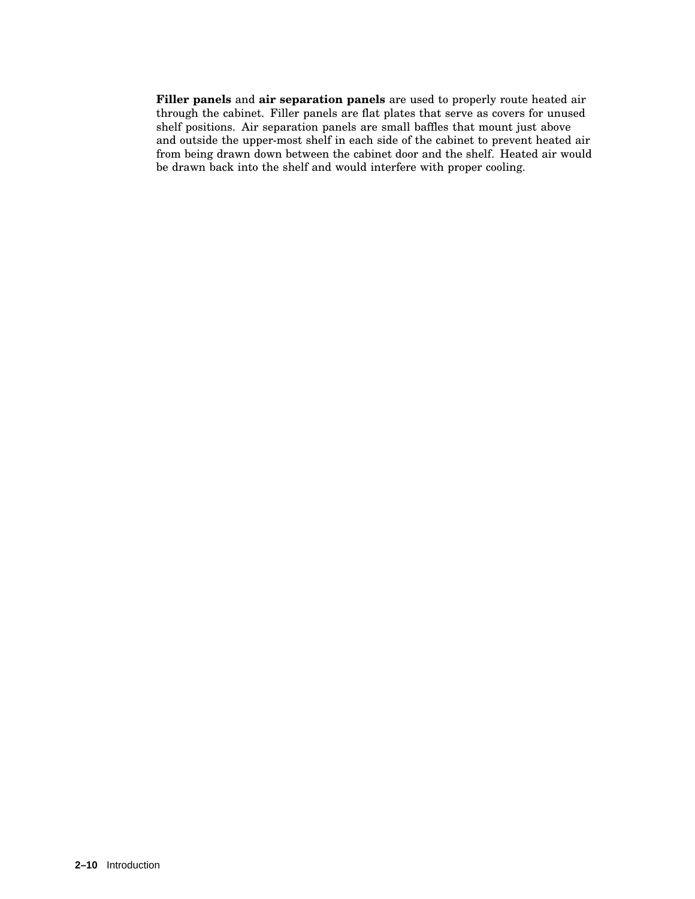**Filler panels** and **air separation panels** are used to properly route heated air through the cabinet. Filler panels are flat plates that serve as covers for unused shelf positions. Air separation panels are small baffles that mount just above and outside the upper-most shelf in each side of the cabinet to prevent heated air from being drawn down between the cabinet door and the shelf. Heated air would be drawn back into the shelf and would interfere with proper cooling.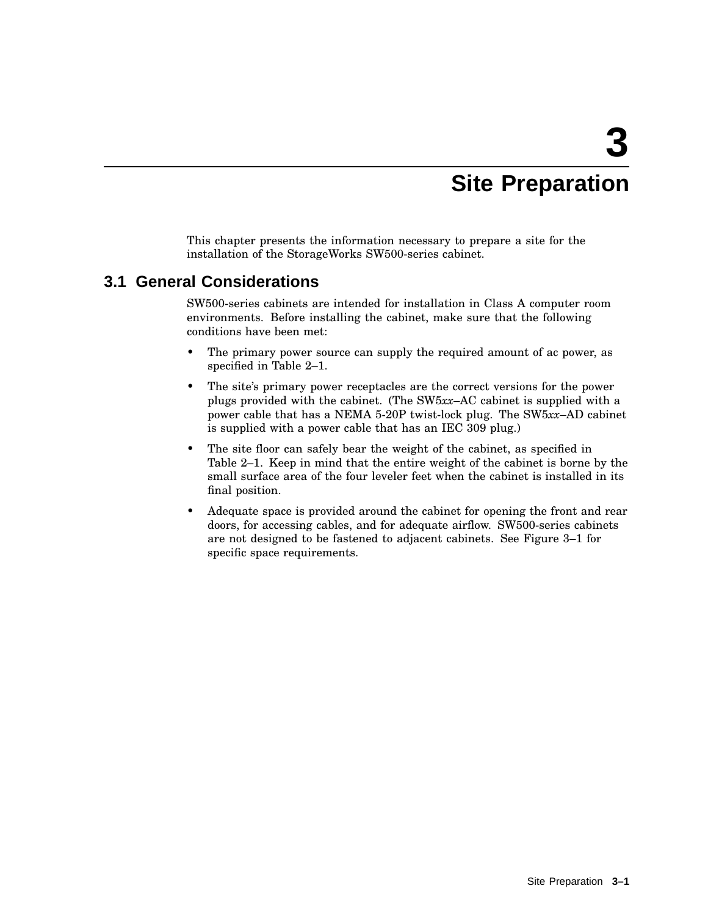# 3 Site Preparation

This chapter presents the information necessary to prepare a site for the installation of the StorageWorks SW500-series cabinet.

## 3.1 General Considerations

SW500-series cabinets are intended for installation in Class A computer room environments. Before installing the cabinet, make sure that the following conditions have been met:

- The primary power source can supply the required amount of ac power, as specified in Table 2–1.
- The site's primary power receptacles are the correct versions for the power plugs provided with the cabinet. (The SW5*xx*–AC cabinet is supplied with a power cable that has a NEMA 5-20P twist-lock plug. The SW5*xx*–AD cabinet is supplied with a power cable that has an IEC 309 plug.)
- The site floor can safely bear the weight of the cabinet, as specified in Table 2–1. Keep in mind that the entire weight of the cabinet is borne by the small surface area of the four leveler feet when the cabinet is installed in its final position.
- Adequate space is provided around the cabinet for opening the front and rear doors, for accessing cables, and for adequate airflow. SW500-series cabinets are not designed to be fastened to adjacent cabinets. See Figure 3–1 for specific space requirements.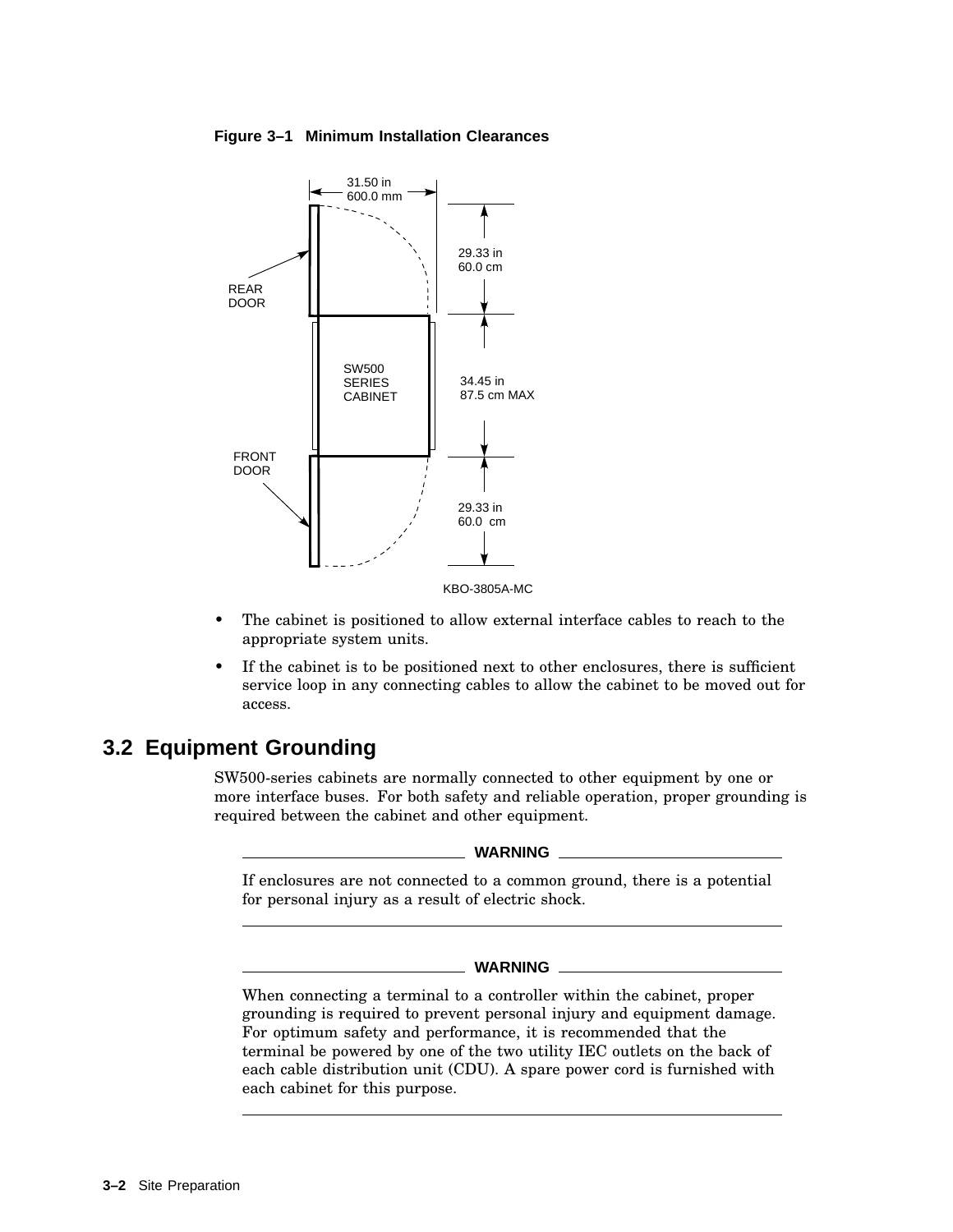**Figure 3–1 Minimum Installation Clearances**

- The cabinet is positioned to allow external interface cables to reach to the appropriate system units.
- If the cabinet is to be positioned next to other enclosures, there is sufficient service loop in any connecting cables to allow the cabinet to be moved out for access.

## 3.2 Equipment Grounding

SW500-series cabinets are normally connected to other equipment by one or more interface buses. For both safety and reliable operation, proper grounding is required between the cabinet and other equipment.

---

**WARNING**

If enclosures are not connected to a common ground, there is a potential for personal injury as a result of electric shock.

---

**WARNING**

When connecting a terminal to a controller within the cabinet, proper grounding is required to prevent personal injury and equipment damage. For optimum safety and performance, it is recommended that the terminal be powered by one of the two utility IEC outlets on the back of each cable distribution unit (CDU). A spare power cord is furnished with each cabinet for this purpose.

---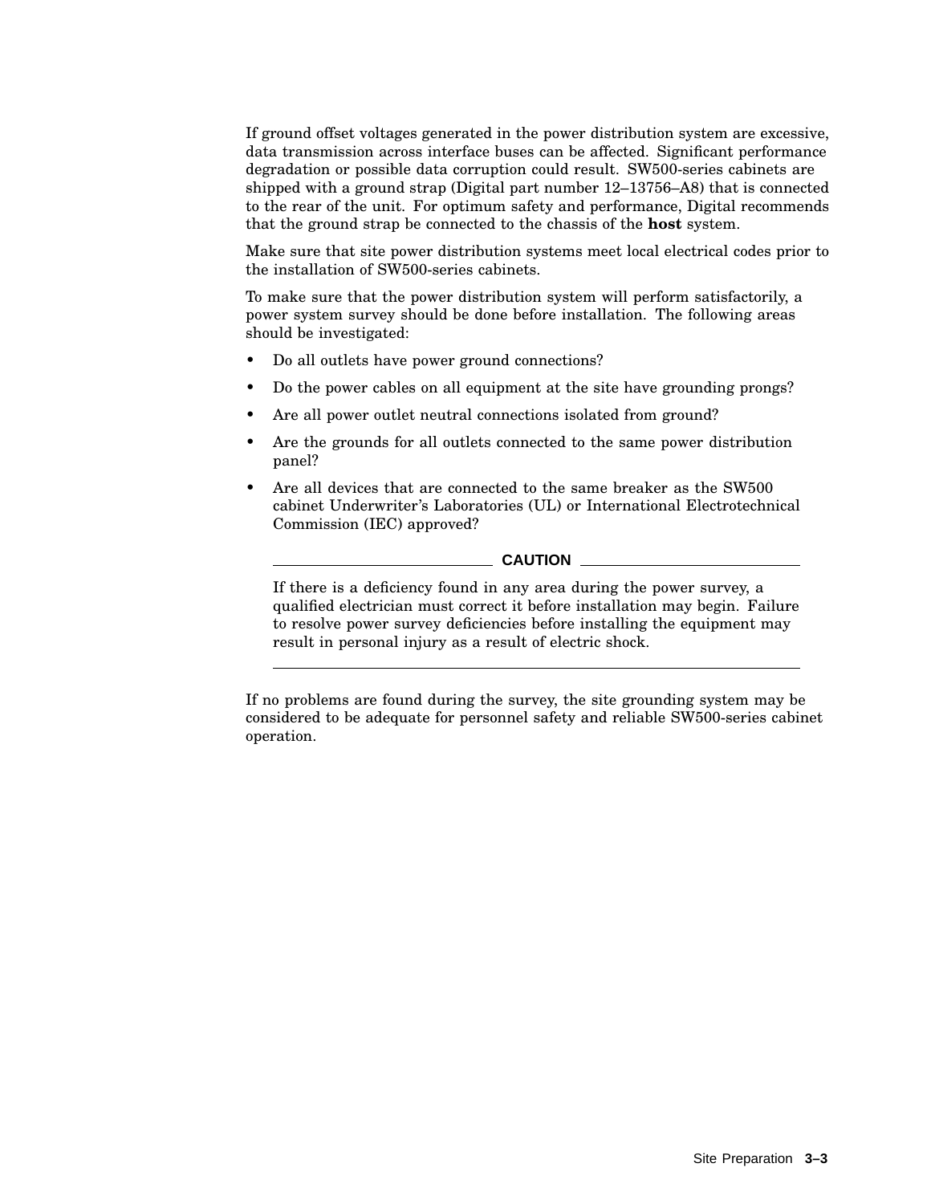If ground offset voltages generated in the power distribution system are excessive, data transmission across interface buses can be affected. Significant performance degradation or possible data corruption could result. SW500-series cabinets are shipped with a ground strap (Digital part number 12–13756–A8) that is connected to the rear of the unit. For optimum safety and performance, Digital recommends that the ground strap be connected to the chassis of the **host** system.

Make sure that site power distribution systems meet local electrical codes prior to the installation of SW500-series cabinets.

To make sure that the power distribution system will perform satisfactorily, a power system survey should be done before installation. The following areas should be investigated:

- Do all outlets have power ground connections?
- Do the power cables on all equipment at the site have grounding prongs?
- Are all power outlet neutral connections isolated from ground?
- Are the grounds for all outlets connected to the same power distribution panel?
- Are all devices that are connected to the same breaker as the SW500 cabinet Underwriter's Laboratories (UL) or International Electrotechnical Commission (IEC) approved?

---

**CAUTION**

If there is a deficiency found in any area during the power survey, a qualified electrician must correct it before installation may begin. Failure to resolve power survey deficiencies before installing the equipment may result in personal injury as a result of electric shock.

---

If no problems are found during the survey, the site grounding system may be considered to be adequate for personnel safety and reliable SW500-series cabinet operation.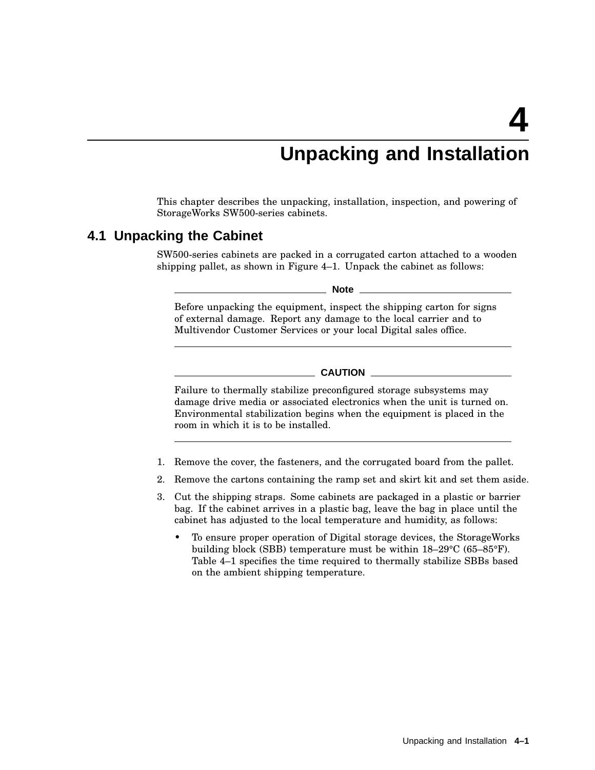# 4 Unpacking and Installation

This chapter describes the unpacking, installation, inspection, and powering of StorageWorks SW500-series cabinets.

## 4.1 Unpacking the Cabinet

SW500-series cabinets are packed in a corrugated carton attached to a wooden shipping pallet, as shown in Figure 4–1. Unpack the cabinet as follows:

---

**Note**

Before unpacking the equipment, inspect the shipping carton for signs of external damage. Report any damage to the local carrier and to Multivendor Customer Services or your local Digital sales office.

---

**CAUTION**

Failure to thermally stabilize preconfigured storage subsystems may damage drive media or associated electronics when the unit is turned on. Environmental stabilization begins when the equipment is placed in the room in which it is to be installed.

---

1. Remove the cover, the fasteners, and the corrugated board from the pallet.
2. Remove the cartons containing the ramp set and skirt kit and set them aside.
3. Cut the shipping straps. Some cabinets are packaged in a plastic or barrier bag. If the cabinet arrives in a plastic bag, leave the bag in place until the cabinet has adjusted to the local temperature and humidity, as follows:
   - To ensure proper operation of Digital storage devices, the StorageWorks building block (SBB) temperature must be within 18–29°C (65–85°F). Table 4–1 specifies the time required to thermally stabilize SBBs based on the ambient shipping temperature.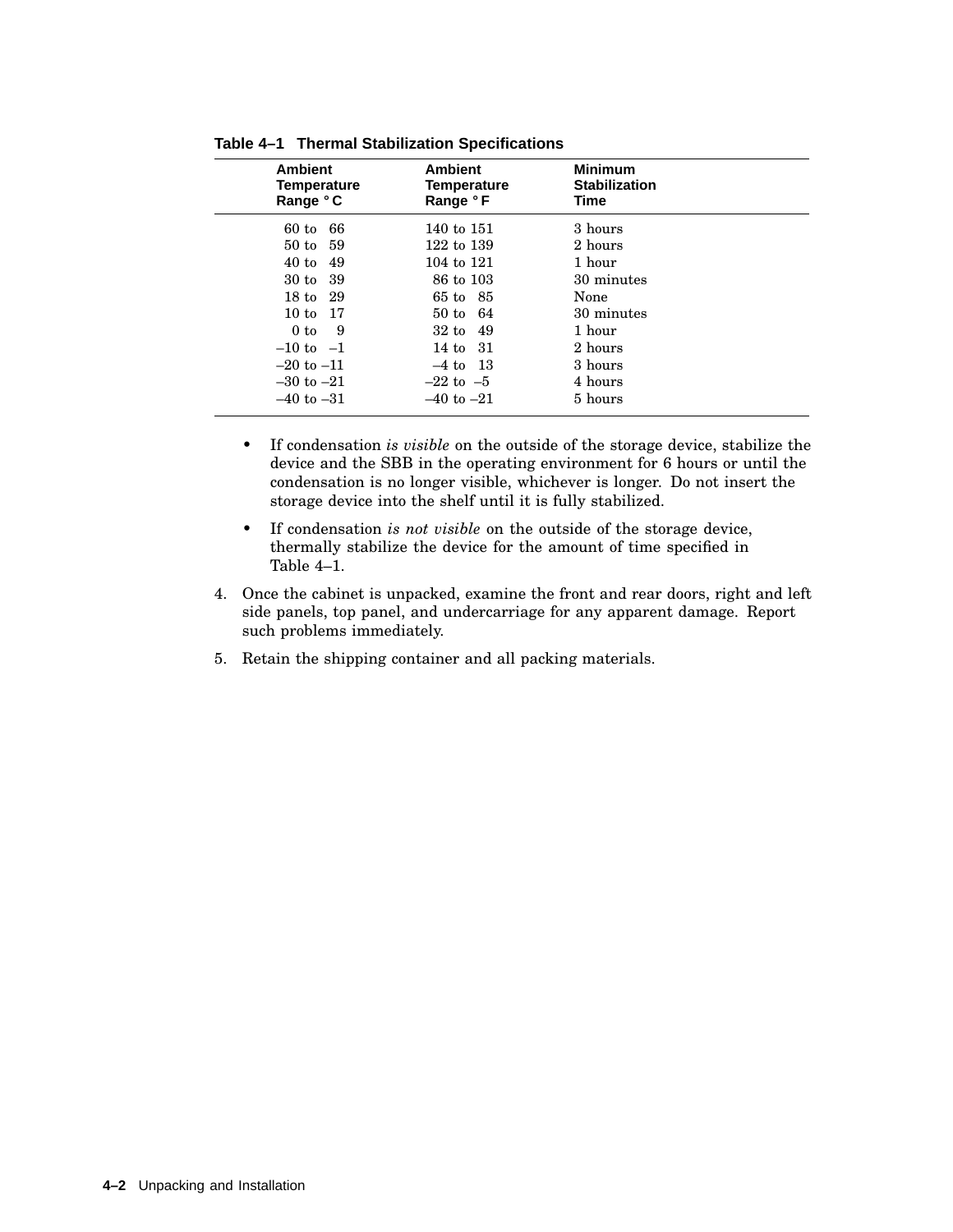**Table 4–1 Thermal Stabilization Specifications**

| Ambient Temperature Range °C | Ambient Temperature Range °F | Minimum Stabilization Time |
|---|---|---|
| 60 to 66 | 140 to 151 | 3 hours |
| 50 to 59 | 122 to 139 | 2 hours |
| 40 to 49 | 104 to 121 | 1 hour |
| 30 to 39 | 86 to 103 | 30 minutes |
| 18 to 29 | 65 to 85 | None |
| 10 to 17 | 50 to 64 | 30 minutes |
| 0 to 9 | 32 to 49 | 1 hour |
| –10 to –1 | 14 to 31 | 2 hours |
| –20 to –11 | –4 to 13 | 3 hours |
| –30 to –21 | –22 to –5 | 4 hours |
| –40 to –31 | –40 to –21 | 5 hours |

- If condensation *is visible* on the outside of the storage device, stabilize the device and the SBB in the operating environment for 6 hours or until the condensation is no longer visible, whichever is longer. Do not insert the storage device into the shelf until it is fully stabilized.
- If condensation *is not visible* on the outside of the storage device, thermally stabilize the device for the amount of time specified in Table 4–1.

4. Once the cabinet is unpacked, examine the front and rear doors, right and left side panels, top panel, and undercarriage for any apparent damage. Report such problems immediately.
5. Retain the shipping container and all packing materials.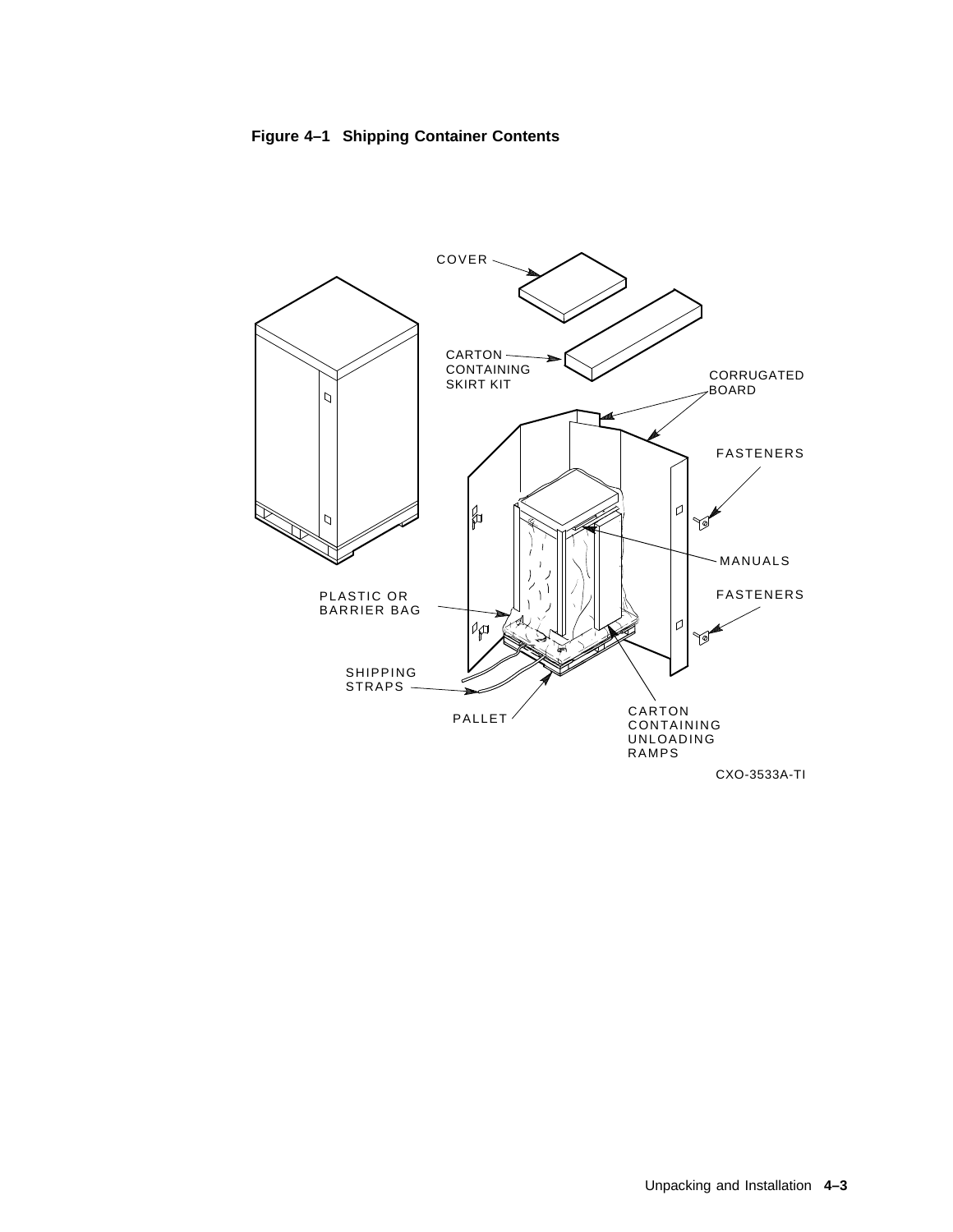**Figure 4–1 Shipping Container Contents**

COVER

CARTON CONTAINING SKIRT KIT

CORRUGATED BOARD

FASTENERS

MANUALS

FASTENERS

PLASTIC OR BARRIER BAG

SHIPPING STRAPS

PALLET

CARTON CONTAINING UNLOADING RAMPS

CXO-3533A-TI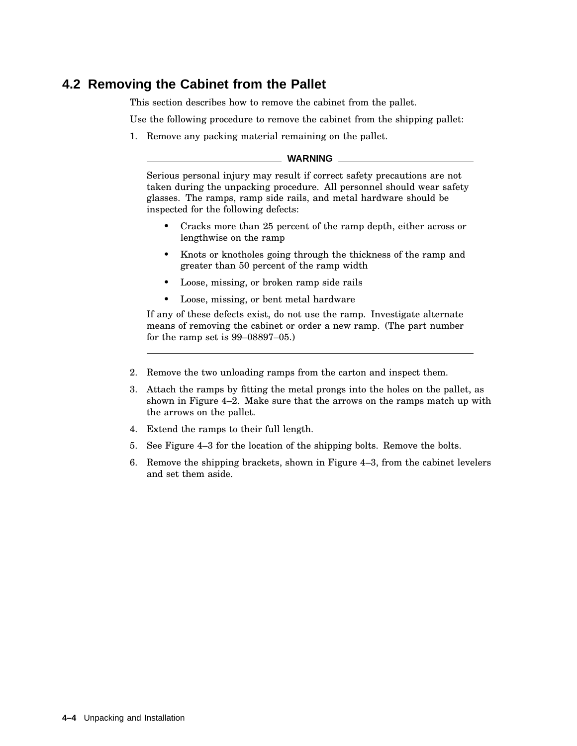## 4.2 Removing the Cabinet from the Pallet

This section describes how to remove the cabinet from the pallet.

Use the following procedure to remove the cabinet from the shipping pallet:

1. Remove any packing material remaining on the pallet.

> **WARNING**
>
> Serious personal injury may result if correct safety precautions are not taken during the unpacking procedure. All personnel should wear safety glasses. The ramps, ramp side rails, and metal hardware should be inspected for the following defects:
>
> - Cracks more than 25 percent of the ramp depth, either across or lengthwise on the ramp
> - Knots or knotholes going through the thickness of the ramp and greater than 50 percent of the ramp width
> - Loose, missing, or broken ramp side rails
> - Loose, missing, or bent metal hardware
>
> If any of these defects exist, do not use the ramp. Investigate alternate means of removing the cabinet or order a new ramp. (The part number for the ramp set is 99–08897–05.)

2. Remove the two unloading ramps from the carton and inspect them.
3. Attach the ramps by fitting the metal prongs into the holes on the pallet, as shown in Figure 4–2. Make sure that the arrows on the ramps match up with the arrows on the pallet.
4. Extend the ramps to their full length.
5. See Figure 4–3 for the location of the shipping bolts. Remove the bolts.
6. Remove the shipping brackets, shown in Figure 4–3, from the cabinet levelers and set them aside.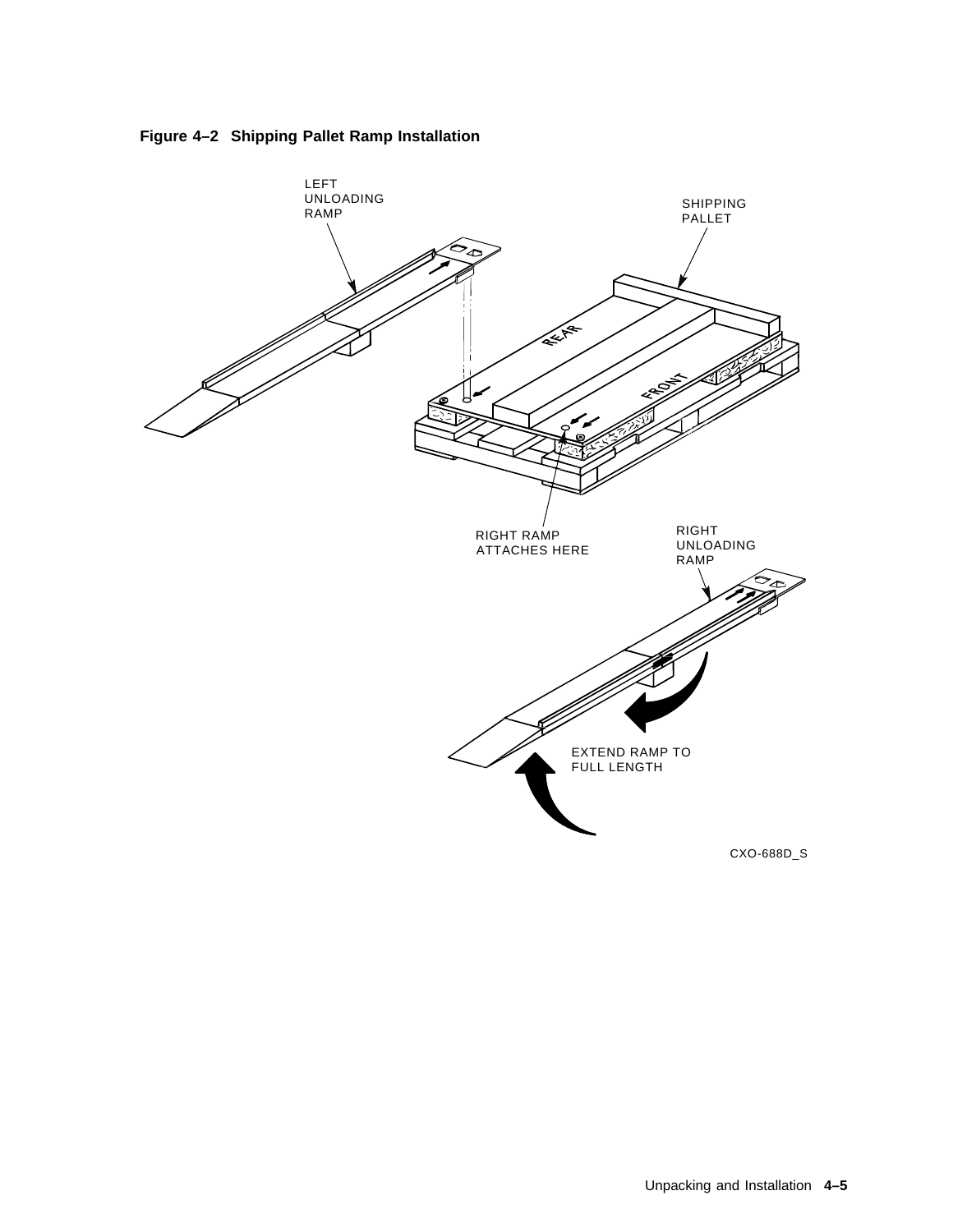**Figure 4–2 Shipping Pallet Ramp Installation**

LEFT UNLOADING RAMP

SHIPPING PALLET

REAR

FRONT

RIGHT RAMP ATTACHES HERE

RIGHT UNLOADING RAMP

EXTEND RAMP TO FULL LENGTH

CXO-688D_S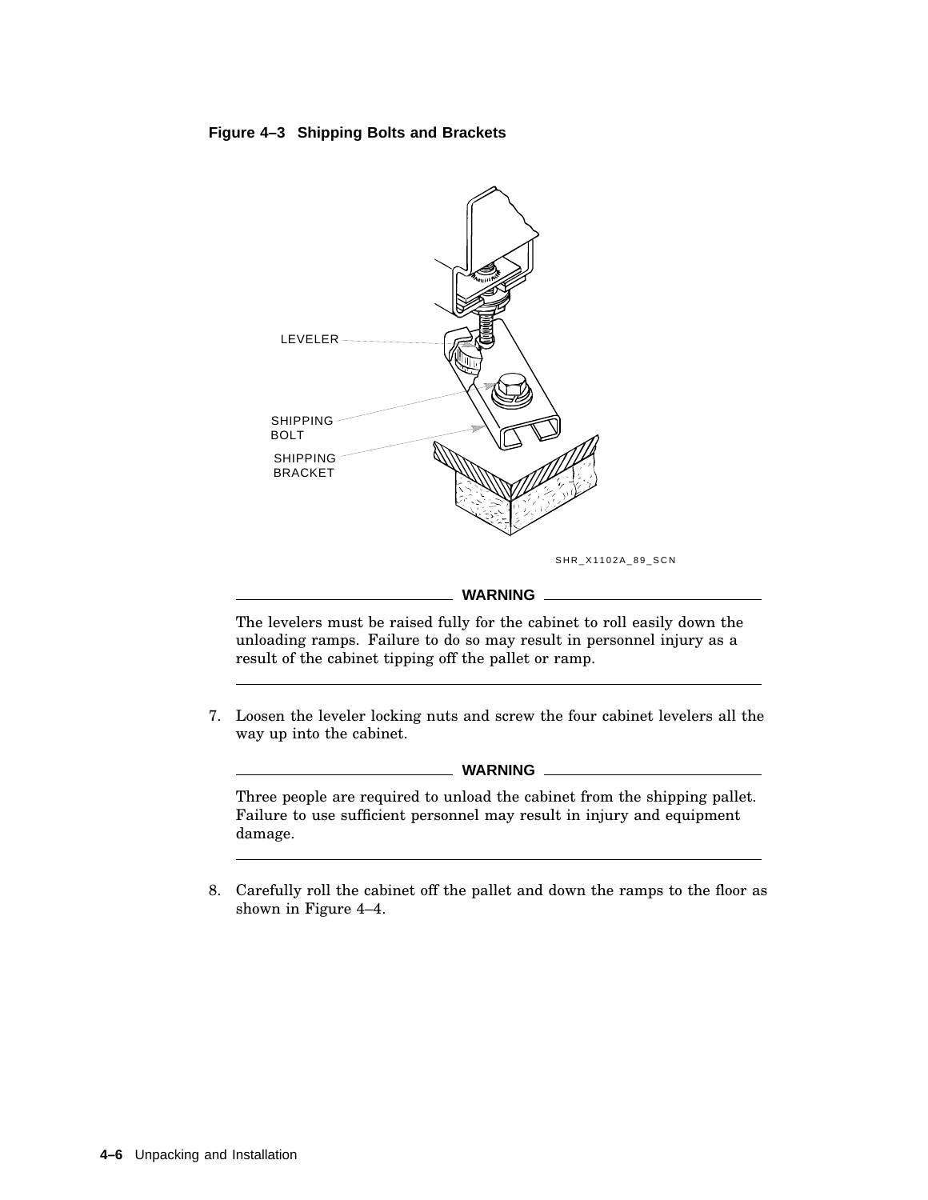**Figure 4–3 Shipping Bolts and Brackets**

LEVELER

SHIPPING BOLT

SHIPPING BRACKET

SHR_X1102A_89_SCN

---

**WARNING**

The levelers must be raised fully for the cabinet to roll easily down the unloading ramps. Failure to do so may result in personnel injury as a result of the cabinet tipping off the pallet or ramp.

---

7. Loosen the leveler locking nuts and screw the four cabinet levelers all the way up into the cabinet.

---

**WARNING**

Three people are required to unload the cabinet from the shipping pallet. Failure to use sufficient personnel may result in injury and equipment damage.

---

8. Carefully roll the cabinet off the pallet and down the ramps to the floor as shown in Figure 4–4.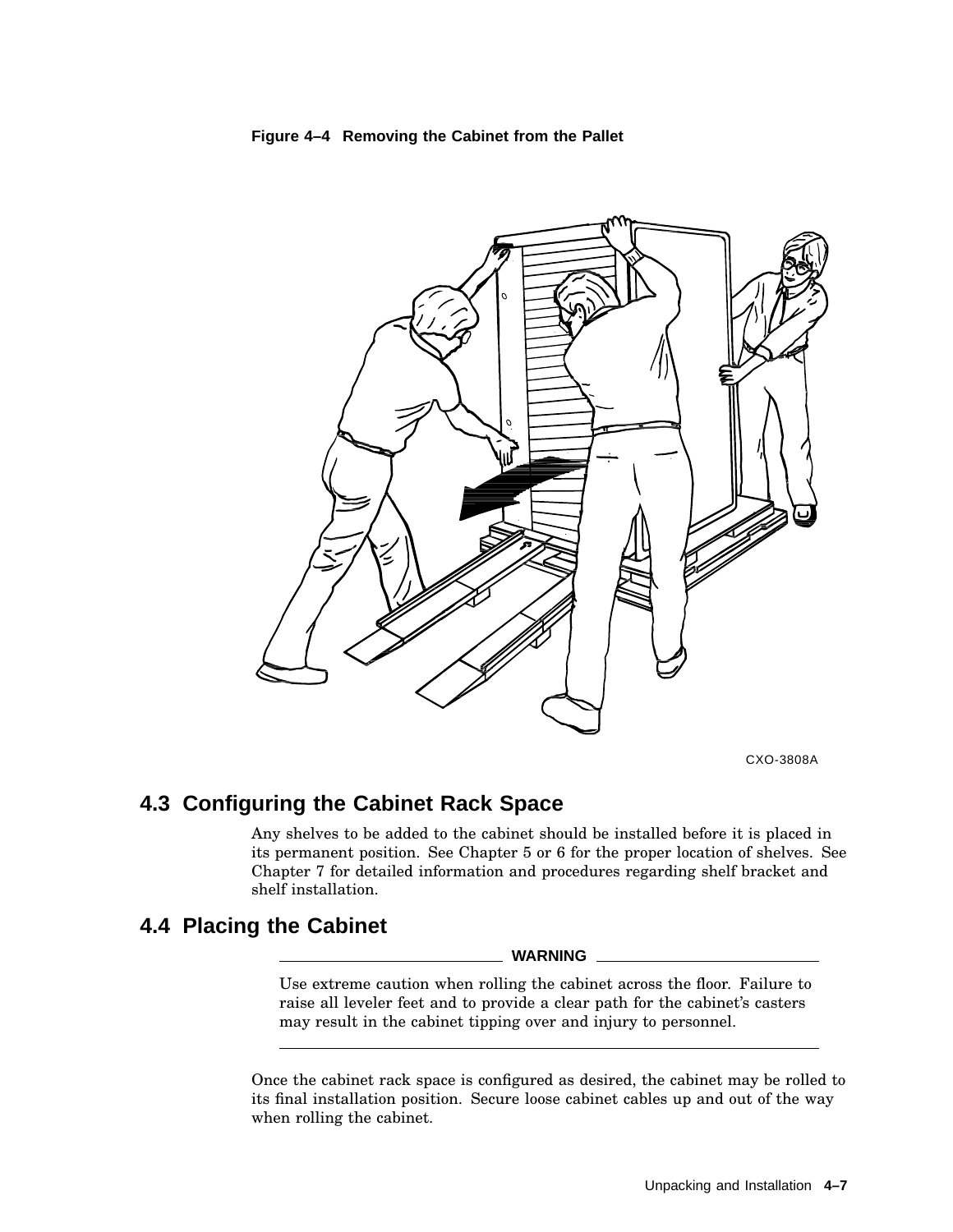**Figure 4–4 Removing the Cabinet from the Pallet**

CXO-3808A

## 4.3 Configuring the Cabinet Rack Space

Any shelves to be added to the cabinet should be installed before it is placed in its permanent position. See Chapter 5 or 6 for the proper location of shelves. See Chapter 7 for detailed information and procedures regarding shelf bracket and shelf installation.

## 4.4 Placing the Cabinet

**WARNING**

Use extreme caution when rolling the cabinet across the floor. Failure to raise all leveler feet and to provide a clear path for the cabinet's casters may result in the cabinet tipping over and injury to personnel.

---

Once the cabinet rack space is configured as desired, the cabinet may be rolled to its final installation position. Secure loose cabinet cables up and out of the way when rolling the cabinet.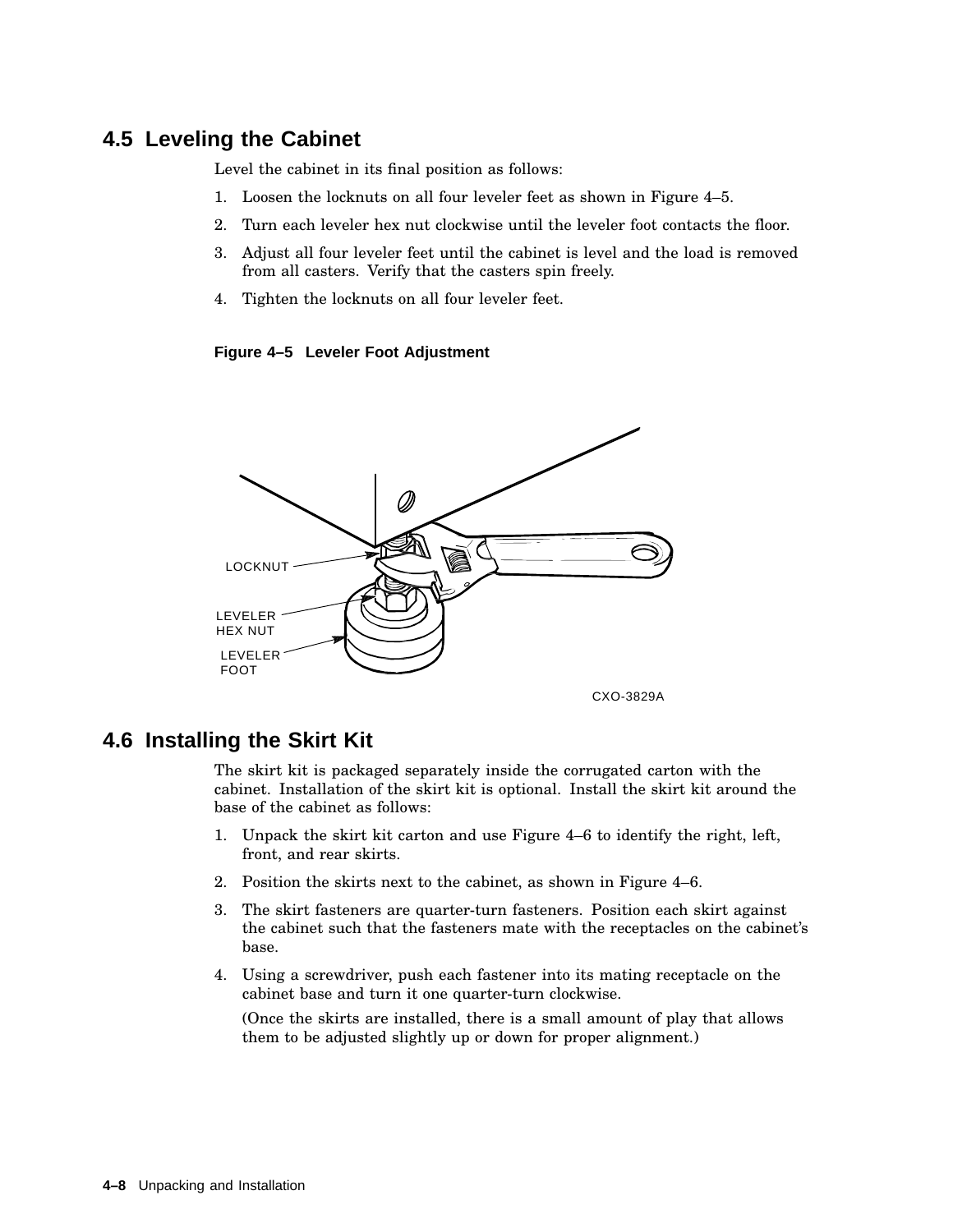## 4.5 Leveling the Cabinet

Level the cabinet in its final position as follows:

1. Loosen the locknuts on all four leveler feet as shown in Figure 4–5.
2. Turn each leveler hex nut clockwise until the leveler foot contacts the floor.
3. Adjust all four leveler feet until the cabinet is level and the load is removed from all casters. Verify that the casters spin freely.
4. Tighten the locknuts on all four leveler feet.

**Figure 4–5 Leveler Foot Adjustment**

## 4.6 Installing the Skirt Kit

The skirt kit is packaged separately inside the corrugated carton with the cabinet. Installation of the skirt kit is optional. Install the skirt kit around the base of the cabinet as follows:

1. Unpack the skirt kit carton and use Figure 4–6 to identify the right, left, front, and rear skirts.
2. Position the skirts next to the cabinet, as shown in Figure 4–6.
3. The skirt fasteners are quarter-turn fasteners. Position each skirt against the cabinet such that the fasteners mate with the receptacles on the cabinet's base.
4. Using a screwdriver, push each fastener into its mating receptacle on the cabinet base and turn it one quarter-turn clockwise.

   (Once the skirts are installed, there is a small amount of play that allows them to be adjusted slightly up or down for proper alignment.)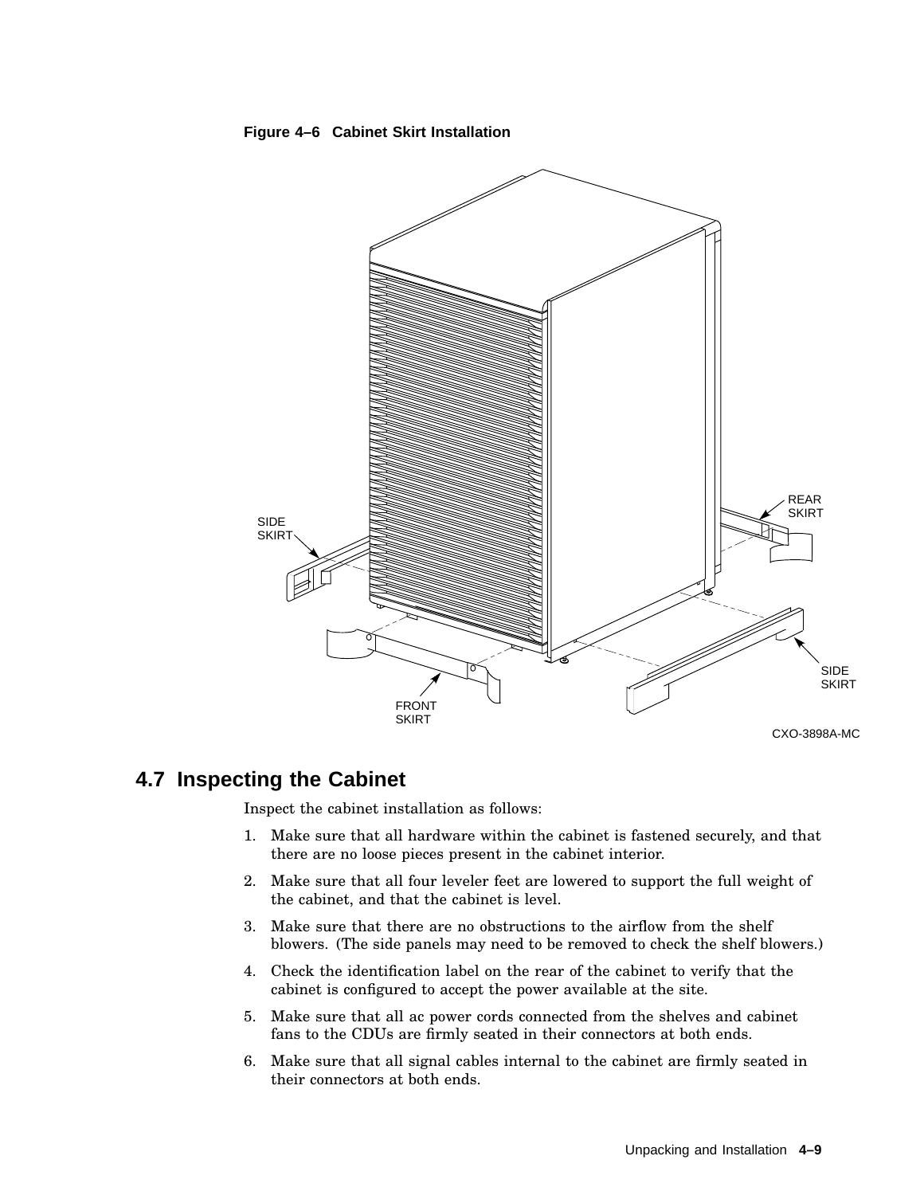**Figure 4–6 Cabinet Skirt Installation**

SIDE SKIRT

REAR SKIRT

SIDE SKIRT

FRONT SKIRT

CXO-3898A-MC

## 4.7 Inspecting the Cabinet

Inspect the cabinet installation as follows:

1. Make sure that all hardware within the cabinet is fastened securely, and that there are no loose pieces present in the cabinet interior.
2. Make sure that all four leveler feet are lowered to support the full weight of the cabinet, and that the cabinet is level.
3. Make sure that there are no obstructions to the airflow from the shelf blowers. (The side panels may need to be removed to check the shelf blowers.)
4. Check the identification label on the rear of the cabinet to verify that the cabinet is configured to accept the power available at the site.
5. Make sure that all ac power cords connected from the shelves and cabinet fans to the CDUs are firmly seated in their connectors at both ends.
6. Make sure that all signal cables internal to the cabinet are firmly seated in their connectors at both ends.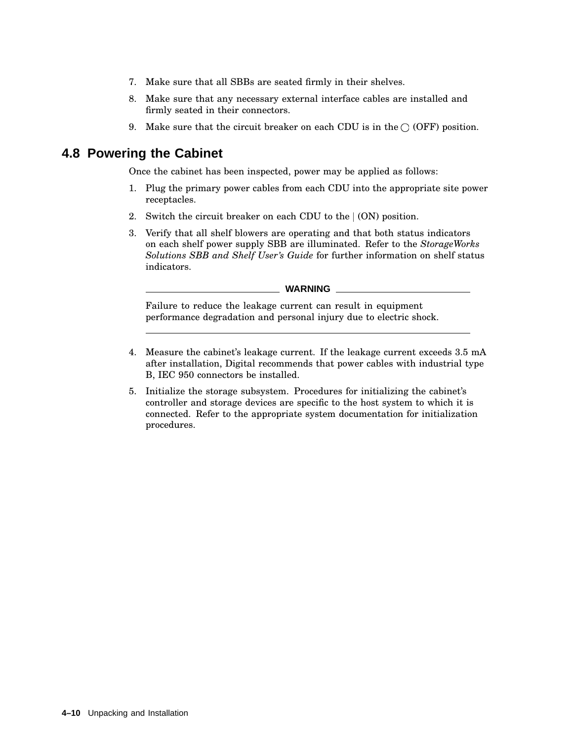7. Make sure that all SBBs are seated firmly in their shelves.
8. Make sure that any necessary external interface cables are installed and firmly seated in their connectors.
9. Make sure that the circuit breaker on each CDU is in the ◯ (OFF) position.

## 4.8 Powering the Cabinet

Once the cabinet has been inspected, power may be applied as follows:

1. Plug the primary power cables from each CDU into the appropriate site power receptacles.
2. Switch the circuit breaker on each CDU to the | (ON) position.
3. Verify that all shelf blowers are operating and that both status indicators on each shelf power supply SBB are illuminated. Refer to the *StorageWorks Solutions SBB and Shelf User's Guide* for further information on shelf status indicators.

**WARNING**

Failure to reduce the leakage current can result in equipment performance degradation and personal injury due to electric shock.

4. Measure the cabinet's leakage current. If the leakage current exceeds 3.5 mA after installation, Digital recommends that power cables with industrial type B, IEC 950 connectors be installed.
5. Initialize the storage subsystem. Procedures for initializing the cabinet's controller and storage devices are specific to the host system to which it is connected. Refer to the appropriate system documentation for initialization procedures.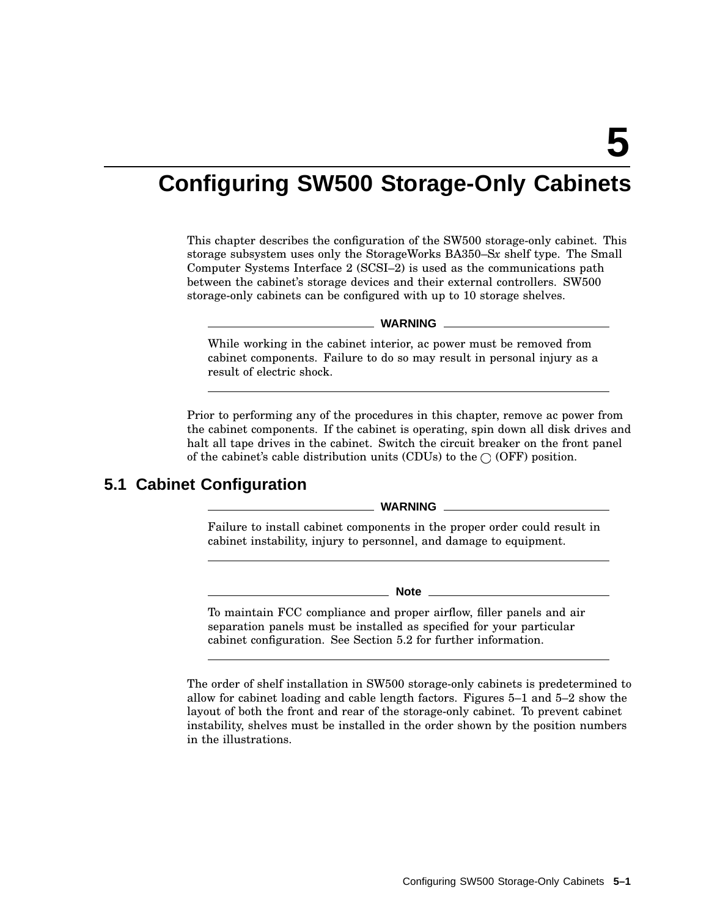# 5 Configuring SW500 Storage-Only Cabinets

This chapter describes the configuration of the SW500 storage-only cabinet. This storage subsystem uses only the StorageWorks BA350–S*x* shelf type. The Small Computer Systems Interface 2 (SCSI–2) is used as the communications path between the cabinet's storage devices and their external controllers. SW500 storage-only cabinets can be configured with up to 10 storage shelves.

---

**WARNING**

While working in the cabinet interior, ac power must be removed from cabinet components. Failure to do so may result in personal injury as a result of electric shock.

---

Prior to performing any of the procedures in this chapter, remove ac power from the cabinet components. If the cabinet is operating, spin down all disk drives and halt all tape drives in the cabinet. Switch the circuit breaker on the front panel of the cabinet's cable distribution units (CDUs) to the ◯ (OFF) position.

## 5.1 Cabinet Configuration

---

**WARNING**

Failure to install cabinet components in the proper order could result in cabinet instability, injury to personnel, and damage to equipment.

---

**Note**

To maintain FCC compliance and proper airflow, filler panels and air separation panels must be installed as specified for your particular cabinet configuration. See Section 5.2 for further information.

---

The order of shelf installation in SW500 storage-only cabinets is predetermined to allow for cabinet loading and cable length factors. Figures 5–1 and 5–2 show the layout of both the front and rear of the storage-only cabinet. To prevent cabinet instability, shelves must be installed in the order shown by the position numbers in the illustrations.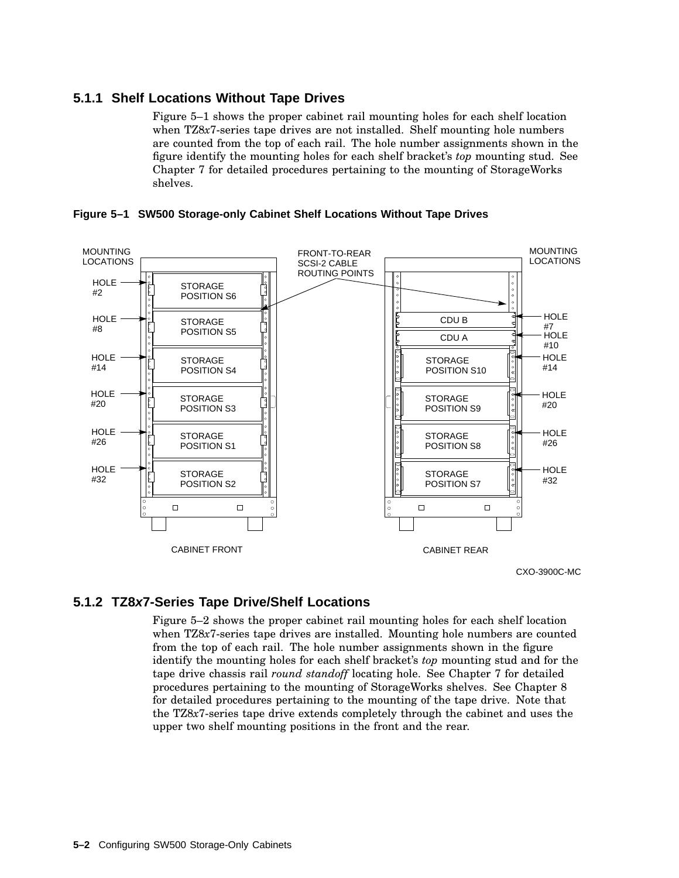### 5.1.1 Shelf Locations Without Tape Drives

Figure 5–1 shows the proper cabinet rail mounting holes for each shelf location when TZ8*x*7-series tape drives are not installed. Shelf mounting hole numbers are counted from the top of each rail. The hole number assignments shown in the figure identify the mounting holes for each shelf bracket's *top* mounting stud. See Chapter 7 for detailed procedures pertaining to the mounting of StorageWorks shelves.

**Figure 5–1 SW500 Storage-only Cabinet Shelf Locations Without Tape Drives**

MOUNTING LOCATIONS

HOLE #2 — STORAGE POSITION S6

HOLE #8 — STORAGE POSITION S5

HOLE #14 — STORAGE POSITION S4

HOLE #20 — STORAGE POSITION S3

HOLE #26 — STORAGE POSITION S1

HOLE #32 — STORAGE POSITION S2

CABINET FRONT

FRONT-TO-REAR SCSI-2 CABLE ROUTING POINTS

MOUNTING LOCATIONS

CDU B — HOLE #7

CDU A — HOLE #10

STORAGE POSITION S10 — HOLE #14

STORAGE POSITION S9 — HOLE #20

STORAGE POSITION S8 — HOLE #26

STORAGE POSITION S7 — HOLE #32

CABINET REAR

CXO-3900C-MC

### 5.1.2 TZ8*x*7-Series Tape Drive/Shelf Locations

Figure 5–2 shows the proper cabinet rail mounting holes for each shelf location when TZ8*x*7-series tape drives are installed. Mounting hole numbers are counted from the top of each rail. The hole number assignments shown in the figure identify the mounting holes for each shelf bracket's *top* mounting stud and for the tape drive chassis rail *round standoff* locating hole. See Chapter 7 for detailed procedures pertaining to the mounting of StorageWorks shelves. See Chapter 8 for detailed procedures pertaining to the mounting of the tape drive. Note that the TZ8*x*7-series tape drive extends completely through the cabinet and uses the upper two shelf mounting positions in the front and the rear.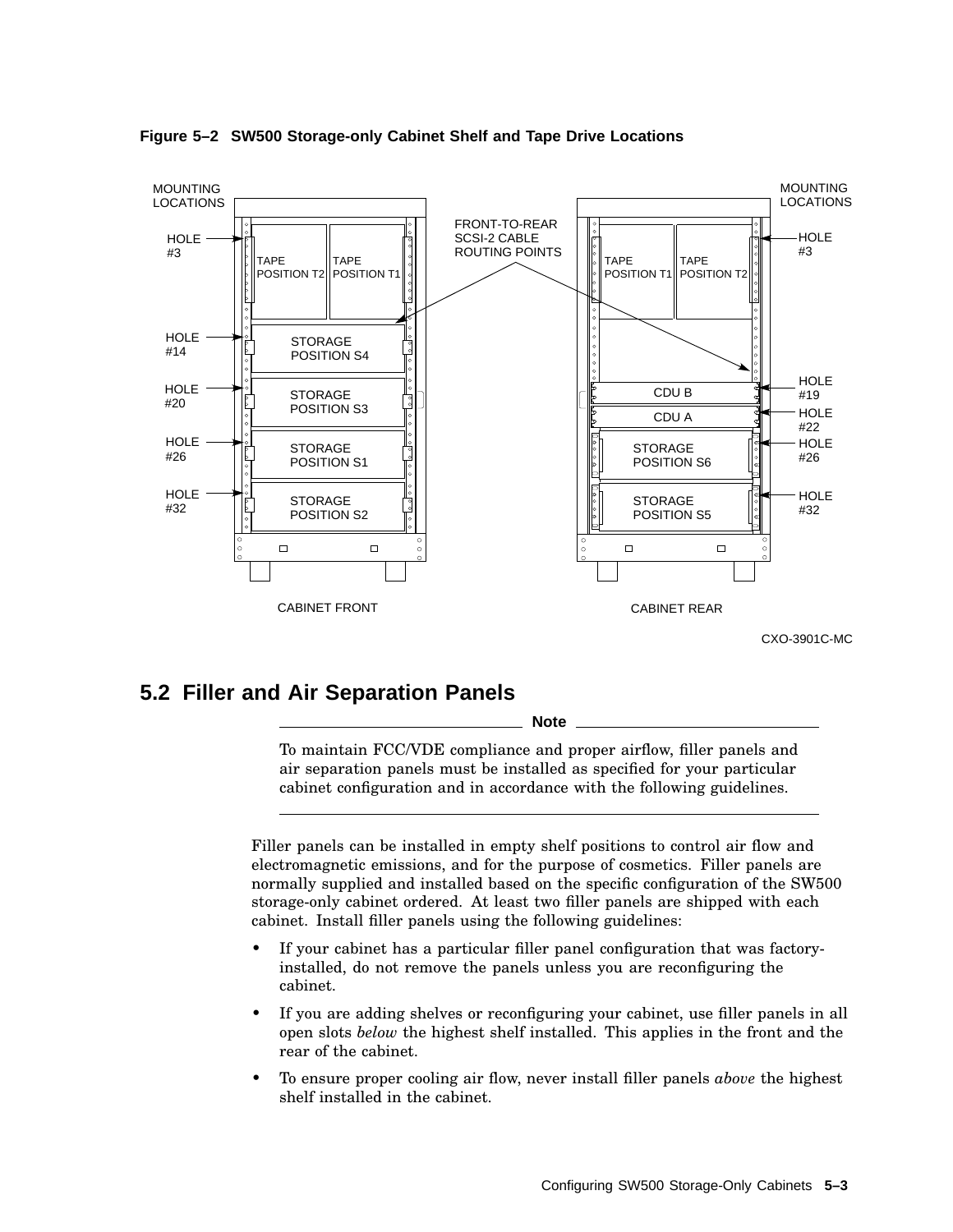**Figure 5–2 SW500 Storage-only Cabinet Shelf and Tape Drive Locations**

## 5.2 Filler and Air Separation Panels

**Note**

To maintain FCC/VDE compliance and proper airflow, filler panels and air separation panels must be installed as specified for your particular cabinet configuration and in accordance with the following guidelines.

---

Filler panels can be installed in empty shelf positions to control air flow and electromagnetic emissions, and for the purpose of cosmetics. Filler panels are normally supplied and installed based on the specific configuration of the SW500 storage-only cabinet ordered. At least two filler panels are shipped with each cabinet. Install filler panels using the following guidelines:

- If your cabinet has a particular filler panel configuration that was factory-installed, do not remove the panels unless you are reconfiguring the cabinet.
- If you are adding shelves or reconfiguring your cabinet, use filler panels in all open slots *below* the highest shelf installed. This applies in the front and the rear of the cabinet.
- To ensure proper cooling air flow, never install filler panels *above* the highest shelf installed in the cabinet.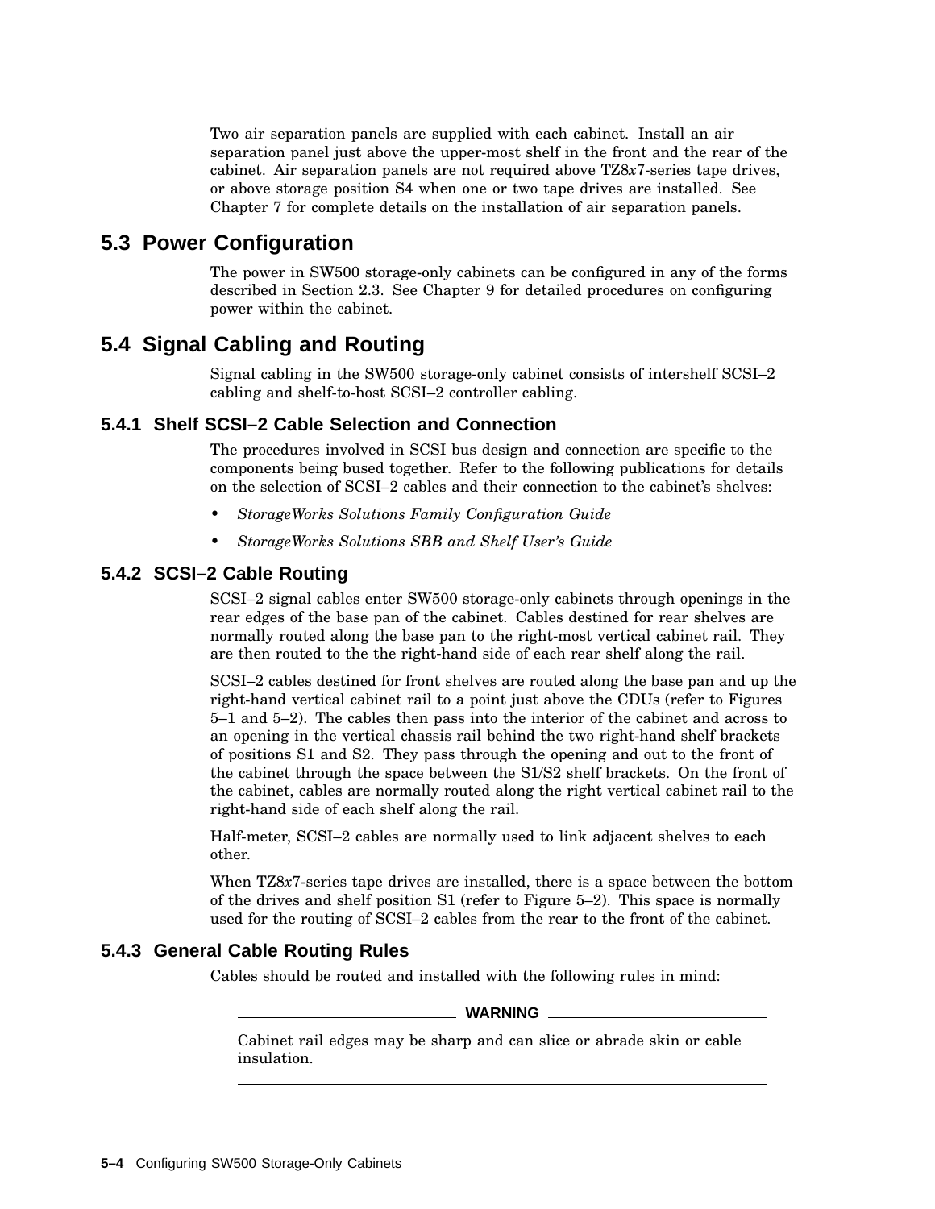Two air separation panels are supplied with each cabinet. Install an air separation panel just above the upper-most shelf in the front and the rear of the cabinet. Air separation panels are not required above TZ8*x*7-series tape drives, or above storage position S4 when one or two tape drives are installed. See Chapter 7 for complete details on the installation of air separation panels.

## 5.3 Power Configuration

The power in SW500 storage-only cabinets can be configured in any of the forms described in Section 2.3. See Chapter 9 for detailed procedures on configuring power within the cabinet.

## 5.4 Signal Cabling and Routing

Signal cabling in the SW500 storage-only cabinet consists of intershelf SCSI–2 cabling and shelf-to-host SCSI–2 controller cabling.

### 5.4.1 Shelf SCSI–2 Cable Selection and Connection

The procedures involved in SCSI bus design and connection are specific to the components being bused together. Refer to the following publications for details on the selection of SCSI–2 cables and their connection to the cabinet's shelves:

- *StorageWorks Solutions Family Configuration Guide*
- *StorageWorks Solutions SBB and Shelf User's Guide*

### 5.4.2 SCSI–2 Cable Routing

SCSI–2 signal cables enter SW500 storage-only cabinets through openings in the rear edges of the base pan of the cabinet. Cables destined for rear shelves are normally routed along the base pan to the right-most vertical cabinet rail. They are then routed to the the right-hand side of each rear shelf along the rail.

SCSI–2 cables destined for front shelves are routed along the base pan and up the right-hand vertical cabinet rail to a point just above the CDUs (refer to Figures 5–1 and 5–2). The cables then pass into the interior of the cabinet and across to an opening in the vertical chassis rail behind the two right-hand shelf brackets of positions S1 and S2. They pass through the opening and out to the front of the cabinet through the space between the S1/S2 shelf brackets. On the front of the cabinet, cables are normally routed along the right vertical cabinet rail to the right-hand side of each shelf along the rail.

Half-meter, SCSI–2 cables are normally used to link adjacent shelves to each other.

When TZ8*x*7-series tape drives are installed, there is a space between the bottom of the drives and shelf position S1 (refer to Figure 5–2). This space is normally used for the routing of SCSI–2 cables from the rear to the front of the cabinet.

### 5.4.3 General Cable Routing Rules

Cables should be routed and installed with the following rules in mind:

---

**WARNING**

Cabinet rail edges may be sharp and can slice or abrade skin or cable insulation.

---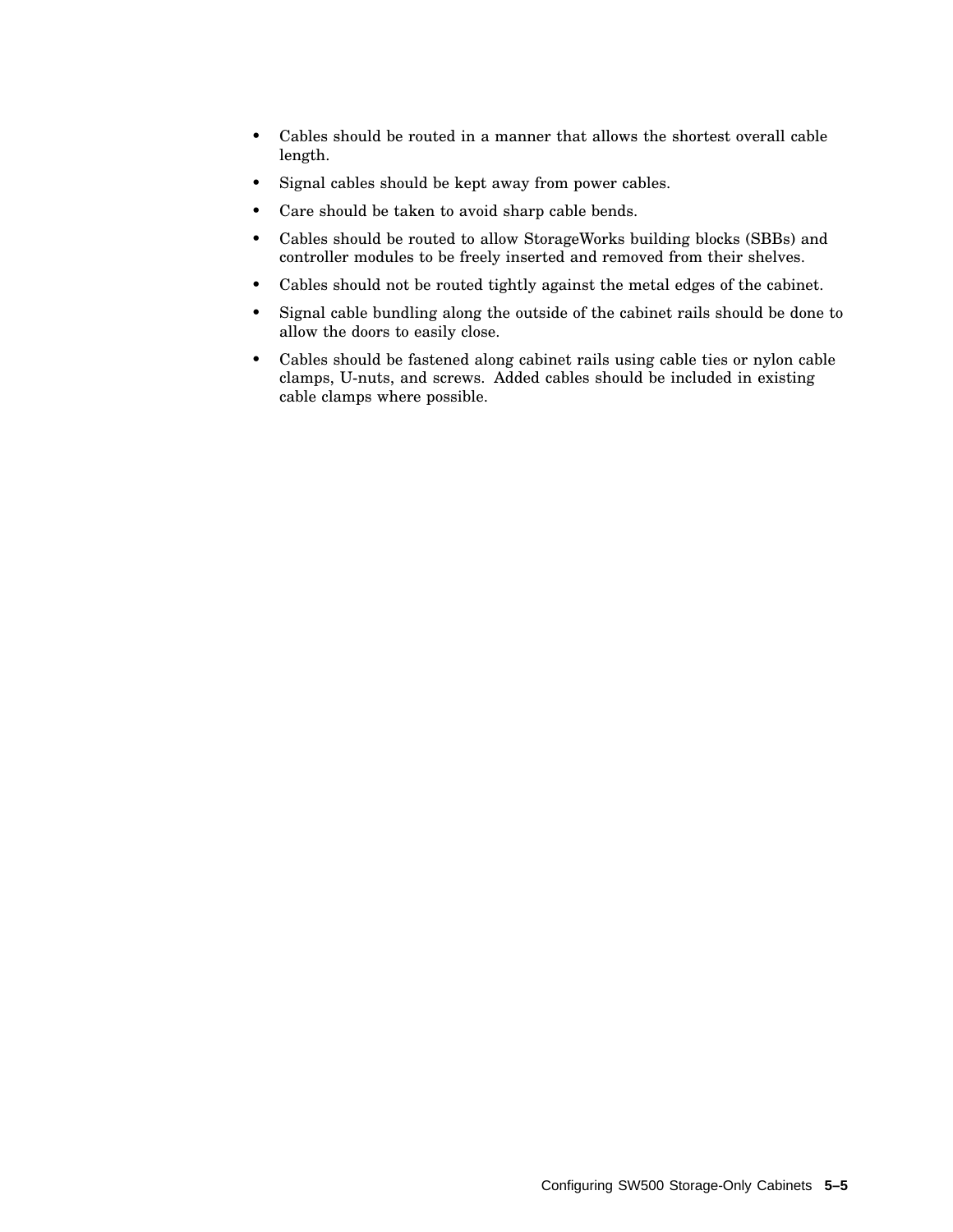- Cables should be routed in a manner that allows the shortest overall cable length.
- Signal cables should be kept away from power cables.
- Care should be taken to avoid sharp cable bends.
- Cables should be routed to allow StorageWorks building blocks (SBBs) and controller modules to be freely inserted and removed from their shelves.
- Cables should not be routed tightly against the metal edges of the cabinet.
- Signal cable bundling along the outside of the cabinet rails should be done to allow the doors to easily close.
- Cables should be fastened along cabinet rails using cable ties or nylon cable clamps, U-nuts, and screws. Added cables should be included in existing cable clamps where possible.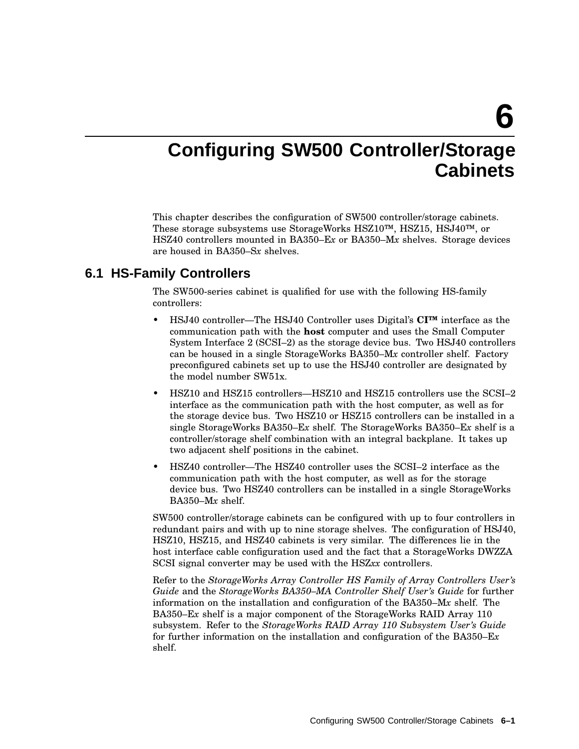# 6 Configuring SW500 Controller/Storage Cabinets

This chapter describes the configuration of SW500 controller/storage cabinets. These storage subsystems use StorageWorks HSZ10™, HSZ15, HSJ40™, or HSZ40 controllers mounted in BA350–E*x* or BA350–M*x* shelves. Storage devices are housed in BA350–S*x* shelves.

## 6.1 HS-Family Controllers

The SW500-series cabinet is qualified for use with the following HS-family controllers:

- HSJ40 controller—The HSJ40 Controller uses Digital's **CI™** interface as the communication path with the **host** computer and uses the Small Computer System Interface 2 (SCSI–2) as the storage device bus. Two HSJ40 controllers can be housed in a single StorageWorks BA350–M*x* controller shelf. Factory preconfigured cabinets set up to use the HSJ40 controller are designated by the model number SW51x.
- HSZ10 and HSZ15 controllers—HSZ10 and HSZ15 controllers use the SCSI–2 interface as the communication path with the host computer, as well as for the storage device bus. Two HSZ10 or HSZ15 controllers can be installed in a single StorageWorks BA350–E*x* shelf. The StorageWorks BA350–E*x* shelf is a controller/storage shelf combination with an integral backplane. It takes up two adjacent shelf positions in the cabinet.
- HSZ40 controller—The HSZ40 controller uses the SCSI–2 interface as the communication path with the host computer, as well as for the storage device bus. Two HSZ40 controllers can be installed in a single StorageWorks BA350–M*x* shelf.

SW500 controller/storage cabinets can be configured with up to four controllers in redundant pairs and with up to nine storage shelves. The configuration of HSJ40, HSZ10, HSZ15, and HSZ40 cabinets is very similar. The differences lie in the host interface cable configuration used and the fact that a StorageWorks DWZZA SCSI signal converter may be used with the HSZ*xx* controllers.

Refer to the *StorageWorks Array Controller HS Family of Array Controllers User's Guide* and the *StorageWorks BA350–MA Controller Shelf User's Guide* for further information on the installation and configuration of the BA350–M*x* shelf. The BA350–E*x* shelf is a major component of the StorageWorks RAID Array 110 subsystem. Refer to the *StorageWorks RAID Array 110 Subsystem User's Guide* for further information on the installation and configuration of the BA350–E*x* shelf.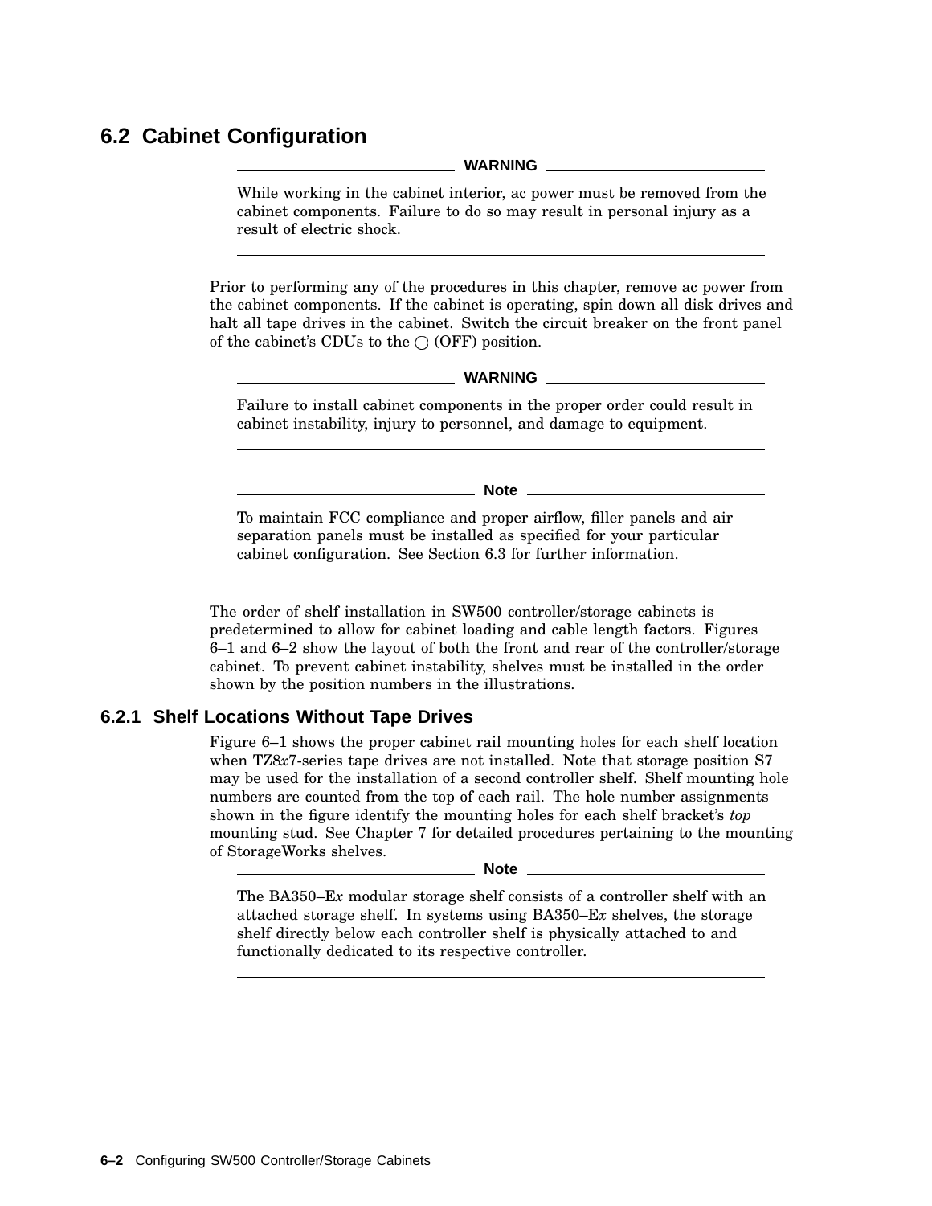## 6.2 Cabinet Configuration

**WARNING**

While working in the cabinet interior, ac power must be removed from the cabinet components. Failure to do so may result in personal injury as a result of electric shock.

---

Prior to performing any of the procedures in this chapter, remove ac power from the cabinet components. If the cabinet is operating, spin down all disk drives and halt all tape drives in the cabinet. Switch the circuit breaker on the front panel of the cabinet's CDUs to the ◯ (OFF) position.

**WARNING**

Failure to install cabinet components in the proper order could result in cabinet instability, injury to personnel, and damage to equipment.

---

**Note**

To maintain FCC compliance and proper airflow, filler panels and air separation panels must be installed as specified for your particular cabinet configuration. See Section 6.3 for further information.

---

The order of shelf installation in SW500 controller/storage cabinets is predetermined to allow for cabinet loading and cable length factors. Figures 6–1 and 6–2 show the layout of both the front and rear of the controller/storage cabinet. To prevent cabinet instability, shelves must be installed in the order shown by the position numbers in the illustrations.

### 6.2.1 Shelf Locations Without Tape Drives

Figure 6–1 shows the proper cabinet rail mounting holes for each shelf location when TZ8*x*7-series tape drives are not installed. Note that storage position S7 may be used for the installation of a second controller shelf. Shelf mounting hole numbers are counted from the top of each rail. The hole number assignments shown in the figure identify the mounting holes for each shelf bracket's *top* mounting stud. See Chapter 7 for detailed procedures pertaining to the mounting of StorageWorks shelves.

**Note**

The BA350–E*x* modular storage shelf consists of a controller shelf with an attached storage shelf. In systems using BA350–E*x* shelves, the storage shelf directly below each controller shelf is physically attached to and functionally dedicated to its respective controller.

---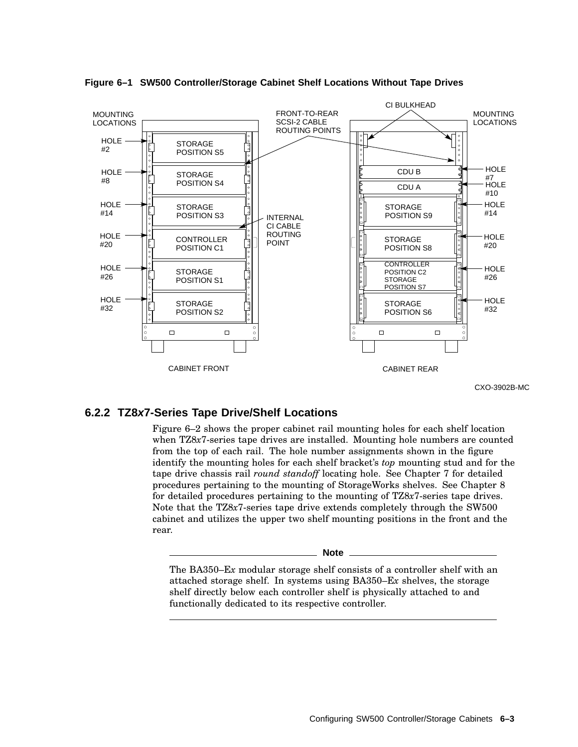**Figure 6–1 SW500 Controller/Storage Cabinet Shelf Locations Without Tape Drives**

### 6.2.2 TZ8*x*7-Series Tape Drive/Shelf Locations

Figure 6–2 shows the proper cabinet rail mounting holes for each shelf location when TZ8*x*7-series tape drives are installed. Mounting hole numbers are counted from the top of each rail. The hole number assignments shown in the figure identify the mounting holes for each shelf bracket's *top* mounting stud and for the tape drive chassis rail *round standoff* locating hole. See Chapter 7 for detailed procedures pertaining to the mounting of StorageWorks shelves. See Chapter 8 for detailed procedures pertaining to the mounting of TZ8*x*7-series tape drives. Note that the TZ8*x*7-series tape drive extends completely through the SW500 cabinet and utilizes the upper two shelf mounting positions in the front and the rear.

---

**Note**

The BA350–E*x* modular storage shelf consists of a controller shelf with an attached storage shelf. In systems using BA350–E*x* shelves, the storage shelf directly below each controller shelf is physically attached to and functionally dedicated to its respective controller.

---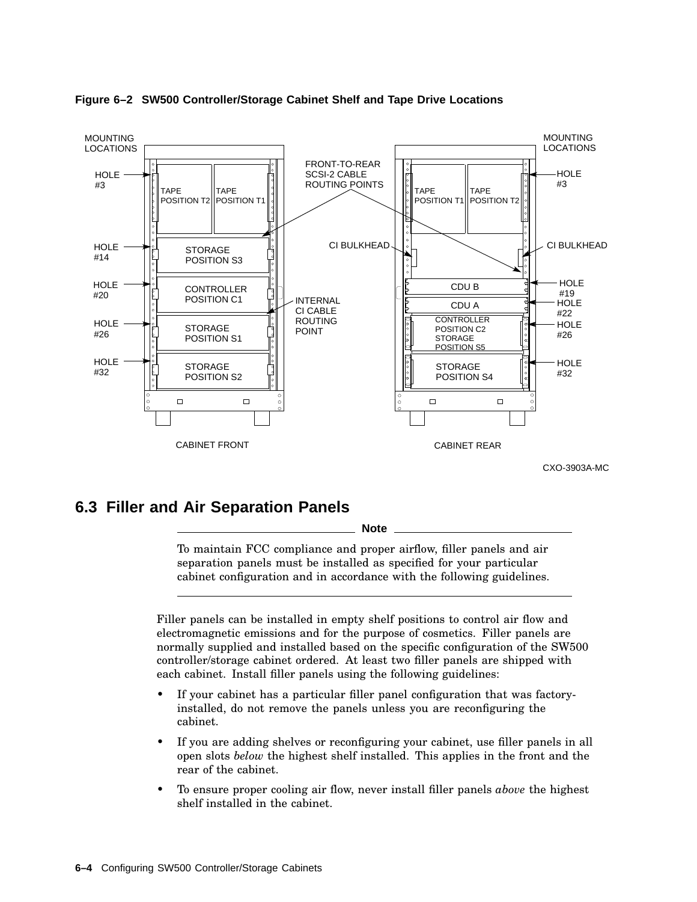**Figure 6–2 SW500 Controller/Storage Cabinet Shelf and Tape Drive Locations**

CXO-3903A-MC

## 6.3 Filler and Air Separation Panels

---

**Note**

To maintain FCC compliance and proper airflow, filler panels and air separation panels must be installed as specified for your particular cabinet configuration and in accordance with the following guidelines.

---

Filler panels can be installed in empty shelf positions to control air flow and electromagnetic emissions and for the purpose of cosmetics. Filler panels are normally supplied and installed based on the specific configuration of the SW500 controller/storage cabinet ordered. At least two filler panels are shipped with each cabinet. Install filler panels using the following guidelines:

- If your cabinet has a particular filler panel configuration that was factory-installed, do not remove the panels unless you are reconfiguring the cabinet.
- If you are adding shelves or reconfiguring your cabinet, use filler panels in all open slots *below* the highest shelf installed. This applies in the front and the rear of the cabinet.
- To ensure proper cooling air flow, never install filler panels *above* the highest shelf installed in the cabinet.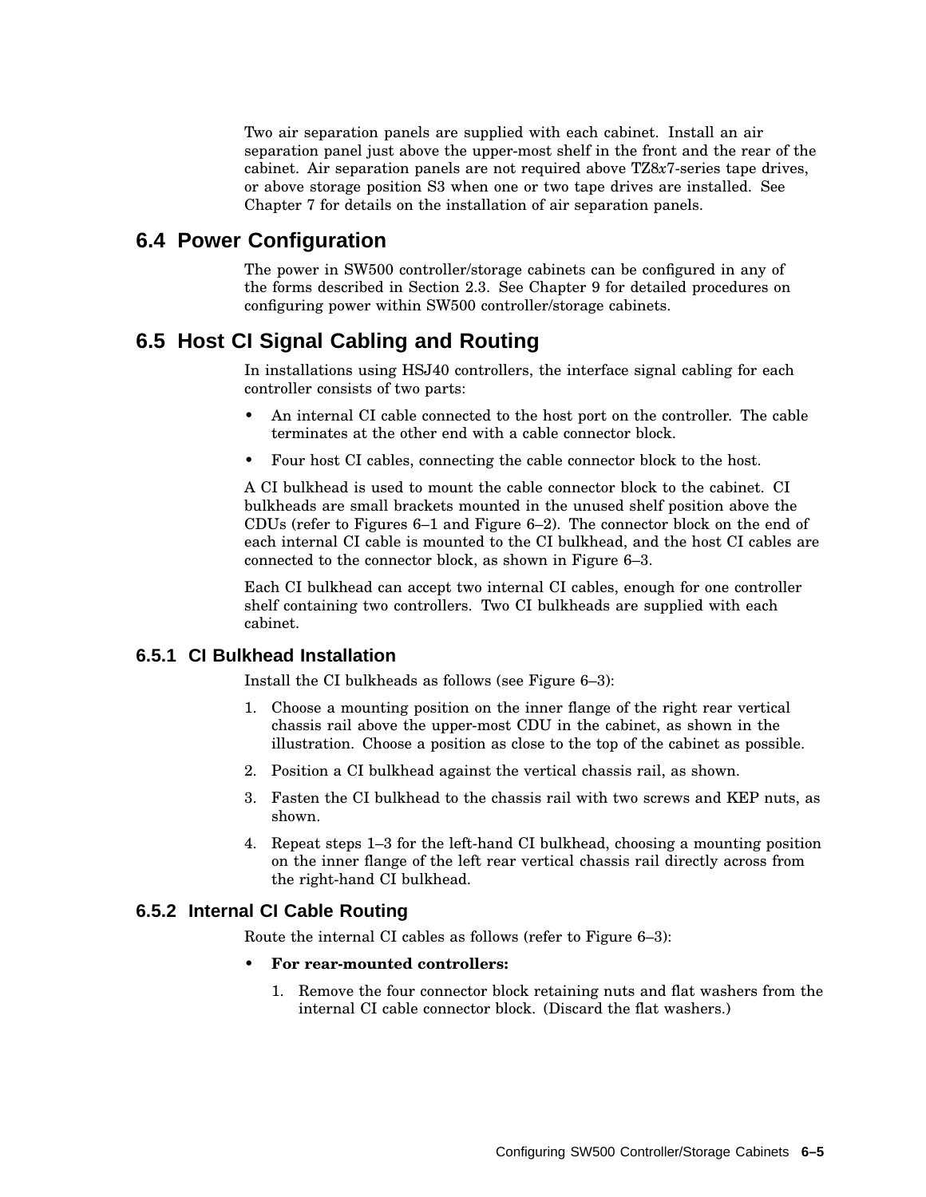Two air separation panels are supplied with each cabinet. Install an air separation panel just above the upper-most shelf in the front and the rear of the cabinet. Air separation panels are not required above TZ8*x*7-series tape drives, or above storage position S3 when one or two tape drives are installed. See Chapter 7 for details on the installation of air separation panels.

## 6.4 Power Configuration

The power in SW500 controller/storage cabinets can be configured in any of the forms described in Section 2.3. See Chapter 9 for detailed procedures on configuring power within SW500 controller/storage cabinets.

## 6.5 Host CI Signal Cabling and Routing

In installations using HSJ40 controllers, the interface signal cabling for each controller consists of two parts:

- An internal CI cable connected to the host port on the controller. The cable terminates at the other end with a cable connector block.
- Four host CI cables, connecting the cable connector block to the host.

A CI bulkhead is used to mount the cable connector block to the cabinet. CI bulkheads are small brackets mounted in the unused shelf position above the CDUs (refer to Figures 6–1 and Figure 6–2). The connector block on the end of each internal CI cable is mounted to the CI bulkhead, and the host CI cables are connected to the connector block, as shown in Figure 6–3.

Each CI bulkhead can accept two internal CI cables, enough for one controller shelf containing two controllers. Two CI bulkheads are supplied with each cabinet.

### 6.5.1 CI Bulkhead Installation

Install the CI bulkheads as follows (see Figure 6–3):

1. Choose a mounting position on the inner flange of the right rear vertical chassis rail above the upper-most CDU in the cabinet, as shown in the illustration. Choose a position as close to the top of the cabinet as possible.
2. Position a CI bulkhead against the vertical chassis rail, as shown.
3. Fasten the CI bulkhead to the chassis rail with two screws and KEP nuts, as shown.
4. Repeat steps 1–3 for the left-hand CI bulkhead, choosing a mounting position on the inner flange of the left rear vertical chassis rail directly across from the right-hand CI bulkhead.

### 6.5.2 Internal CI Cable Routing

Route the internal CI cables as follows (refer to Figure 6–3):

- **For rear-mounted controllers:**
  1. Remove the four connector block retaining nuts and flat washers from the internal CI cable connector block. (Discard the flat washers.)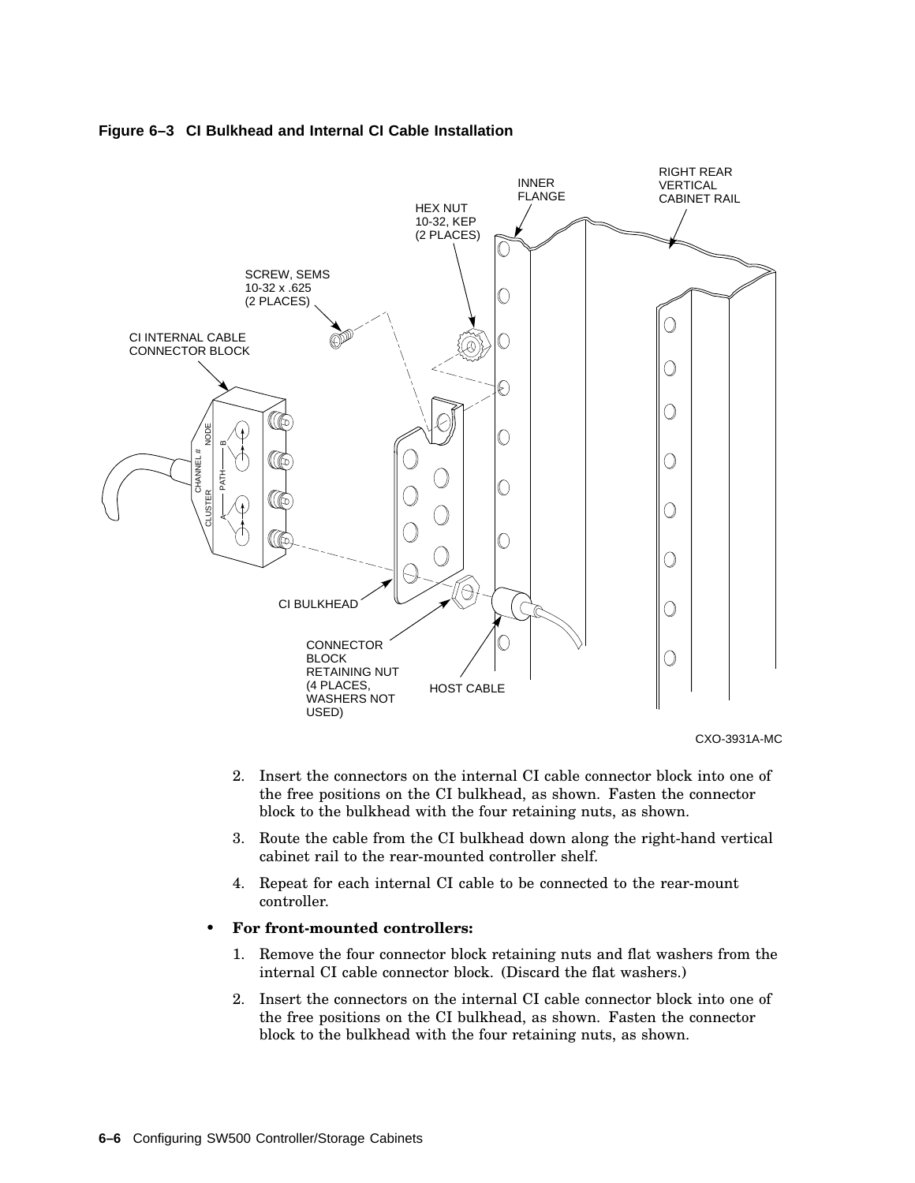**Figure 6–3 CI Bulkhead and Internal CI Cable Installation**

2. Insert the connectors on the internal CI cable connector block into one of the free positions on the CI bulkhead, as shown. Fasten the connector block to the bulkhead with the four retaining nuts, as shown.
3. Route the cable from the CI bulkhead down along the right-hand vertical cabinet rail to the rear-mounted controller shelf.
4. Repeat for each internal CI cable to be connected to the rear-mount controller.

- **For front-mounted controllers:**
  1. Remove the four connector block retaining nuts and flat washers from the internal CI cable connector block. (Discard the flat washers.)
  2. Insert the connectors on the internal CI cable connector block into one of the free positions on the CI bulkhead, as shown. Fasten the connector block to the bulkhead with the four retaining nuts, as shown.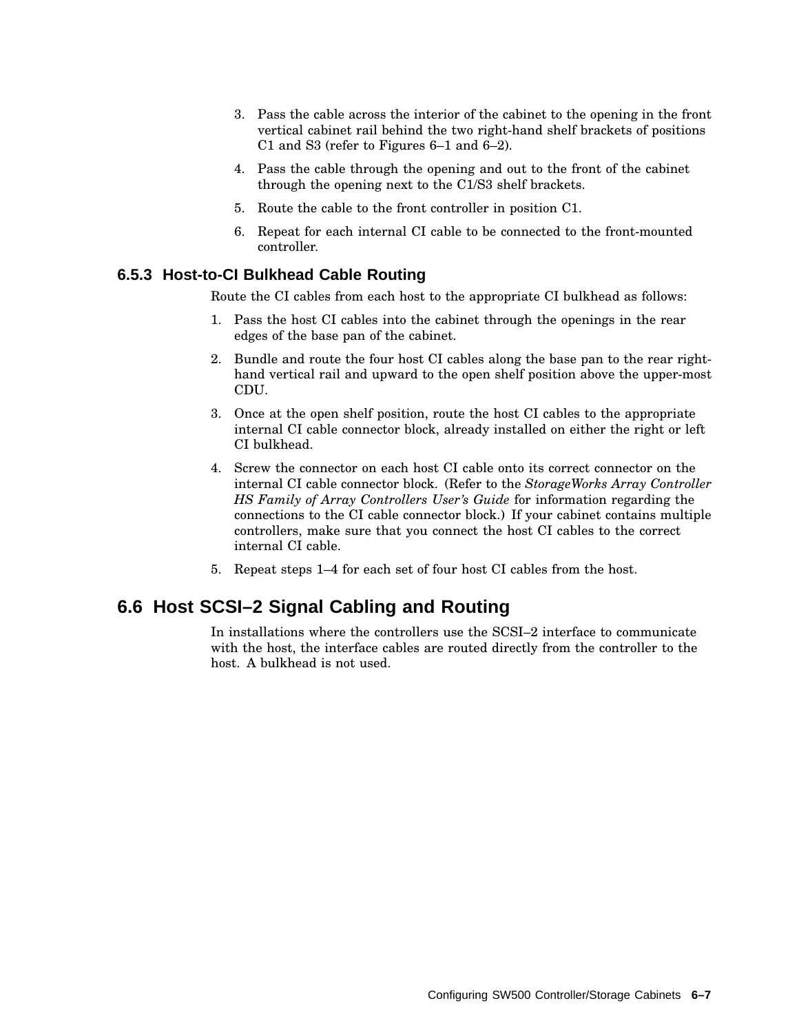3. Pass the cable across the interior of the cabinet to the opening in the front vertical cabinet rail behind the two right-hand shelf brackets of positions C1 and S3 (refer to Figures 6–1 and 6–2).
4. Pass the cable through the opening and out to the front of the cabinet through the opening next to the C1/S3 shelf brackets.
5. Route the cable to the front controller in position C1.
6. Repeat for each internal CI cable to be connected to the front-mounted controller.

### 6.5.3 Host-to-CI Bulkhead Cable Routing

Route the CI cables from each host to the appropriate CI bulkhead as follows:

1. Pass the host CI cables into the cabinet through the openings in the rear edges of the base pan of the cabinet.
2. Bundle and route the four host CI cables along the base pan to the rear right-hand vertical rail and upward to the open shelf position above the upper-most CDU.
3. Once at the open shelf position, route the host CI cables to the appropriate internal CI cable connector block, already installed on either the right or left CI bulkhead.
4. Screw the connector on each host CI cable onto its correct connector on the internal CI cable connector block. (Refer to the *StorageWorks Array Controller HS Family of Array Controllers User's Guide* for information regarding the connections to the CI cable connector block.) If your cabinet contains multiple controllers, make sure that you connect the host CI cables to the correct internal CI cable.
5. Repeat steps 1–4 for each set of four host CI cables from the host.

## 6.6 Host SCSI–2 Signal Cabling and Routing

In installations where the controllers use the SCSI–2 interface to communicate with the host, the interface cables are routed directly from the controller to the host. A bulkhead is not used.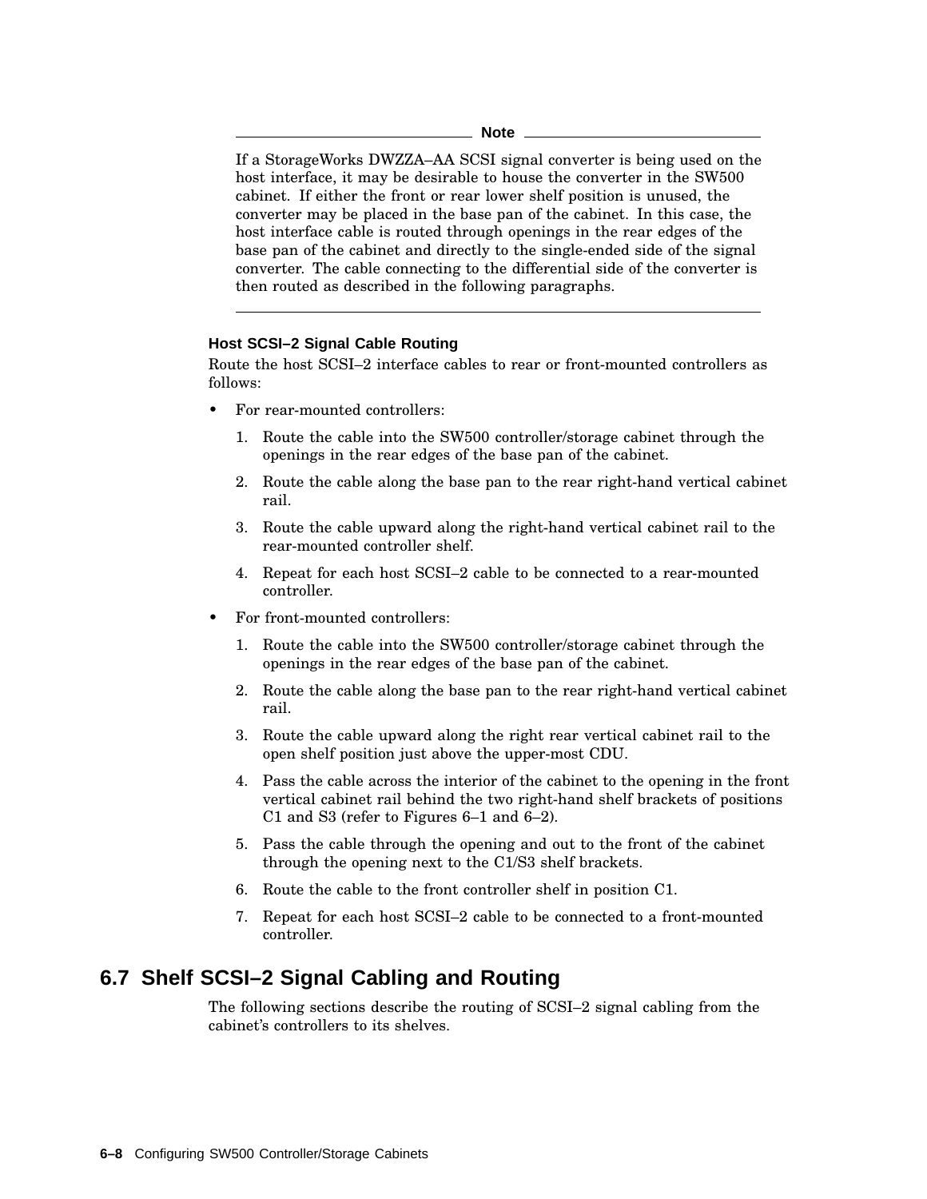**Note**

If a StorageWorks DWZZA–AA SCSI signal converter is being used on the host interface, it may be desirable to house the converter in the SW500 cabinet. If either the front or rear lower shelf position is unused, the converter may be placed in the base pan of the cabinet. In this case, the host interface cable is routed through openings in the rear edges of the base pan of the cabinet and directly to the single-ended side of the signal converter. The cable connecting to the differential side of the converter is then routed as described in the following paragraphs.

---

### Host SCSI–2 Signal Cable Routing

Route the host SCSI–2 interface cables to rear or front-mounted controllers as follows:

- For rear-mounted controllers:
  1. Route the cable into the SW500 controller/storage cabinet through the openings in the rear edges of the base pan of the cabinet.
  2. Route the cable along the base pan to the rear right-hand vertical cabinet rail.
  3. Route the cable upward along the right-hand vertical cabinet rail to the rear-mounted controller shelf.
  4. Repeat for each host SCSI–2 cable to be connected to a rear-mounted controller.
- For front-mounted controllers:
  1. Route the cable into the SW500 controller/storage cabinet through the openings in the rear edges of the base pan of the cabinet.
  2. Route the cable along the base pan to the rear right-hand vertical cabinet rail.
  3. Route the cable upward along the right rear vertical cabinet rail to the open shelf position just above the upper-most CDU.
  4. Pass the cable across the interior of the cabinet to the opening in the front vertical cabinet rail behind the two right-hand shelf brackets of positions C1 and S3 (refer to Figures 6–1 and 6–2).
  5. Pass the cable through the opening and out to the front of the cabinet through the opening next to the C1/S3 shelf brackets.
  6. Route the cable to the front controller shelf in position C1.
  7. Repeat for each host SCSI–2 cable to be connected to a front-mounted controller.

## 6.7 Shelf SCSI–2 Signal Cabling and Routing

The following sections describe the routing of SCSI–2 signal cabling from the cabinet's controllers to its shelves.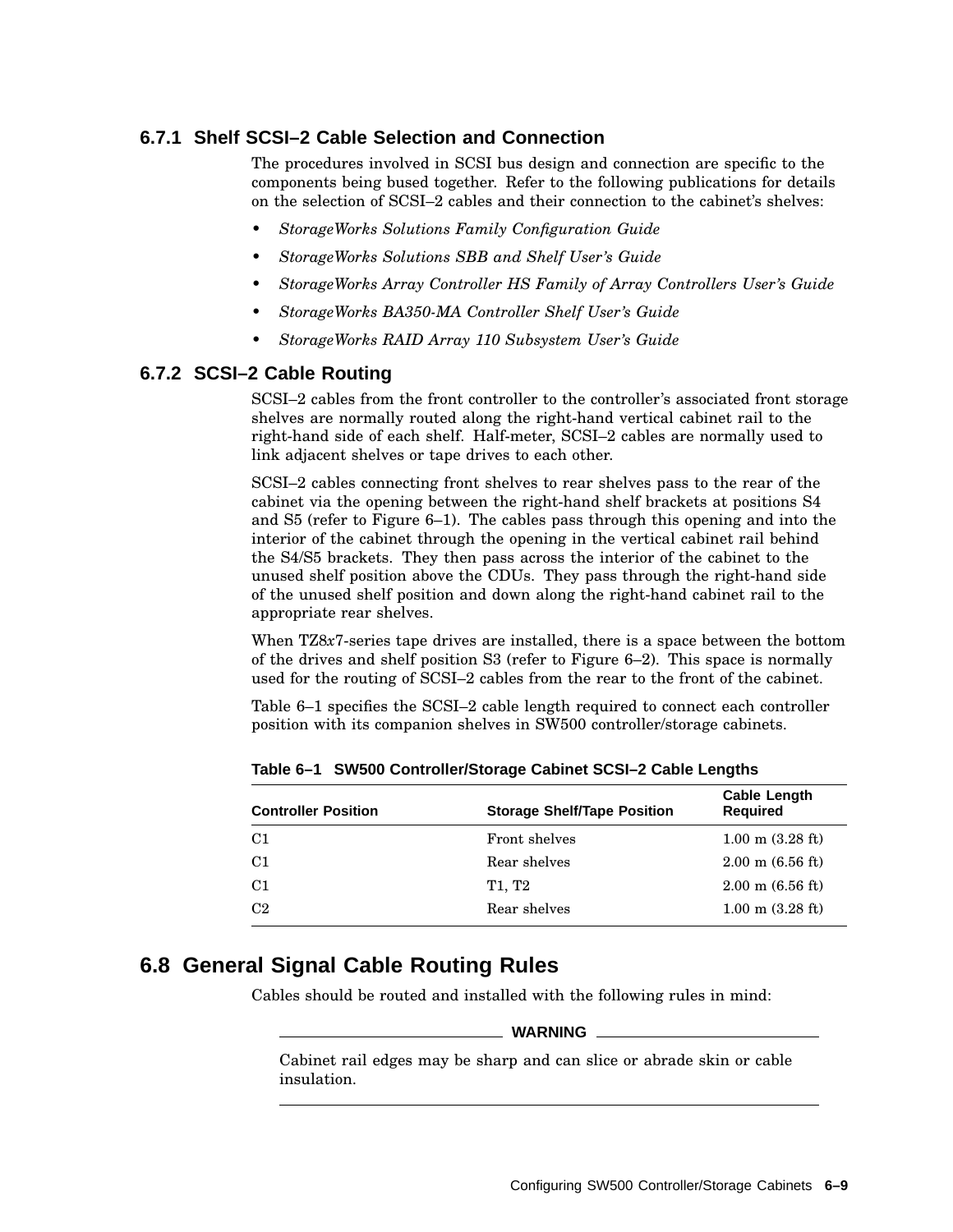### 6.7.1 Shelf SCSI–2 Cable Selection and Connection

The procedures involved in SCSI bus design and connection are specific to the components being bused together. Refer to the following publications for details on the selection of SCSI–2 cables and their connection to the cabinet's shelves:

- *StorageWorks Solutions Family Configuration Guide*
- *StorageWorks Solutions SBB and Shelf User's Guide*
- *StorageWorks Array Controller HS Family of Array Controllers User's Guide*
- *StorageWorks BA350-MA Controller Shelf User's Guide*
- *StorageWorks RAID Array 110 Subsystem User's Guide*

### 6.7.2 SCSI–2 Cable Routing

SCSI–2 cables from the front controller to the controller's associated front storage shelves are normally routed along the right-hand vertical cabinet rail to the right-hand side of each shelf. Half-meter, SCSI–2 cables are normally used to link adjacent shelves or tape drives to each other.

SCSI–2 cables connecting front shelves to rear shelves pass to the rear of the cabinet via the opening between the right-hand shelf brackets at positions S4 and S5 (refer to Figure 6–1). The cables pass through this opening and into the interior of the cabinet through the opening in the vertical cabinet rail behind the S4/S5 brackets. They then pass across the interior of the cabinet to the unused shelf position above the CDUs. They pass through the right-hand side of the unused shelf position and down along the right-hand cabinet rail to the appropriate rear shelves.

When TZ8*x*7-series tape drives are installed, there is a space between the bottom of the drives and shelf position S3 (refer to Figure 6–2). This space is normally used for the routing of SCSI–2 cables from the rear to the front of the cabinet.

Table 6–1 specifies the SCSI–2 cable length required to connect each controller position with its companion shelves in SW500 controller/storage cabinets.

**Table 6–1 SW500 Controller/Storage Cabinet SCSI–2 Cable Lengths**

| Controller Position | Storage Shelf/Tape Position | Cable Length Required |
|---|---|---|
| C1 | Front shelves | 1.00 m (3.28 ft) |
| C1 | Rear shelves | 2.00 m (6.56 ft) |
| C1 | T1, T2 | 2.00 m (6.56 ft) |
| C2 | Rear shelves | 1.00 m (3.28 ft) |

## 6.8 General Signal Cable Routing Rules

Cables should be routed and installed with the following rules in mind:

**WARNING**

Cabinet rail edges may be sharp and can slice or abrade skin or cable insulation.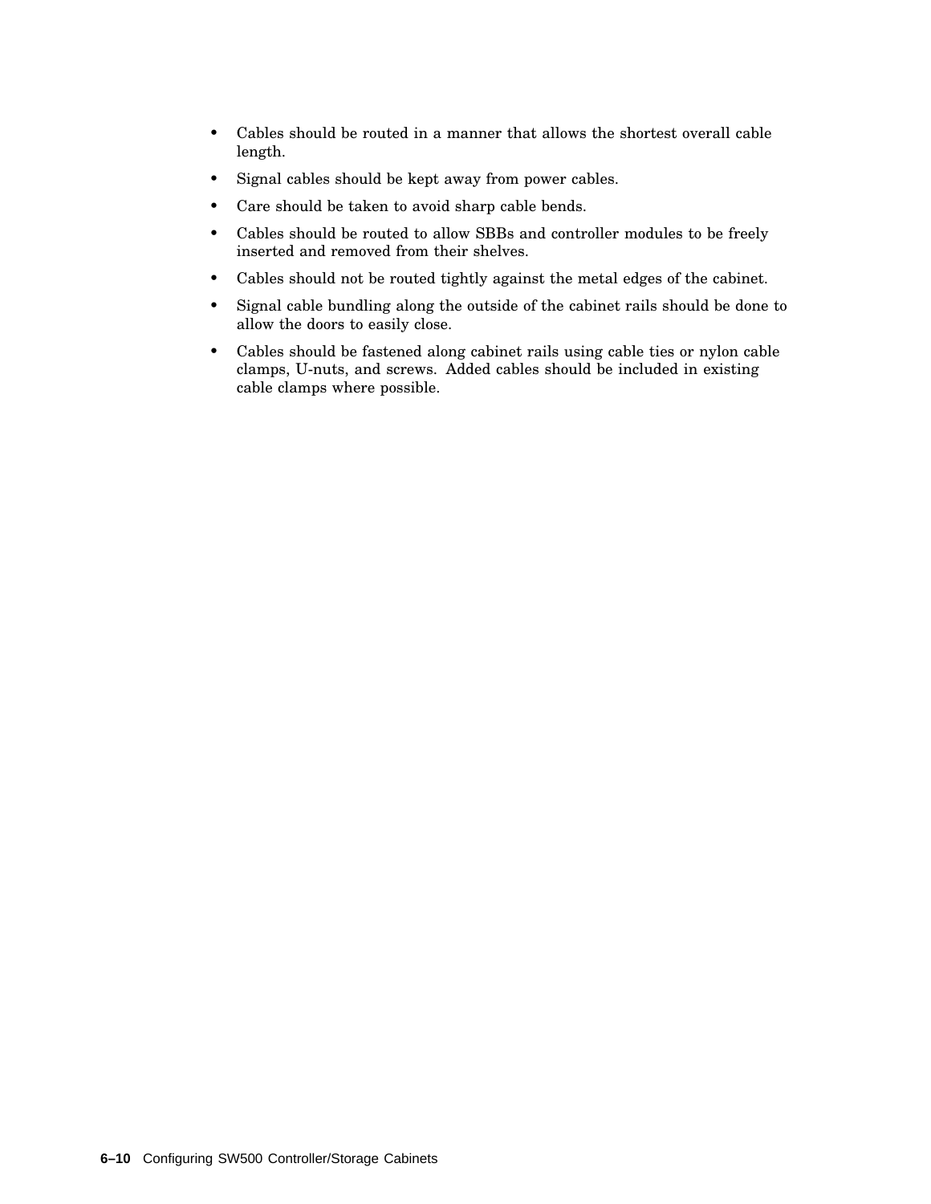- Cables should be routed in a manner that allows the shortest overall cable length.
- Signal cables should be kept away from power cables.
- Care should be taken to avoid sharp cable bends.
- Cables should be routed to allow SBBs and controller modules to be freely inserted and removed from their shelves.
- Cables should not be routed tightly against the metal edges of the cabinet.
- Signal cable bundling along the outside of the cabinet rails should be done to allow the doors to easily close.
- Cables should be fastened along cabinet rails using cable ties or nylon cable clamps, U-nuts, and screws. Added cables should be included in existing cable clamps where possible.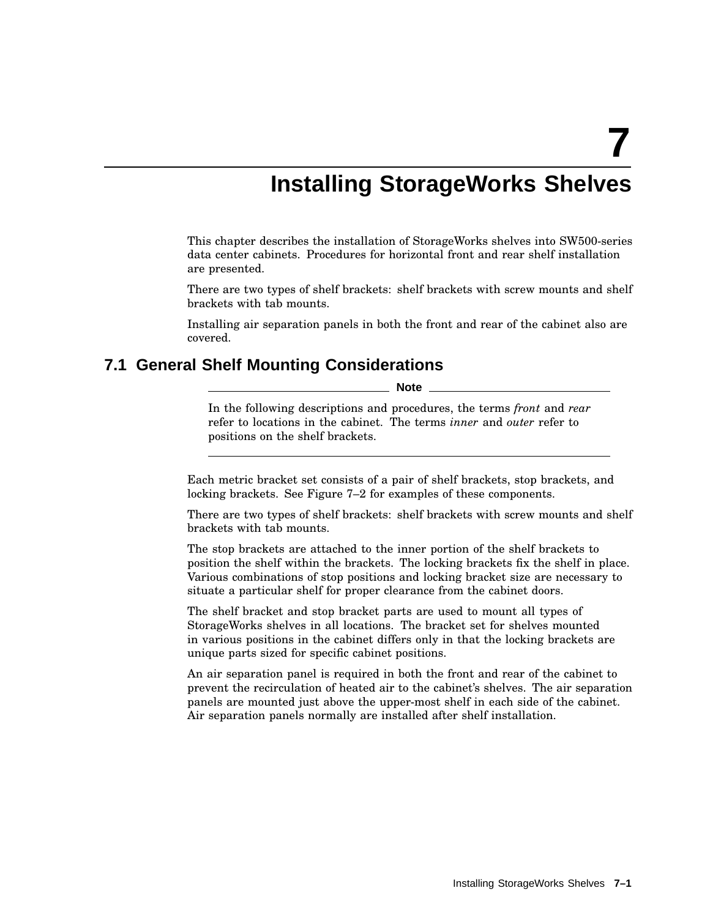# 7 Installing StorageWorks Shelves

This chapter describes the installation of StorageWorks shelves into SW500-series data center cabinets. Procedures for horizontal front and rear shelf installation are presented.

There are two types of shelf brackets: shelf brackets with screw mounts and shelf brackets with tab mounts.

Installing air separation panels in both the front and rear of the cabinet also are covered.

## 7.1 General Shelf Mounting Considerations

---

**Note**

In the following descriptions and procedures, the terms *front* and *rear* refer to locations in the cabinet. The terms *inner* and *outer* refer to positions on the shelf brackets.

---

Each metric bracket set consists of a pair of shelf brackets, stop brackets, and locking brackets. See Figure 7–2 for examples of these components.

There are two types of shelf brackets: shelf brackets with screw mounts and shelf brackets with tab mounts.

The stop brackets are attached to the inner portion of the shelf brackets to position the shelf within the brackets. The locking brackets fix the shelf in place. Various combinations of stop positions and locking bracket size are necessary to situate a particular shelf for proper clearance from the cabinet doors.

The shelf bracket and stop bracket parts are used to mount all types of StorageWorks shelves in all locations. The bracket set for shelves mounted in various positions in the cabinet differs only in that the locking brackets are unique parts sized for specific cabinet positions.

An air separation panel is required in both the front and rear of the cabinet to prevent the recirculation of heated air to the cabinet's shelves. The air separation panels are mounted just above the upper-most shelf in each side of the cabinet. Air separation panels normally are installed after shelf installation.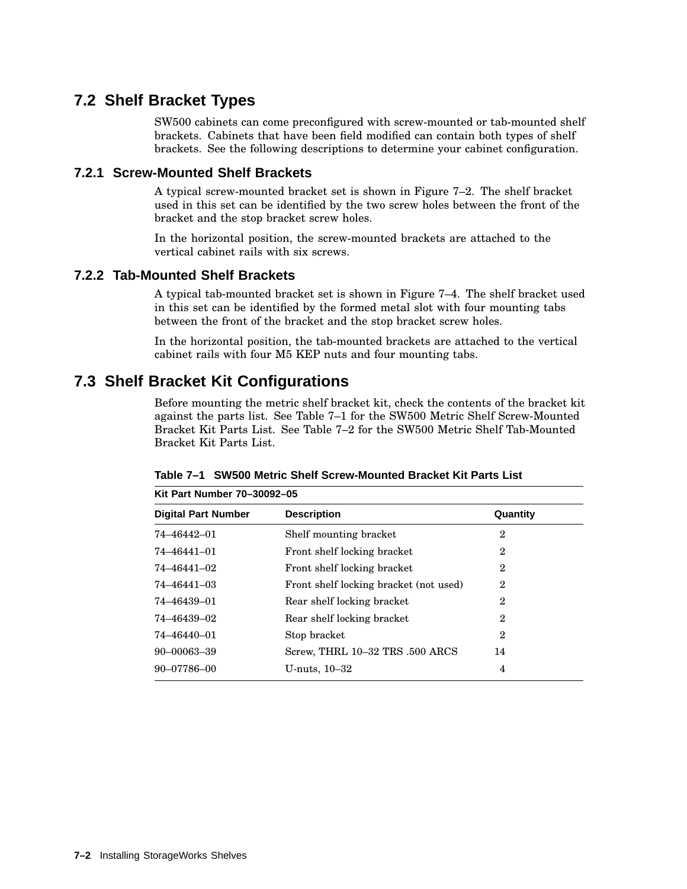## 7.2 Shelf Bracket Types

SW500 cabinets can come preconfigured with screw-mounted or tab-mounted shelf brackets. Cabinets that have been field modified can contain both types of shelf brackets. See the following descriptions to determine your cabinet configuration.

### 7.2.1 Screw-Mounted Shelf Brackets

A typical screw-mounted bracket set is shown in Figure 7–2. The shelf bracket used in this set can be identified by the two screw holes between the front of the bracket and the stop bracket screw holes.

In the horizontal position, the screw-mounted brackets are attached to the vertical cabinet rails with six screws.

### 7.2.2 Tab-Mounted Shelf Brackets

A typical tab-mounted bracket set is shown in Figure 7–4. The shelf bracket used in this set can be identified by the formed metal slot with four mounting tabs between the front of the bracket and the stop bracket screw holes.

In the horizontal position, the tab-mounted brackets are attached to the vertical cabinet rails with four M5 KEP nuts and four mounting tabs.

## 7.3 Shelf Bracket Kit Configurations

Before mounting the metric shelf bracket kit, check the contents of the bracket kit against the parts list. See Table 7–1 for the SW500 Metric Shelf Screw-Mounted Bracket Kit Parts List. See Table 7–2 for the SW500 Metric Shelf Tab-Mounted Bracket Kit Parts List.

**Table 7–1 SW500 Metric Shelf Screw-Mounted Bracket Kit Parts List**

**Kit Part Number 70–30092–05**

| Digital Part Number | Description | Quantity |
|---|---|---|
| 74–46442–01 | Shelf mounting bracket | 2 |
| 74–46441–01 | Front shelf locking bracket | 2 |
| 74–46441–02 | Front shelf locking bracket | 2 |
| 74–46441–03 | Front shelf locking bracket (not used) | 2 |
| 74–46439–01 | Rear shelf locking bracket | 2 |
| 74–46439–02 | Rear shelf locking bracket | 2 |
| 74–46440–01 | Stop bracket | 2 |
| 90–00063–39 | Screw, THRL 10–32 TRS .500 ARCS | 14 |
| 90–07786–00 | U-nuts, 10–32 | 4 |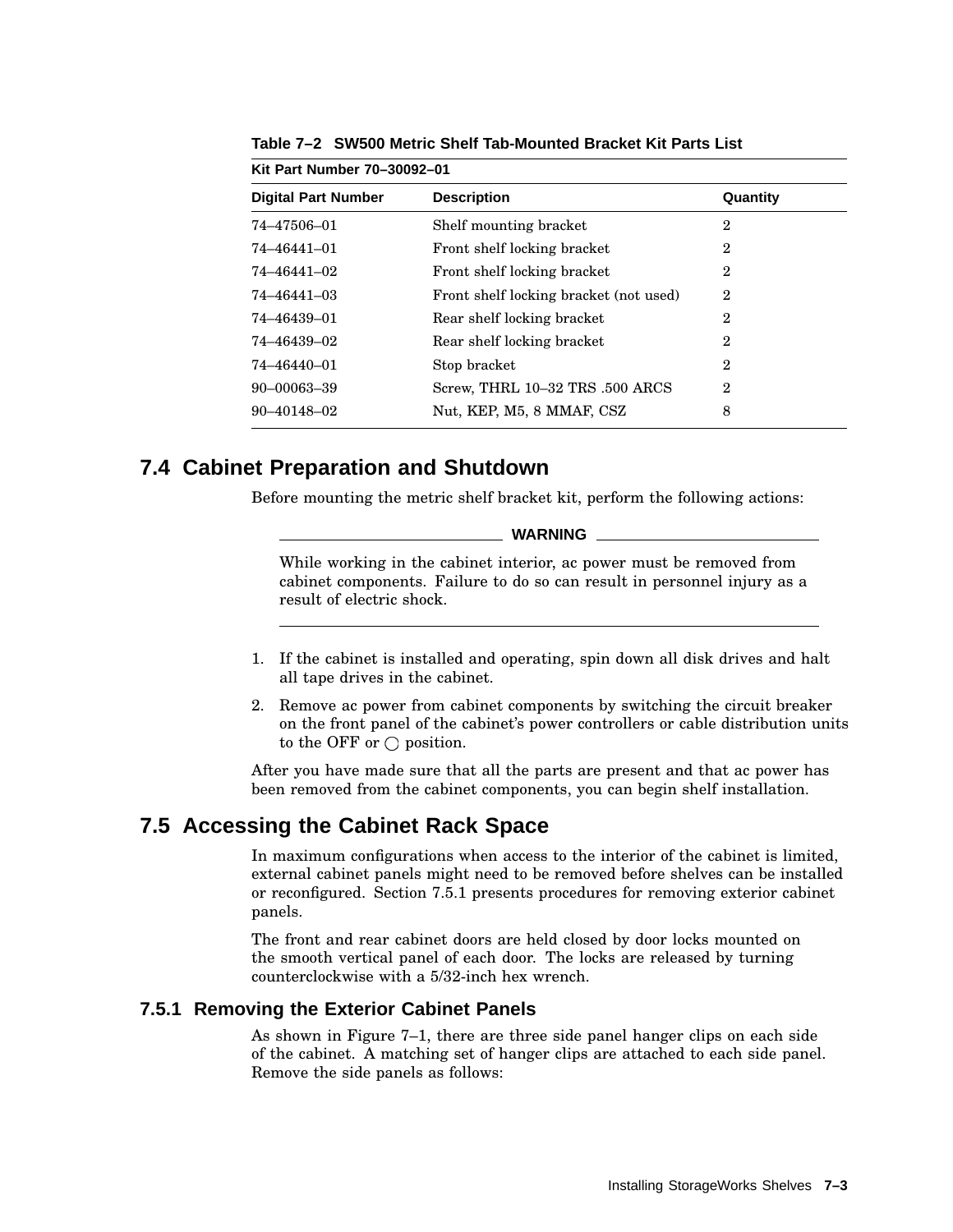**Table 7–2 SW500 Metric Shelf Tab-Mounted Bracket Kit Parts List**

**Kit Part Number 70–30092–01**

| Digital Part Number | Description | Quantity |
|---|---|---|
| 74–47506–01 | Shelf mounting bracket | 2 |
| 74–46441–01 | Front shelf locking bracket | 2 |
| 74–46441–02 | Front shelf locking bracket | 2 |
| 74–46441–03 | Front shelf locking bracket (not used) | 2 |
| 74–46439–01 | Rear shelf locking bracket | 2 |
| 74–46439–02 | Rear shelf locking bracket | 2 |
| 74–46440–01 | Stop bracket | 2 |
| 90–00063–39 | Screw, THRL 10–32 TRS .500 ARCS | 2 |
| 90–40148–02 | Nut, KEP, M5, 8 MMAF, CSZ | 8 |

## 7.4 Cabinet Preparation and Shutdown

Before mounting the metric shelf bracket kit, perform the following actions:

**WARNING**

While working in the cabinet interior, ac power must be removed from cabinet components. Failure to do so can result in personnel injury as a result of electric shock.

1. If the cabinet is installed and operating, spin down all disk drives and halt all tape drives in the cabinet.
2. Remove ac power from cabinet components by switching the circuit breaker on the front panel of the cabinet's power controllers or cable distribution units to the OFF or ◯ position.

After you have made sure that all the parts are present and that ac power has been removed from the cabinet components, you can begin shelf installation.

## 7.5 Accessing the Cabinet Rack Space

In maximum configurations when access to the interior of the cabinet is limited, external cabinet panels might need to be removed before shelves can be installed or reconfigured. Section 7.5.1 presents procedures for removing exterior cabinet panels.

The front and rear cabinet doors are held closed by door locks mounted on the smooth vertical panel of each door. The locks are released by turning counterclockwise with a 5/32-inch hex wrench.

### 7.5.1 Removing the Exterior Cabinet Panels

As shown in Figure 7–1, there are three side panel hanger clips on each side of the cabinet. A matching set of hanger clips are attached to each side panel. Remove the side panels as follows: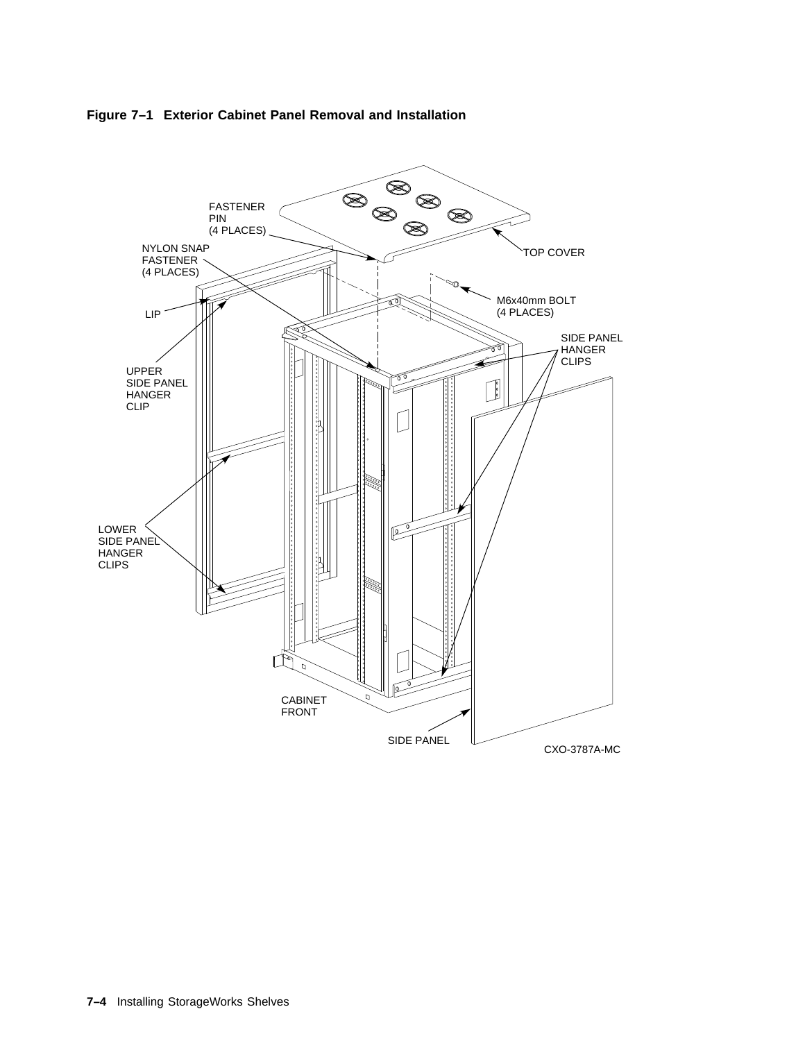**Figure 7–1 Exterior Cabinet Panel Removal and Installation**

FASTENER PIN (4 PLACES)

NYLON SNAP FASTENER (4 PLACES)

TOP COVER

M6x40mm BOLT (4 PLACES)

LIP

UPPER SIDE PANEL HANGER CLIP

SIDE PANEL HANGER CLIPS

LOWER SIDE PANEL HANGER CLIPS

CABINET FRONT

SIDE PANEL

CXO-3787A-MC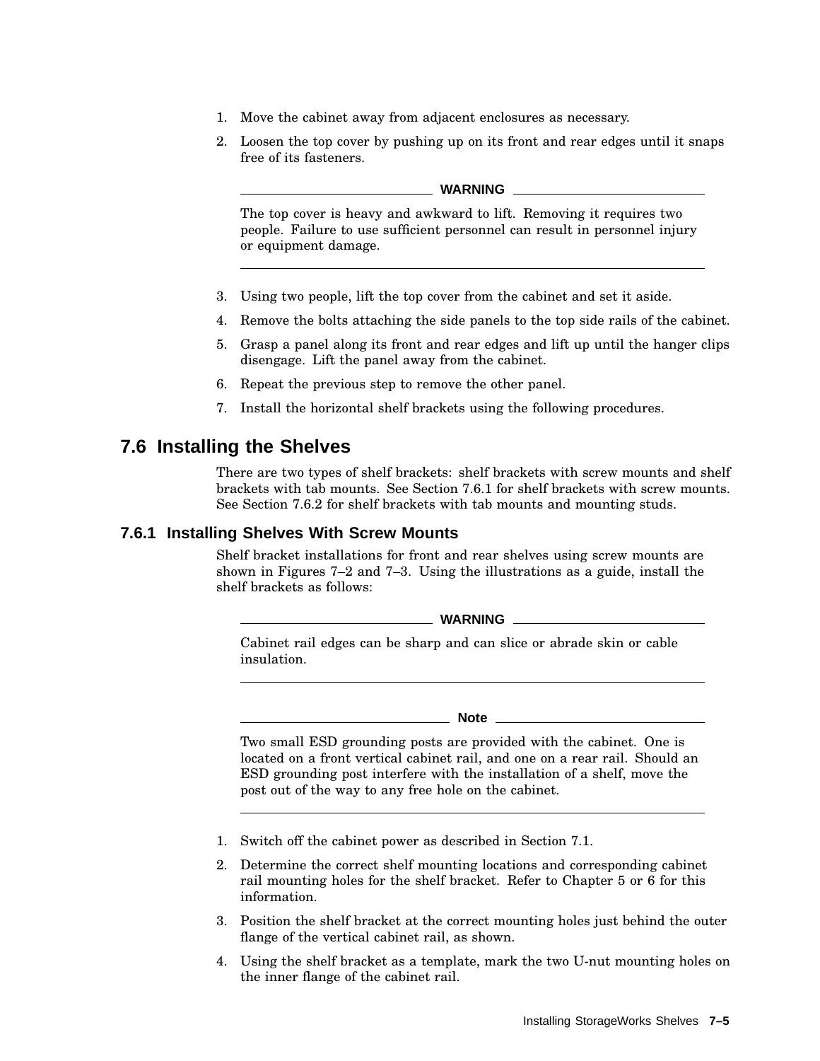1. Move the cabinet away from adjacent enclosures as necessary.
2. Loosen the top cover by pushing up on its front and rear edges until it snaps free of its fasteners.

**WARNING**

The top cover is heavy and awkward to lift. Removing it requires two people. Failure to use sufficient personnel can result in personnel injury or equipment damage.

3. Using two people, lift the top cover from the cabinet and set it aside.
4. Remove the bolts attaching the side panels to the top side rails of the cabinet.
5. Grasp a panel along its front and rear edges and lift up until the hanger clips disengage. Lift the panel away from the cabinet.
6. Repeat the previous step to remove the other panel.
7. Install the horizontal shelf brackets using the following procedures.

## 7.6 Installing the Shelves

There are two types of shelf brackets: shelf brackets with screw mounts and shelf brackets with tab mounts. See Section 7.6.1 for shelf brackets with screw mounts. See Section 7.6.2 for shelf brackets with tab mounts and mounting studs.

### 7.6.1 Installing Shelves With Screw Mounts

Shelf bracket installations for front and rear shelves using screw mounts are shown in Figures 7–2 and 7–3. Using the illustrations as a guide, install the shelf brackets as follows:

**WARNING**

Cabinet rail edges can be sharp and can slice or abrade skin or cable insulation.

**Note**

Two small ESD grounding posts are provided with the cabinet. One is located on a front vertical cabinet rail, and one on a rear rail. Should an ESD grounding post interfere with the installation of a shelf, move the post out of the way to any free hole on the cabinet.

1. Switch off the cabinet power as described in Section 7.1.
2. Determine the correct shelf mounting locations and corresponding cabinet rail mounting holes for the shelf bracket. Refer to Chapter 5 or 6 for this information.
3. Position the shelf bracket at the correct mounting holes just behind the outer flange of the vertical cabinet rail, as shown.
4. Using the shelf bracket as a template, mark the two U-nut mounting holes on the inner flange of the cabinet rail.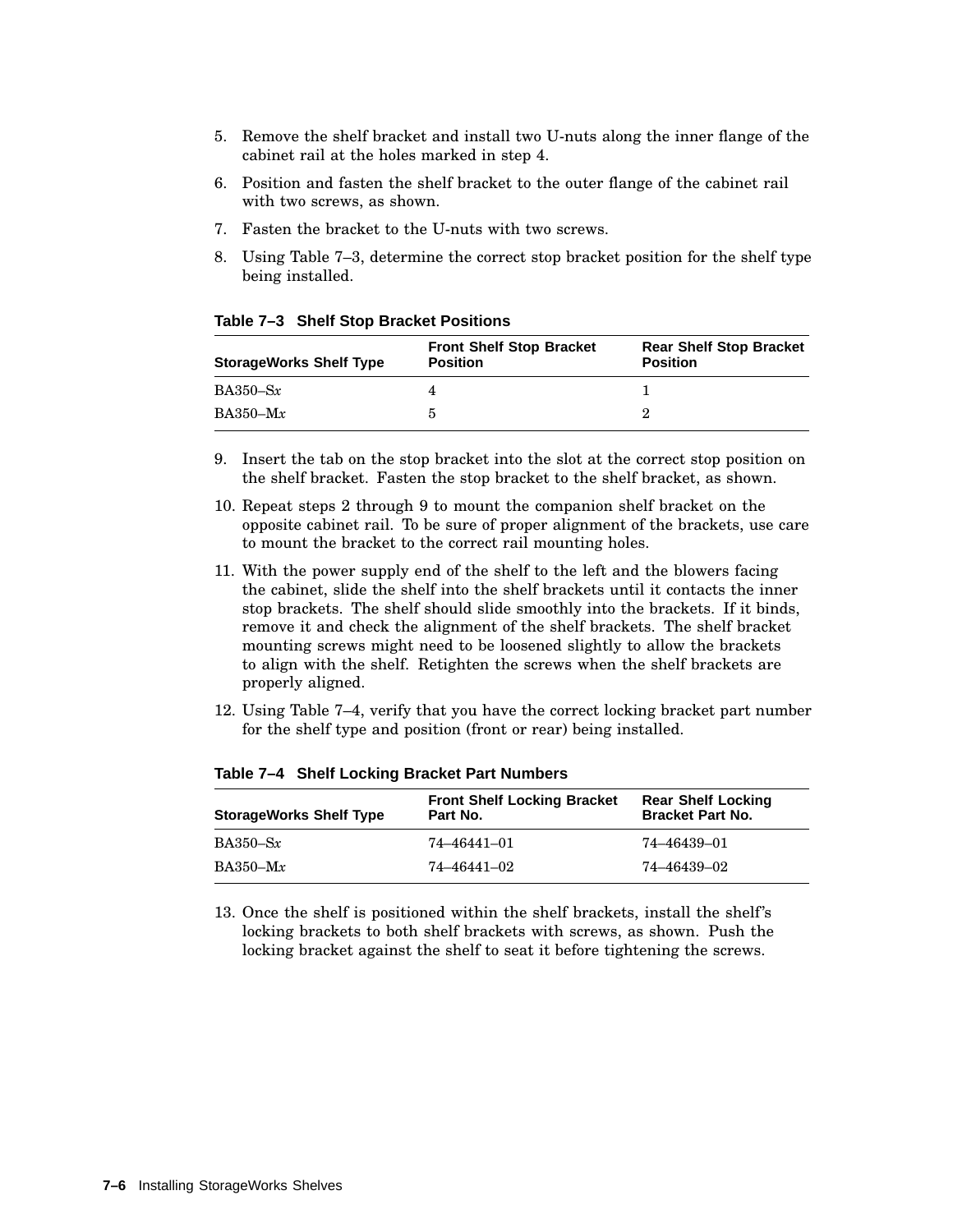5. Remove the shelf bracket and install two U-nuts along the inner flange of the cabinet rail at the holes marked in step 4.
6. Position and fasten the shelf bracket to the outer flange of the cabinet rail with two screws, as shown.
7. Fasten the bracket to the U-nuts with two screws.
8. Using Table 7–3, determine the correct stop bracket position for the shelf type being installed.

**Table 7–3 Shelf Stop Bracket Positions**

| StorageWorks Shelf Type | Front Shelf Stop Bracket Position | Rear Shelf Stop Bracket Position |
|---|---|---|
| BA350–S*x* | 4 | 1 |
| BA350–M*x* | 5 | 2 |

9. Insert the tab on the stop bracket into the slot at the correct stop position on the shelf bracket. Fasten the stop bracket to the shelf bracket, as shown.
10. Repeat steps 2 through 9 to mount the companion shelf bracket on the opposite cabinet rail. To be sure of proper alignment of the brackets, use care to mount the bracket to the correct rail mounting holes.
11. With the power supply end of the shelf to the left and the blowers facing the cabinet, slide the shelf into the shelf brackets until it contacts the inner stop brackets. The shelf should slide smoothly into the brackets. If it binds, remove it and check the alignment of the shelf brackets. The shelf bracket mounting screws might need to be loosened slightly to allow the brackets to align with the shelf. Retighten the screws when the shelf brackets are properly aligned.
12. Using Table 7–4, verify that you have the correct locking bracket part number for the shelf type and position (front or rear) being installed.

**Table 7–4 Shelf Locking Bracket Part Numbers**

| StorageWorks Shelf Type | Front Shelf Locking Bracket Part No. | Rear Shelf Locking Bracket Part No. |
|---|---|---|
| BA350–S*x* | 74–46441–01 | 74–46439–01 |
| BA350–M*x* | 74–46441–02 | 74–46439–02 |

13. Once the shelf is positioned within the shelf brackets, install the shelf's locking brackets to both shelf brackets with screws, as shown. Push the locking bracket against the shelf to seat it before tightening the screws.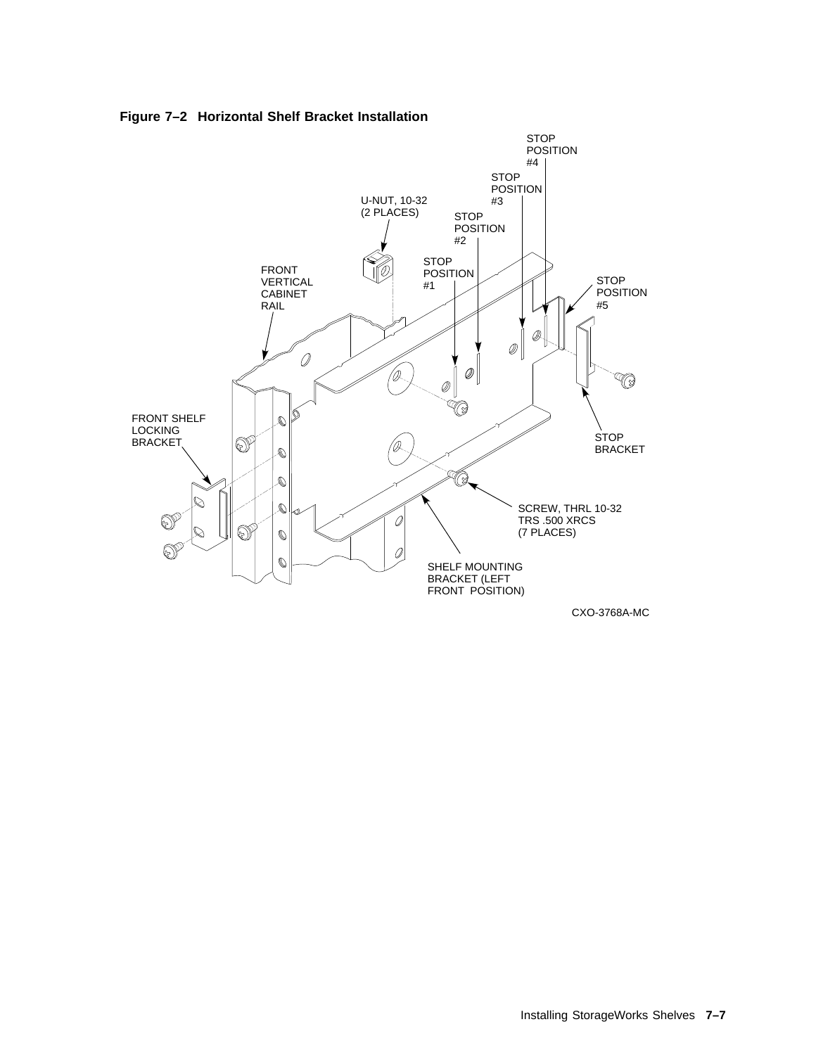**Figure 7–2 Horizontal Shelf Bracket Installation**

STOP POSITION #4

STOP POSITION #3

U-NUT, 10-32 (2 PLACES)

STOP POSITION #2

STOP POSITION #1

FRONT VERTICAL CABINET RAIL

STOP POSITION #5

FRONT SHELF LOCKING BRACKET

STOP BRACKET

SCREW, THRL 10-32 TRS .500 XRCS (7 PLACES)

SHELF MOUNTING BRACKET (LEFT FRONT POSITION)

CXO-3768A-MC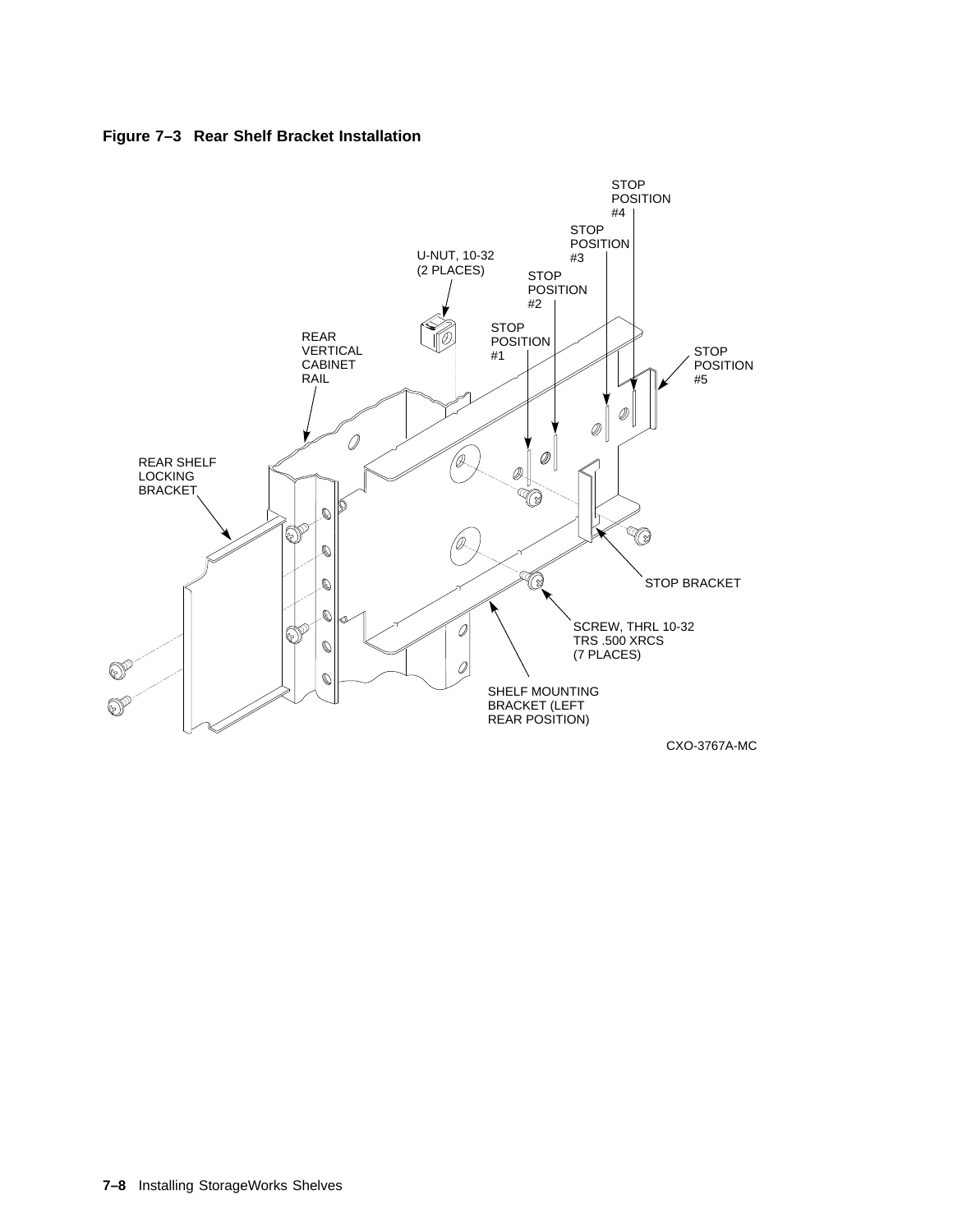**Figure 7–3 Rear Shelf Bracket Installation**

STOP POSITION #4

STOP POSITION #3

U-NUT, 10-32 (2 PLACES)

STOP POSITION #2

STOP POSITION #1

REAR VERTICAL CABINET RAIL

STOP POSITION #5

REAR SHELF LOCKING BRACKET

STOP BRACKET

SCREW, THRL 10-32 TRS .500 XRCS (7 PLACES)

SHELF MOUNTING BRACKET (LEFT REAR POSITION)

CXO-3767A-MC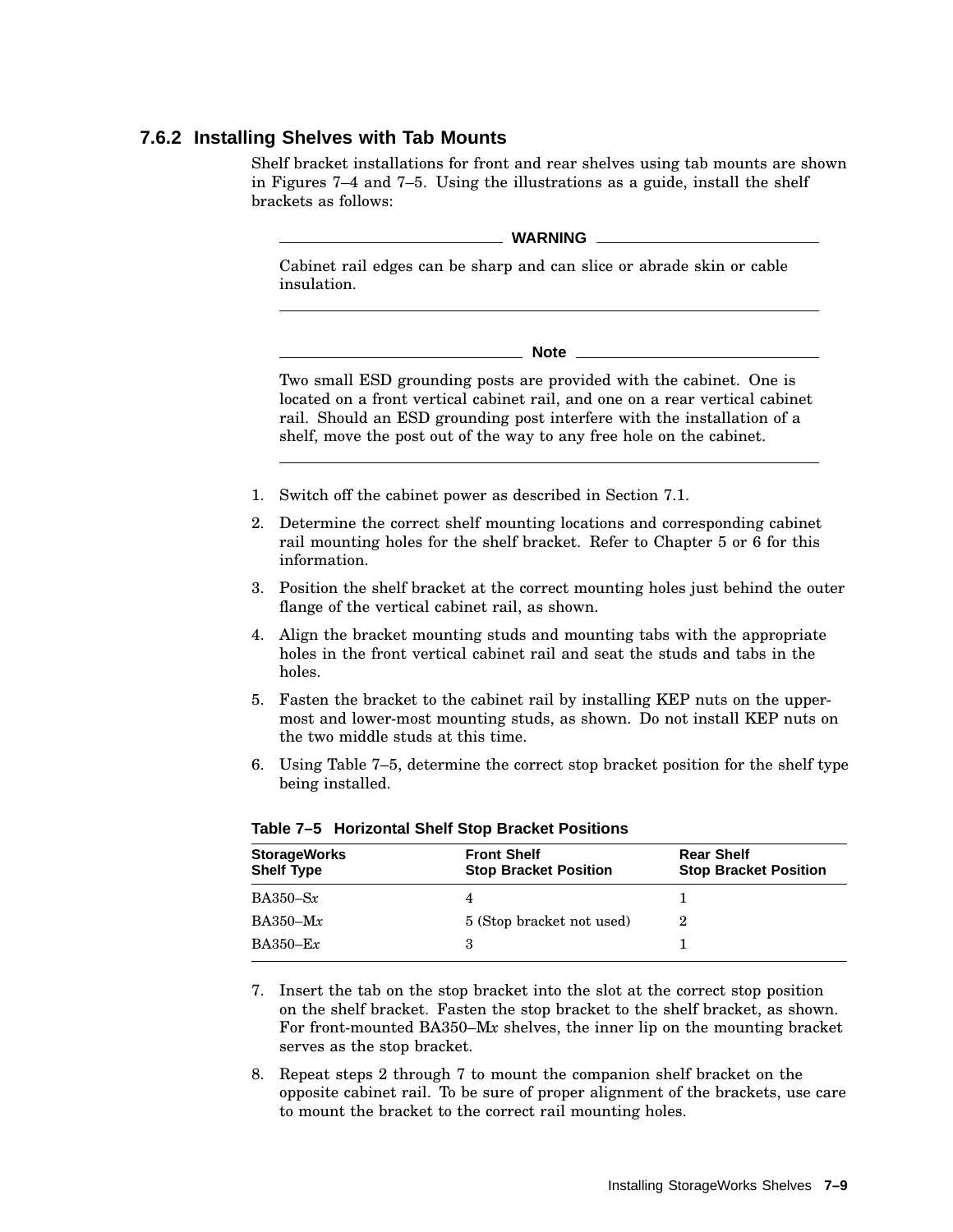### 7.6.2 Installing Shelves with Tab Mounts

Shelf bracket installations for front and rear shelves using tab mounts are shown in Figures 7–4 and 7–5. Using the illustrations as a guide, install the shelf brackets as follows:

**WARNING**

Cabinet rail edges can be sharp and can slice or abrade skin or cable insulation.

---

**Note**

Two small ESD grounding posts are provided with the cabinet. One is located on a front vertical cabinet rail, and one on a rear vertical cabinet rail. Should an ESD grounding post interfere with the installation of a shelf, move the post out of the way to any free hole on the cabinet.

---

1. Switch off the cabinet power as described in Section 7.1.
2. Determine the correct shelf mounting locations and corresponding cabinet rail mounting holes for the shelf bracket. Refer to Chapter 5 or 6 for this information.
3. Position the shelf bracket at the correct mounting holes just behind the outer flange of the vertical cabinet rail, as shown.
4. Align the bracket mounting studs and mounting tabs with the appropriate holes in the front vertical cabinet rail and seat the studs and tabs in the holes.
5. Fasten the bracket to the cabinet rail by installing KEP nuts on the upper-most and lower-most mounting studs, as shown. Do not install KEP nuts on the two middle studs at this time.
6. Using Table 7–5, determine the correct stop bracket position for the shelf type being installed.

**Table 7–5 Horizontal Shelf Stop Bracket Positions**

| StorageWorks Shelf Type | Front Shelf Stop Bracket Position | Rear Shelf Stop Bracket Position |
|---|---|---|
| BA350–S*x* | 4 | 1 |
| BA350–M*x* | 5 (Stop bracket not used) | 2 |
| BA350–E*x* | 3 | 1 |

7. Insert the tab on the stop bracket into the slot at the correct stop position on the shelf bracket. Fasten the stop bracket to the shelf bracket, as shown. For front-mounted BA350–M*x* shelves, the inner lip on the mounting bracket serves as the stop bracket.
8. Repeat steps 2 through 7 to mount the companion shelf bracket on the opposite cabinet rail. To be sure of proper alignment of the brackets, use care to mount the bracket to the correct rail mounting holes.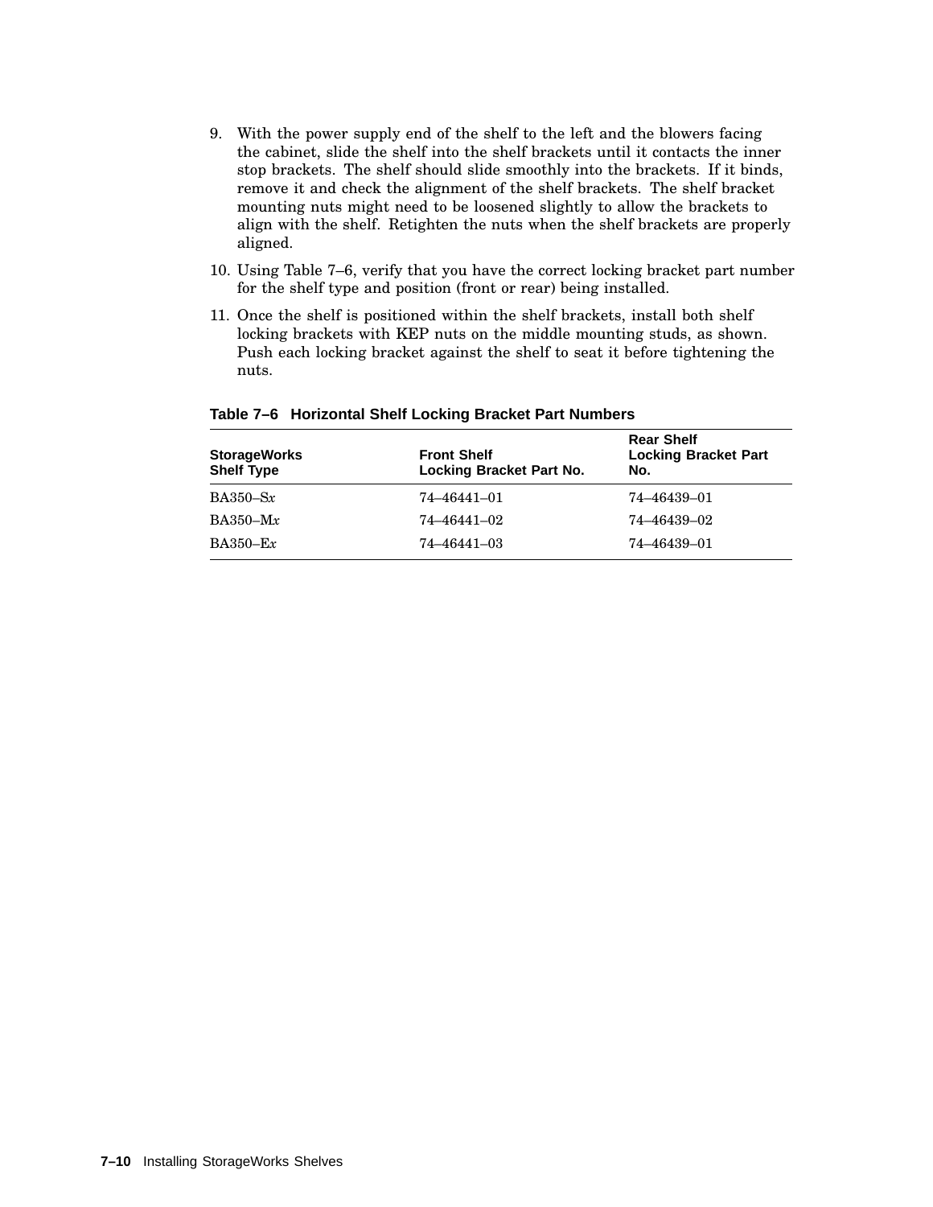9. With the power supply end of the shelf to the left and the blowers facing the cabinet, slide the shelf into the shelf brackets until it contacts the inner stop brackets. The shelf should slide smoothly into the brackets. If it binds, remove it and check the alignment of the shelf brackets. The shelf bracket mounting nuts might need to be loosened slightly to allow the brackets to align with the shelf. Retighten the nuts when the shelf brackets are properly aligned.
10. Using Table 7–6, verify that you have the correct locking bracket part number for the shelf type and position (front or rear) being installed.
11. Once the shelf is positioned within the shelf brackets, install both shelf locking brackets with KEP nuts on the middle mounting studs, as shown. Push each locking bracket against the shelf to seat it before tightening the nuts.

**Table 7–6 Horizontal Shelf Locking Bracket Part Numbers**

| StorageWorks Shelf Type | Front Shelf Locking Bracket Part No. | Rear Shelf Locking Bracket Part No. |
|---|---|---|
| BA350–S*x* | 74–46441–01 | 74–46439–01 |
| BA350–M*x* | 74–46441–02 | 74–46439–02 |
| BA350–E*x* | 74–46441–03 | 74–46439–01 |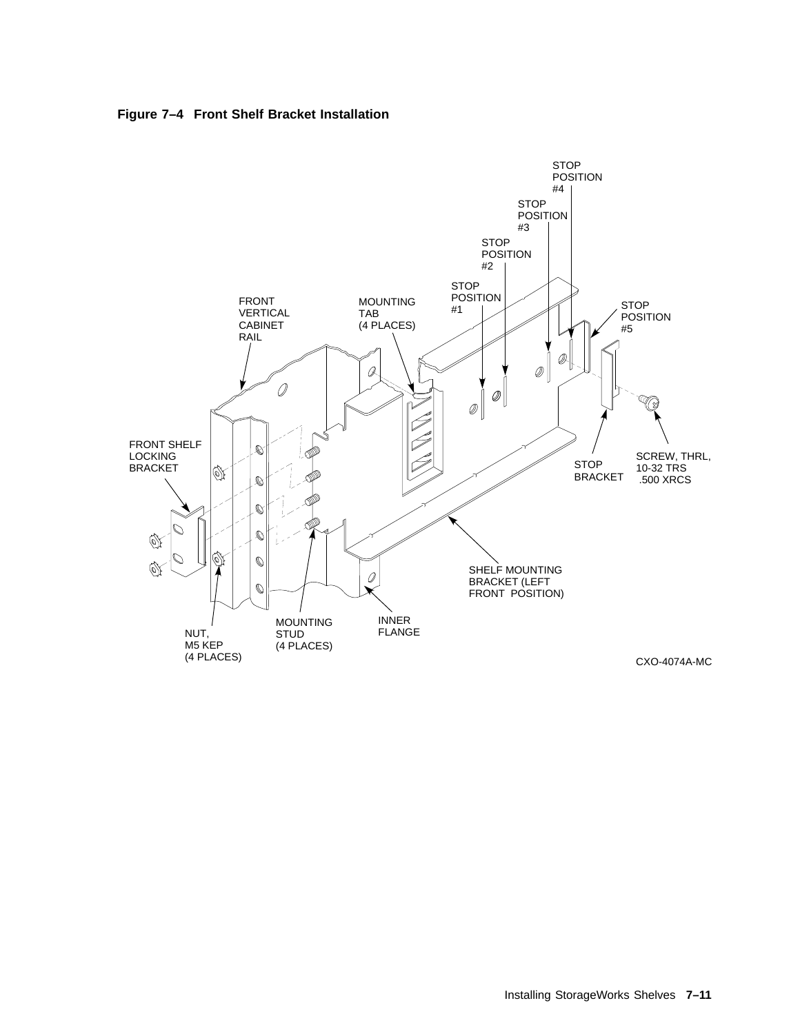**Figure 7–4 Front Shelf Bracket Installation**

STOP POSITION #4

STOP POSITION #3

STOP POSITION #2

STOP POSITION #1

STOP POSITION #5

FRONT VERTICAL CABINET RAIL

MOUNTING TAB (4 PLACES)

FRONT SHELF LOCKING BRACKET

STOP BRACKET

SCREW, THRL, 10-32 TRS .500 XRCS

SHELF MOUNTING BRACKET (LEFT FRONT POSITION)

NUT, M5 KEP (4 PLACES)

MOUNTING STUD (4 PLACES)

INNER FLANGE

CXO-4074A-MC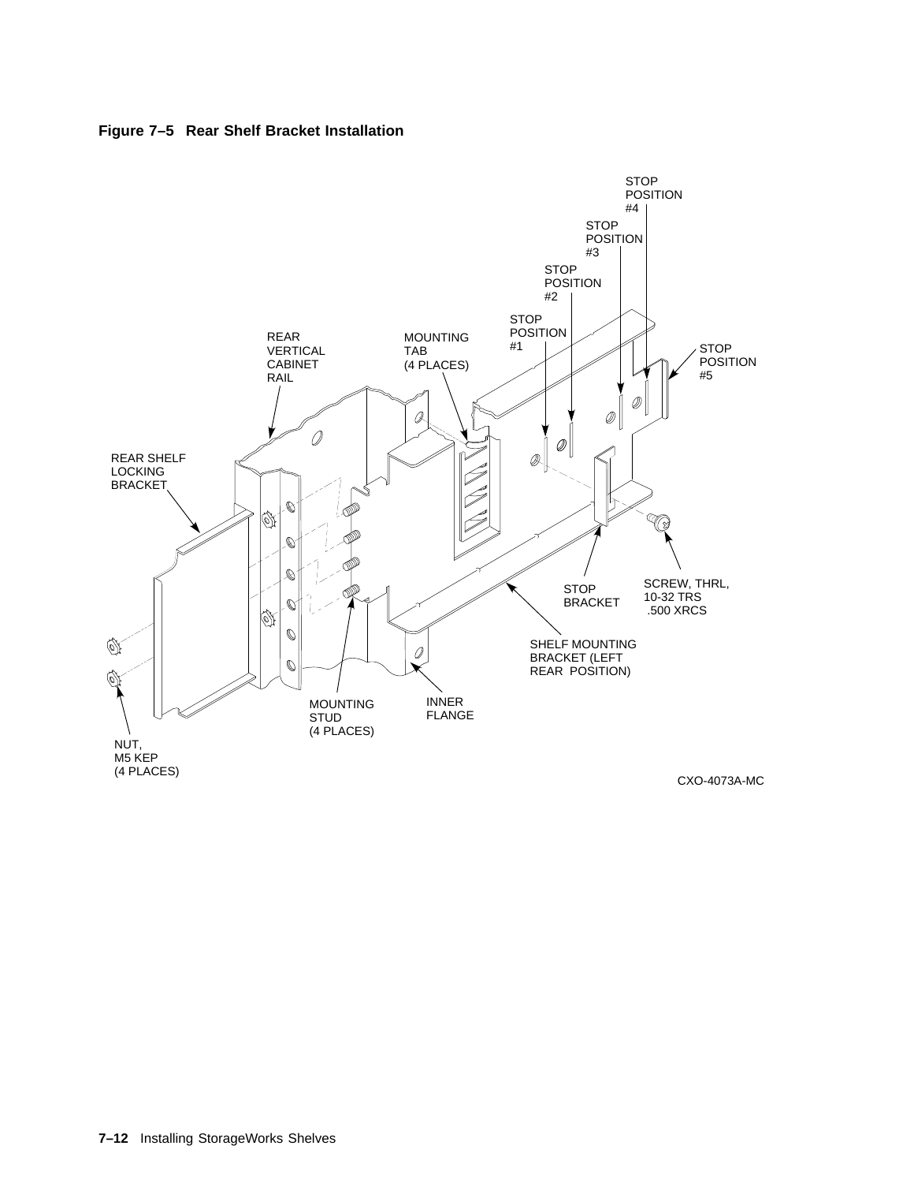**Figure 7–5 Rear Shelf Bracket Installation**

STOP POSITION #4

STOP POSITION #3

STOP POSITION #2

STOP POSITION #1

STOP POSITION #5

REAR VERTICAL CABINET RAIL

MOUNTING TAB (4 PLACES)

REAR SHELF LOCKING BRACKET

STOP BRACKET

SCREW, THRL, 10-32 TRS .500 XRCS

SHELF MOUNTING BRACKET (LEFT REAR POSITION)

MOUNTING STUD (4 PLACES)

INNER FLANGE

NUT, M5 KEP (4 PLACES)

CXO-4073A-MC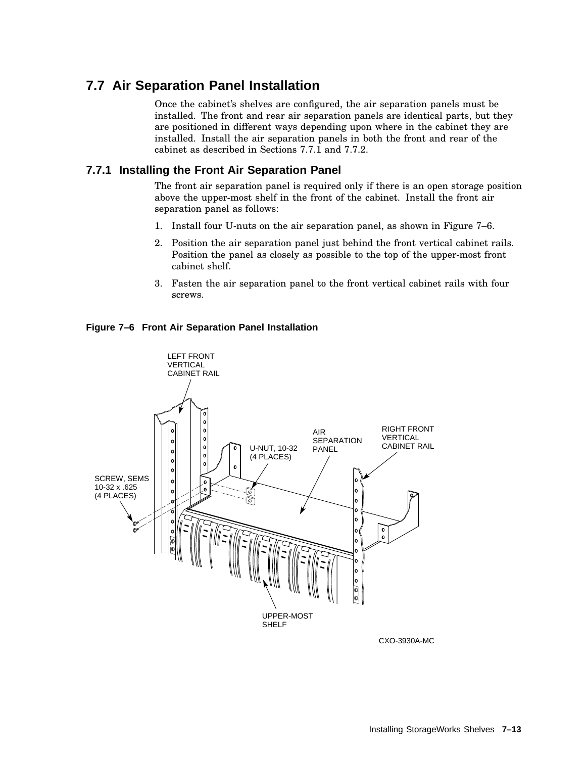## 7.7 Air Separation Panel Installation

Once the cabinet's shelves are configured, the air separation panels must be installed. The front and rear air separation panels are identical parts, but they are positioned in different ways depending upon where in the cabinet they are installed. Install the air separation panels in both the front and rear of the cabinet as described in Sections 7.7.1 and 7.7.2.

### 7.7.1 Installing the Front Air Separation Panel

The front air separation panel is required only if there is an open storage position above the upper-most shelf in the front of the cabinet. Install the front air separation panel as follows:

1. Install four U-nuts on the air separation panel, as shown in Figure 7–6.
2. Position the air separation panel just behind the front vertical cabinet rails. Position the panel as closely as possible to the top of the upper-most front cabinet shelf.
3. Fasten the air separation panel to the front vertical cabinet rails with four screws.

**Figure 7–6 Front Air Separation Panel Installation**

LEFT FRONT VERTICAL CABINET RAIL

SCREW, SEMS 10-32 x .625 (4 PLACES)

U-NUT, 10-32 (4 PLACES)

AIR SEPARATION PANEL

RIGHT FRONT VERTICAL CABINET RAIL

UPPER-MOST SHELF

CXO-3930A-MC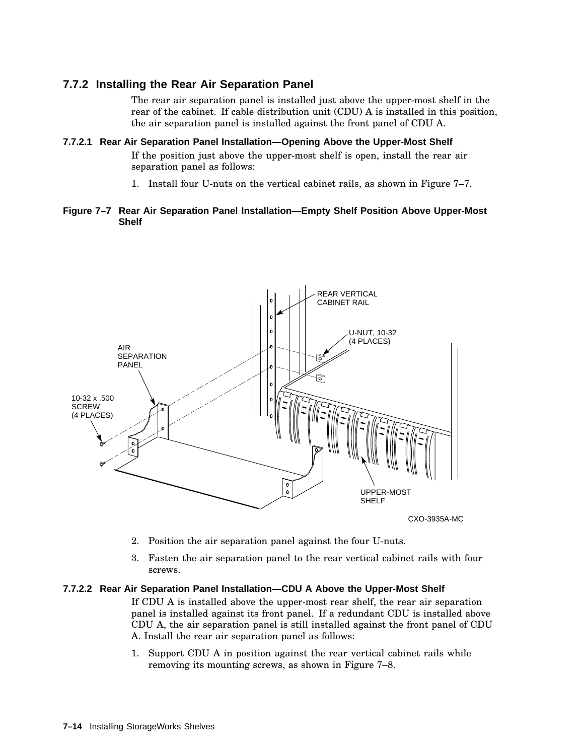### 7.7.2 Installing the Rear Air Separation Panel

The rear air separation panel is installed just above the upper-most shelf in the rear of the cabinet. If cable distribution unit (CDU) A is installed in this position, the air separation panel is installed against the front panel of CDU A.

#### 7.7.2.1 Rear Air Separation Panel Installation—Opening Above the Upper-Most Shelf

If the position just above the upper-most shelf is open, install the rear air separation panel as follows:

1. Install four U-nuts on the vertical cabinet rails, as shown in Figure 7–7.

**Figure 7–7 Rear Air Separation Panel Installation—Empty Shelf Position Above Upper-Most Shelf**

REAR VERTICAL CABINET RAIL

U-NUT, 10-32 (4 PLACES)

AIR SEPARATION PANEL

10-32 x .500 SCREW (4 PLACES)

UPPER-MOST SHELF

CXO-3935A-MC

2. Position the air separation panel against the four U-nuts.
3. Fasten the air separation panel to the rear vertical cabinet rails with four screws.

#### 7.7.2.2 Rear Air Separation Panel Installation—CDU A Above the Upper-Most Shelf

If CDU A is installed above the upper-most rear shelf, the rear air separation panel is installed against its front panel. If a redundant CDU is installed above CDU A, the air separation panel is still installed against the front panel of CDU A. Install the rear air separation panel as follows:

1. Support CDU A in position against the rear vertical cabinet rails while removing its mounting screws, as shown in Figure 7–8.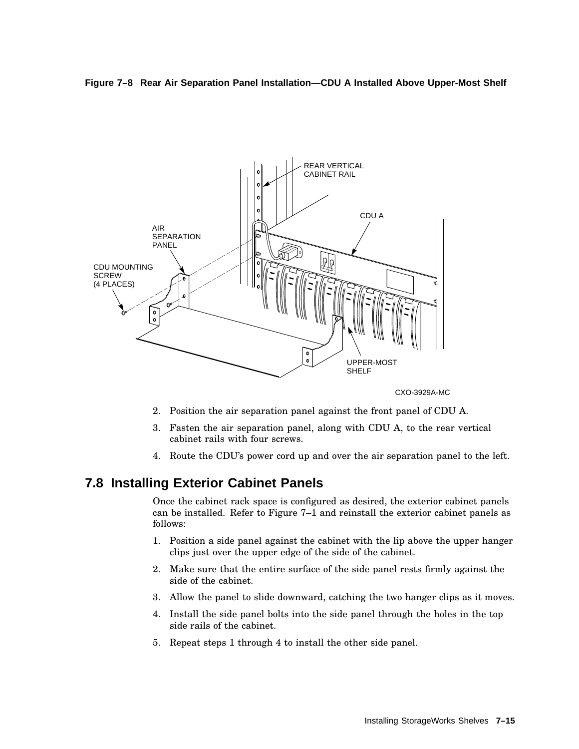**Figure 7–8 Rear Air Separation Panel Installation—CDU A Installed Above Upper-Most Shelf**

2. Position the air separation panel against the front panel of CDU A.
3. Fasten the air separation panel, along with CDU A, to the rear vertical cabinet rails with four screws.
4. Route the CDU's power cord up and over the air separation panel to the left.

## 7.8 Installing Exterior Cabinet Panels

Once the cabinet rack space is configured as desired, the exterior cabinet panels can be installed. Refer to Figure 7–1 and reinstall the exterior cabinet panels as follows:

1. Position a side panel against the cabinet with the lip above the upper hanger clips just over the upper edge of the side of the cabinet.
2. Make sure that the entire surface of the side panel rests firmly against the side of the cabinet.
3. Allow the panel to slide downward, catching the two hanger clips as it moves.
4. Install the side panel bolts into the side panel through the holes in the top side rails of the cabinet.
5. Repeat steps 1 through 4 to install the other side panel.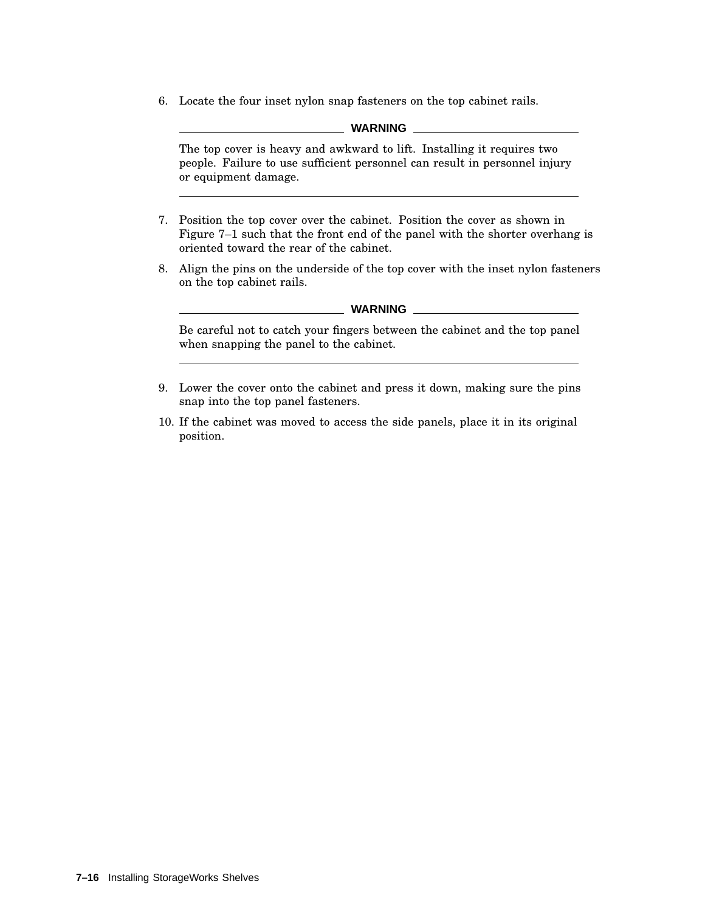6. Locate the four inset nylon snap fasteners on the top cabinet rails.

**WARNING**

The top cover is heavy and awkward to lift. Installing it requires two people. Failure to use sufficient personnel can result in personnel injury or equipment damage.

---

7. Position the top cover over the cabinet. Position the cover as shown in Figure 7–1 such that the front end of the panel with the shorter overhang is oriented toward the rear of the cabinet.
8. Align the pins on the underside of the top cover with the inset nylon fasteners on the top cabinet rails.

**WARNING**

Be careful not to catch your fingers between the cabinet and the top panel when snapping the panel to the cabinet.

---

9. Lower the cover onto the cabinet and press it down, making sure the pins snap into the top panel fasteners.
10. If the cabinet was moved to access the side panels, place it in its original position.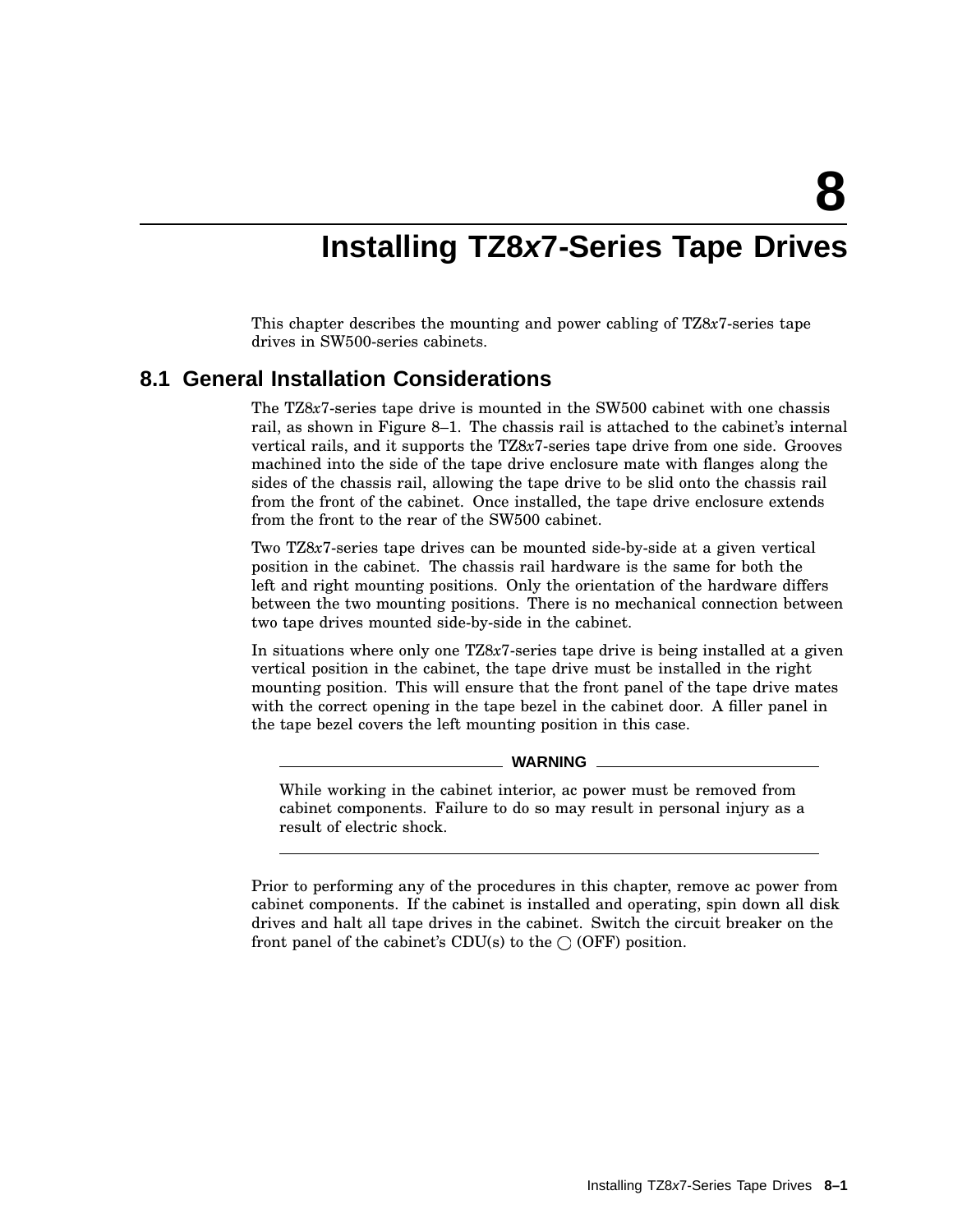# 8 Installing TZ8*x*7-Series Tape Drives

This chapter describes the mounting and power cabling of TZ8*x*7-series tape drives in SW500-series cabinets.

## 8.1 General Installation Considerations

The TZ8*x*7-series tape drive is mounted in the SW500 cabinet with one chassis rail, as shown in Figure 8–1. The chassis rail is attached to the cabinet's internal vertical rails, and it supports the TZ8*x*7-series tape drive from one side. Grooves machined into the side of the tape drive enclosure mate with flanges along the sides of the chassis rail, allowing the tape drive to be slid onto the chassis rail from the front of the cabinet. Once installed, the tape drive enclosure extends from the front to the rear of the SW500 cabinet.

Two TZ8*x*7-series tape drives can be mounted side-by-side at a given vertical position in the cabinet. The chassis rail hardware is the same for both the left and right mounting positions. Only the orientation of the hardware differs between the two mounting positions. There is no mechanical connection between two tape drives mounted side-by-side in the cabinet.

In situations where only one TZ8*x*7-series tape drive is being installed at a given vertical position in the cabinet, the tape drive must be installed in the right mounting position. This will ensure that the front panel of the tape drive mates with the correct opening in the tape bezel in the cabinet door. A filler panel in the tape bezel covers the left mounting position in this case.

---

**WARNING**

While working in the cabinet interior, ac power must be removed from cabinet components. Failure to do so may result in personal injury as a result of electric shock.

---

Prior to performing any of the procedures in this chapter, remove ac power from cabinet components. If the cabinet is installed and operating, spin down all disk drives and halt all tape drives in the cabinet. Switch the circuit breaker on the front panel of the cabinet's CDU(s) to the ◯ (OFF) position.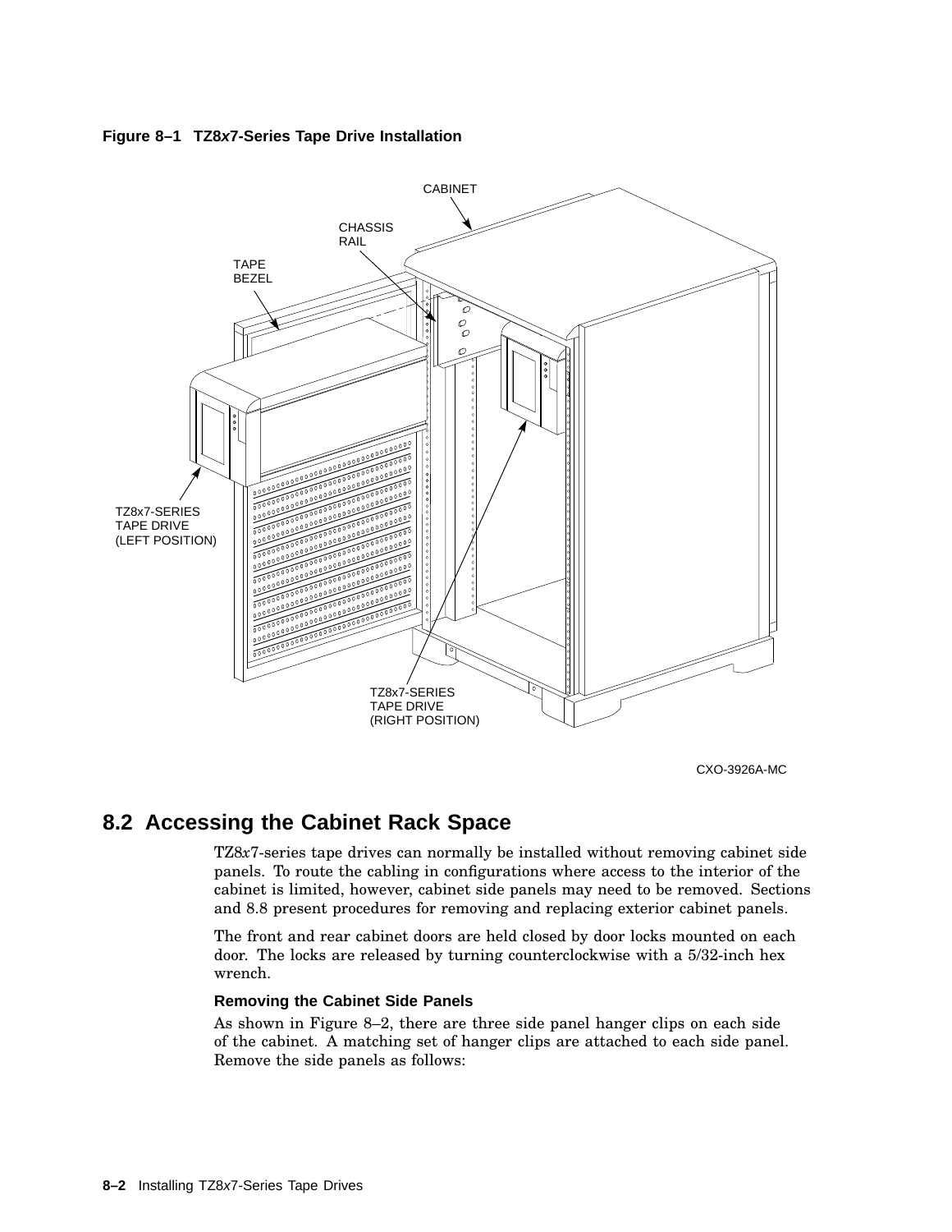**Figure 8–1 TZ8*x*7-Series Tape Drive Installation**

## 8.2 Accessing the Cabinet Rack Space

TZ8*x*7-series tape drives can normally be installed without removing cabinet side panels. To route the cabling in configurations where access to the interior of the cabinet is limited, however, cabinet side panels may need to be removed. Sections and 8.8 present procedures for removing and replacing exterior cabinet panels.

The front and rear cabinet doors are held closed by door locks mounted on each door. The locks are released by turning counterclockwise with a 5/32-inch hex wrench.

### Removing the Cabinet Side Panels

As shown in Figure 8–2, there are three side panel hanger clips on each side of the cabinet. A matching set of hanger clips are attached to each side panel. Remove the side panels as follows: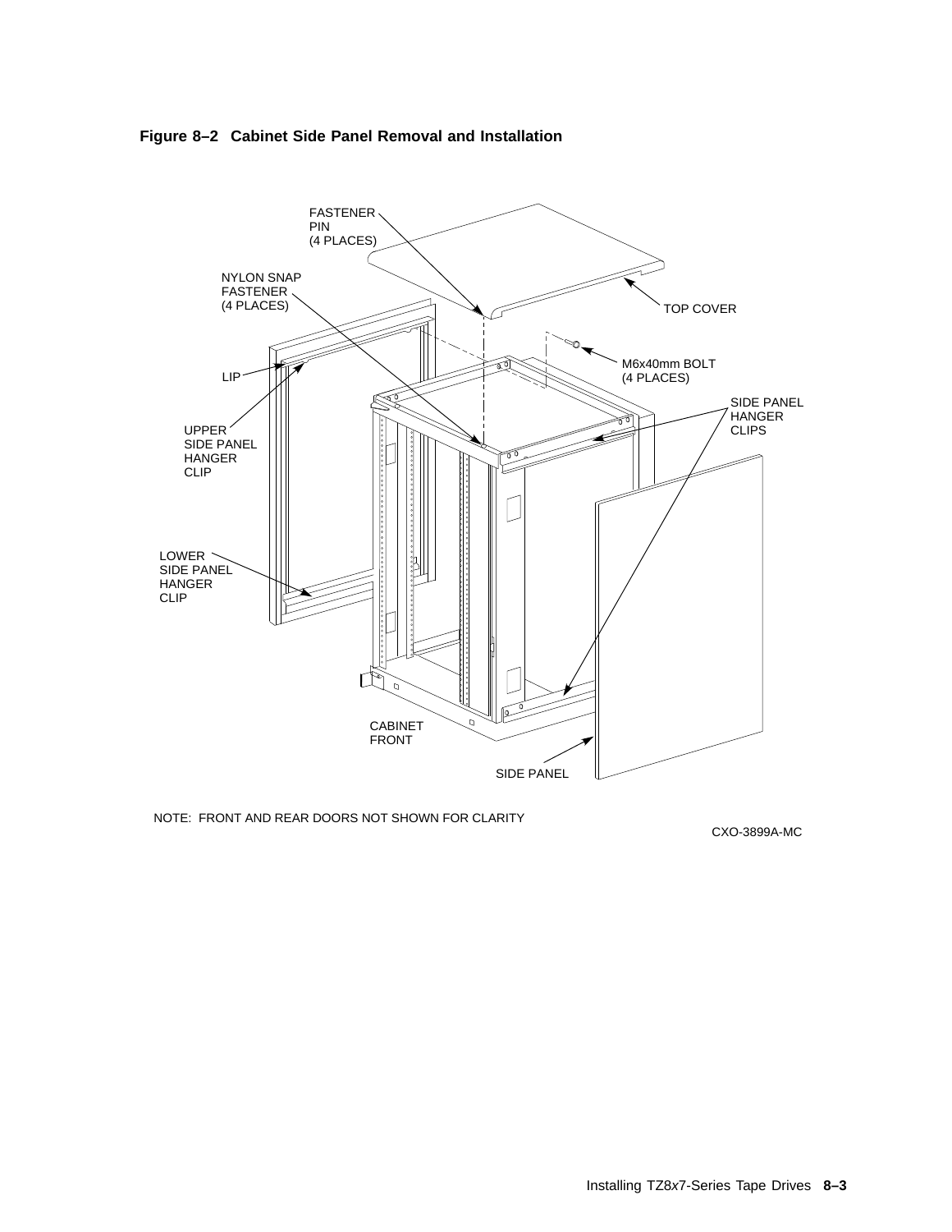**Figure 8–2 Cabinet Side Panel Removal and Installation**

FASTENER PIN (4 PLACES)

NYLON SNAP FASTENER (4 PLACES)

TOP COVER

LIP

M6x40mm BOLT (4 PLACES)

UPPER SIDE PANEL HANGER CLIP

SIDE PANEL HANGER CLIPS

LOWER SIDE PANEL HANGER CLIP

CABINET FRONT

SIDE PANEL

NOTE: FRONT AND REAR DOORS NOT SHOWN FOR CLARITY

CXO-3899A-MC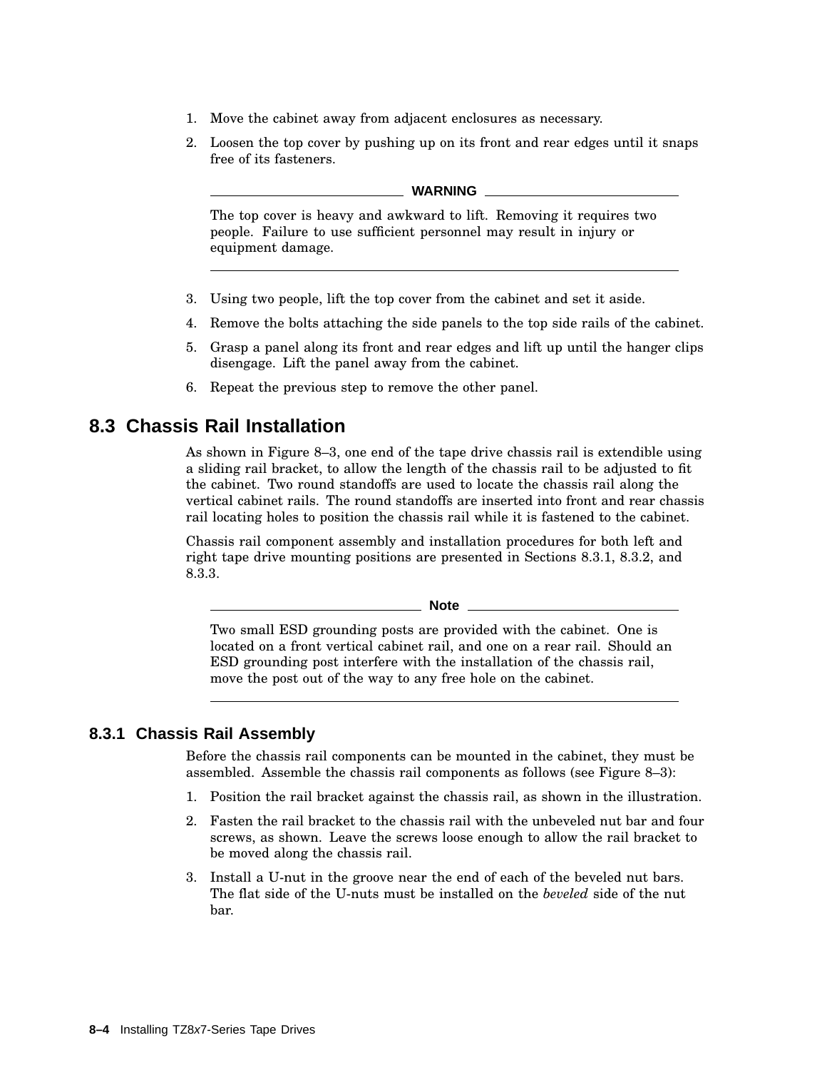1. Move the cabinet away from adjacent enclosures as necessary.
2. Loosen the top cover by pushing up on its front and rear edges until it snaps free of its fasteners.

**WARNING**

The top cover is heavy and awkward to lift. Removing it requires two people. Failure to use sufficient personnel may result in injury or equipment damage.

3. Using two people, lift the top cover from the cabinet and set it aside.
4. Remove the bolts attaching the side panels to the top side rails of the cabinet.
5. Grasp a panel along its front and rear edges and lift up until the hanger clips disengage. Lift the panel away from the cabinet.
6. Repeat the previous step to remove the other panel.

## 8.3 Chassis Rail Installation

As shown in Figure 8–3, one end of the tape drive chassis rail is extendible using a sliding rail bracket, to allow the length of the chassis rail to be adjusted to fit the cabinet. Two round standoffs are used to locate the chassis rail along the vertical cabinet rails. The round standoffs are inserted into front and rear chassis rail locating holes to position the chassis rail while it is fastened to the cabinet.

Chassis rail component assembly and installation procedures for both left and right tape drive mounting positions are presented in Sections 8.3.1, 8.3.2, and 8.3.3.

**Note**

Two small ESD grounding posts are provided with the cabinet. One is located on a front vertical cabinet rail, and one on a rear rail. Should an ESD grounding post interfere with the installation of the chassis rail, move the post out of the way to any free hole on the cabinet.

### 8.3.1 Chassis Rail Assembly

Before the chassis rail components can be mounted in the cabinet, they must be assembled. Assemble the chassis rail components as follows (see Figure 8–3):

1. Position the rail bracket against the chassis rail, as shown in the illustration.
2. Fasten the rail bracket to the chassis rail with the unbeveled nut bar and four screws, as shown. Leave the screws loose enough to allow the rail bracket to be moved along the chassis rail.
3. Install a U-nut in the groove near the end of each of the beveled nut bars. The flat side of the U-nuts must be installed on the *beveled* side of the nut bar.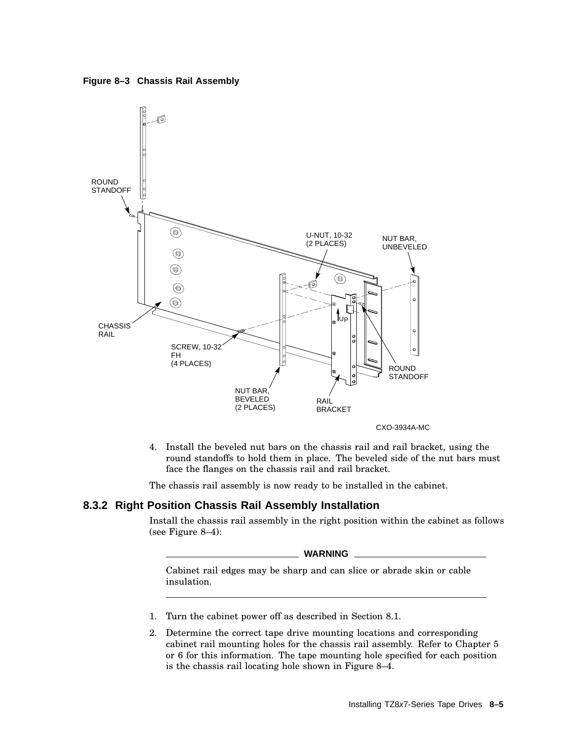**Figure 8–3 Chassis Rail Assembly**

4. Install the beveled nut bars on the chassis rail and rail bracket, using the round standoffs to hold them in place. The beveled side of the nut bars must face the flanges on the chassis rail and rail bracket.

The chassis rail assembly is now ready to be installed in the cabinet.

### 8.3.2 Right Position Chassis Rail Assembly Installation

Install the chassis rail assembly in the right position within the cabinet as follows (see Figure 8–4):

**WARNING**

Cabinet rail edges may be sharp and can slice or abrade skin or cable insulation.

1. Turn the cabinet power off as described in Section 8.1.
2. Determine the correct tape drive mounting locations and corresponding cabinet rail mounting holes for the chassis rail assembly. Refer to Chapter 5 or 6 for this information. The tape mounting hole specified for each position is the chassis rail locating hole shown in Figure 8–4.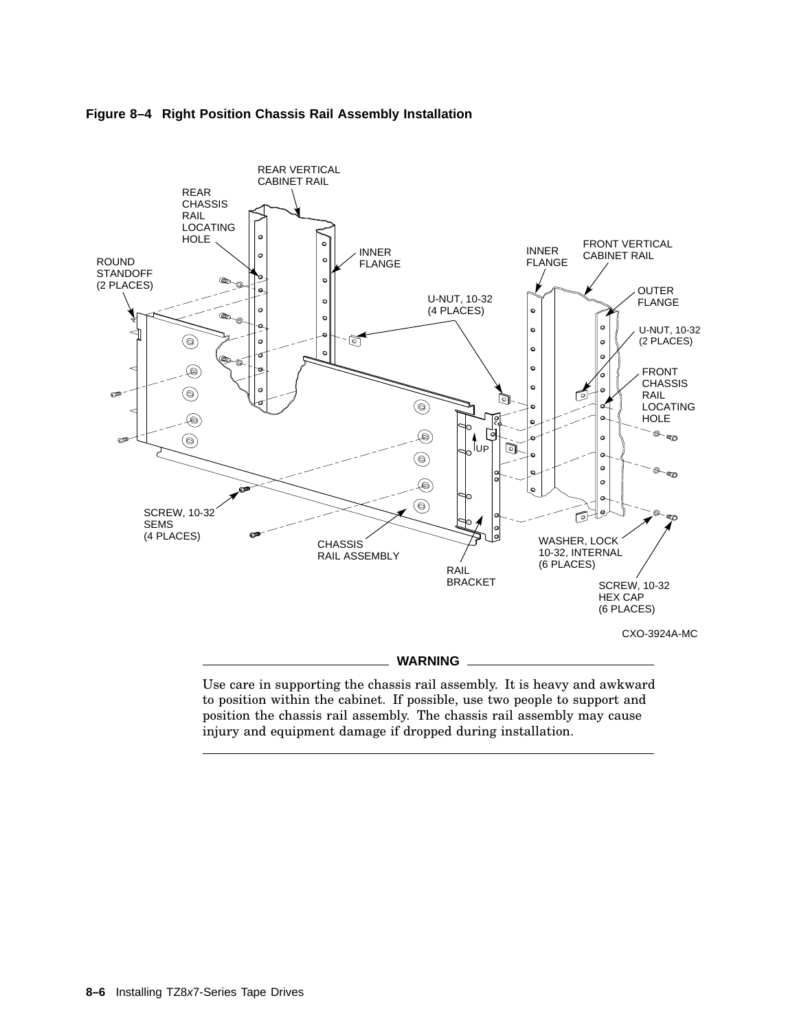**Figure 8–4 Right Position Chassis Rail Assembly Installation**

CXO-3924A-MC

**WARNING**

Use care in supporting the chassis rail assembly. It is heavy and awkward to position within the cabinet. If possible, use two people to support and position the chassis rail assembly. The chassis rail assembly may cause injury and equipment damage if dropped during installation.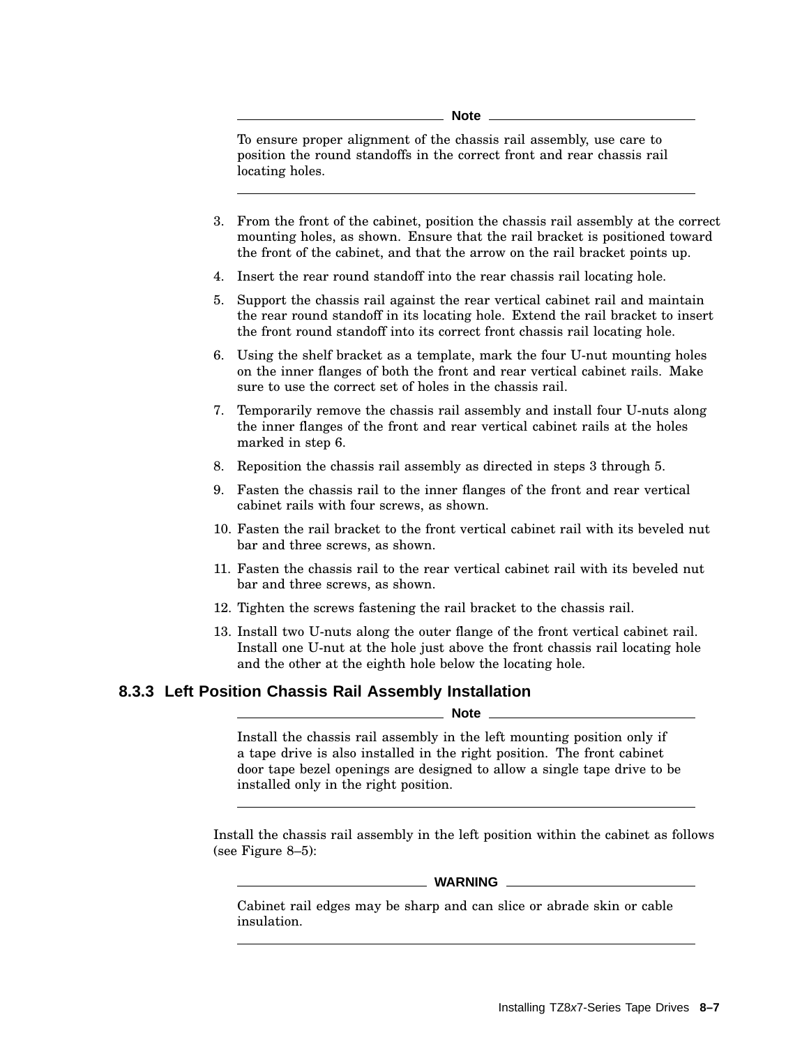**Note**

To ensure proper alignment of the chassis rail assembly, use care to position the round standoffs in the correct front and rear chassis rail locating holes.

---

3. From the front of the cabinet, position the chassis rail assembly at the correct mounting holes, as shown. Ensure that the rail bracket is positioned toward the front of the cabinet, and that the arrow on the rail bracket points up.
4. Insert the rear round standoff into the rear chassis rail locating hole.
5. Support the chassis rail against the rear vertical cabinet rail and maintain the rear round standoff in its locating hole. Extend the rail bracket to insert the front round standoff into its correct front chassis rail locating hole.
6. Using the shelf bracket as a template, mark the four U-nut mounting holes on the inner flanges of both the front and rear vertical cabinet rails. Make sure to use the correct set of holes in the chassis rail.
7. Temporarily remove the chassis rail assembly and install four U-nuts along the inner flanges of the front and rear vertical cabinet rails at the holes marked in step 6.
8. Reposition the chassis rail assembly as directed in steps 3 through 5.
9. Fasten the chassis rail to the inner flanges of the front and rear vertical cabinet rails with four screws, as shown.
10. Fasten the rail bracket to the front vertical cabinet rail with its beveled nut bar and three screws, as shown.
11. Fasten the chassis rail to the rear vertical cabinet rail with its beveled nut bar and three screws, as shown.
12. Tighten the screws fastening the rail bracket to the chassis rail.
13. Install two U-nuts along the outer flange of the front vertical cabinet rail. Install one U-nut at the hole just above the front chassis rail locating hole and the other at the eighth hole below the locating hole.

### 8.3.3 Left Position Chassis Rail Assembly Installation

**Note**

Install the chassis rail assembly in the left mounting position only if a tape drive is also installed in the right position. The front cabinet door tape bezel openings are designed to allow a single tape drive to be installed only in the right position.

---

Install the chassis rail assembly in the left position within the cabinet as follows (see Figure 8–5):

**WARNING**

Cabinet rail edges may be sharp and can slice or abrade skin or cable insulation.

---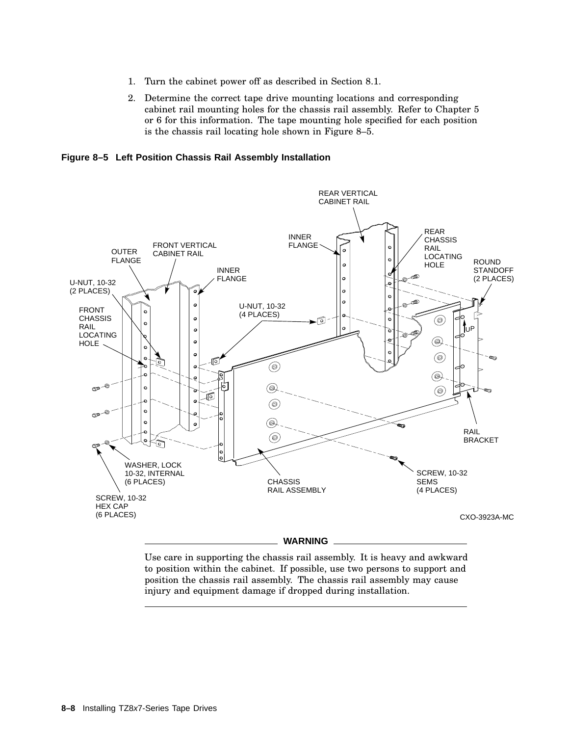1. Turn the cabinet power off as described in Section 8.1.
2. Determine the correct tape drive mounting locations and corresponding cabinet rail mounting holes for the chassis rail assembly. Refer to Chapter 5 or 6 for this information. The tape mounting hole specified for each position is the chassis rail locating hole shown in Figure 8–5.

**Figure 8–5 Left Position Chassis Rail Assembly Installation**

**WARNING**

Use care in supporting the chassis rail assembly. It is heavy and awkward to position within the cabinet. If possible, use two persons to support and position the chassis rail assembly. The chassis rail assembly may cause injury and equipment damage if dropped during installation.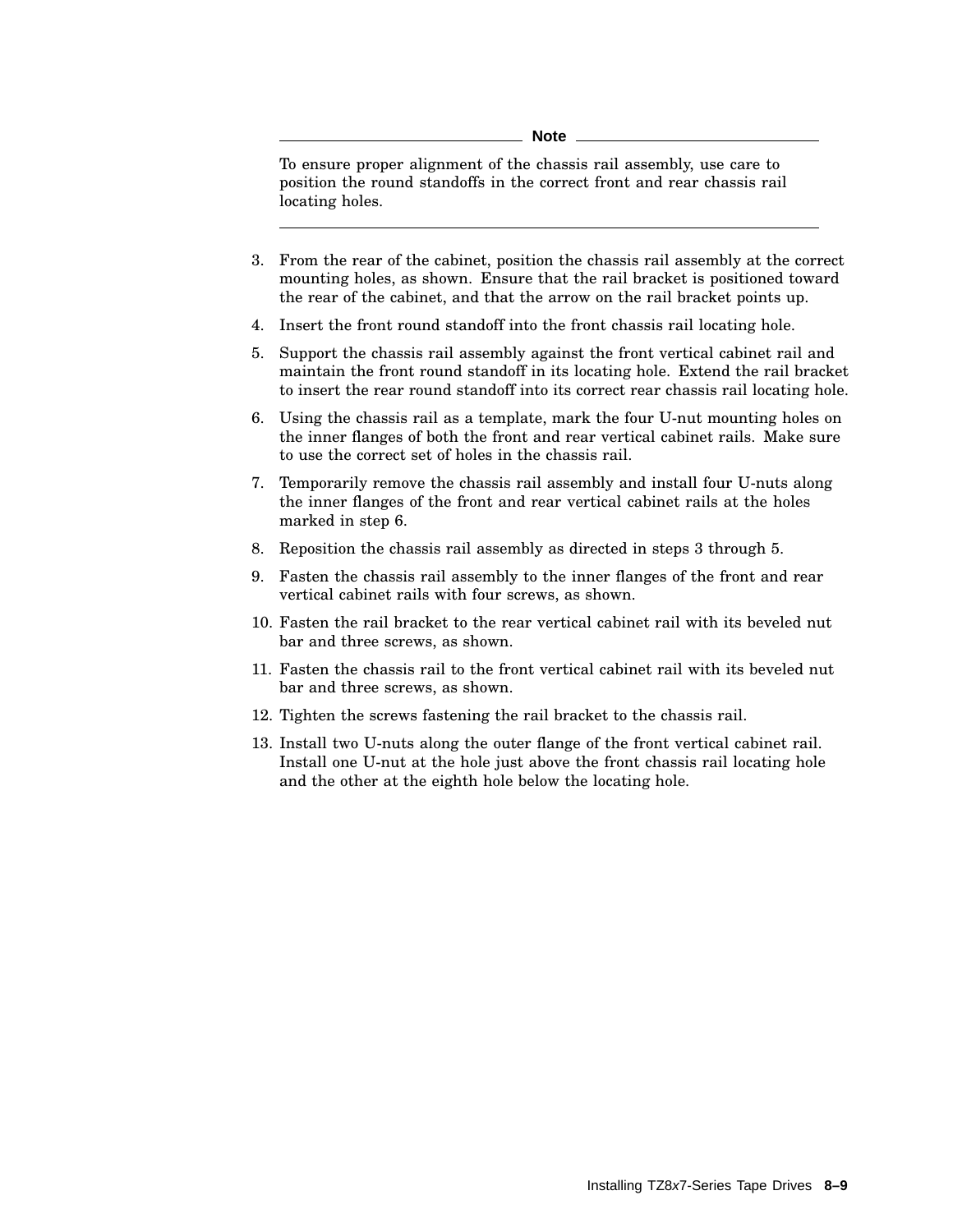**Note**

To ensure proper alignment of the chassis rail assembly, use care to position the round standoffs in the correct front and rear chassis rail locating holes.

---

3. From the rear of the cabinet, position the chassis rail assembly at the correct mounting holes, as shown. Ensure that the rail bracket is positioned toward the rear of the cabinet, and that the arrow on the rail bracket points up.
4. Insert the front round standoff into the front chassis rail locating hole.
5. Support the chassis rail assembly against the front vertical cabinet rail and maintain the front round standoff in its locating hole. Extend the rail bracket to insert the rear round standoff into its correct rear chassis rail locating hole.
6. Using the chassis rail as a template, mark the four U-nut mounting holes on the inner flanges of both the front and rear vertical cabinet rails. Make sure to use the correct set of holes in the chassis rail.
7. Temporarily remove the chassis rail assembly and install four U-nuts along the inner flanges of the front and rear vertical cabinet rails at the holes marked in step 6.
8. Reposition the chassis rail assembly as directed in steps 3 through 5.
9. Fasten the chassis rail assembly to the inner flanges of the front and rear vertical cabinet rails with four screws, as shown.
10. Fasten the rail bracket to the rear vertical cabinet rail with its beveled nut bar and three screws, as shown.
11. Fasten the chassis rail to the front vertical cabinet rail with its beveled nut bar and three screws, as shown.
12. Tighten the screws fastening the rail bracket to the chassis rail.
13. Install two U-nuts along the outer flange of the front vertical cabinet rail. Install one U-nut at the hole just above the front chassis rail locating hole and the other at the eighth hole below the locating hole.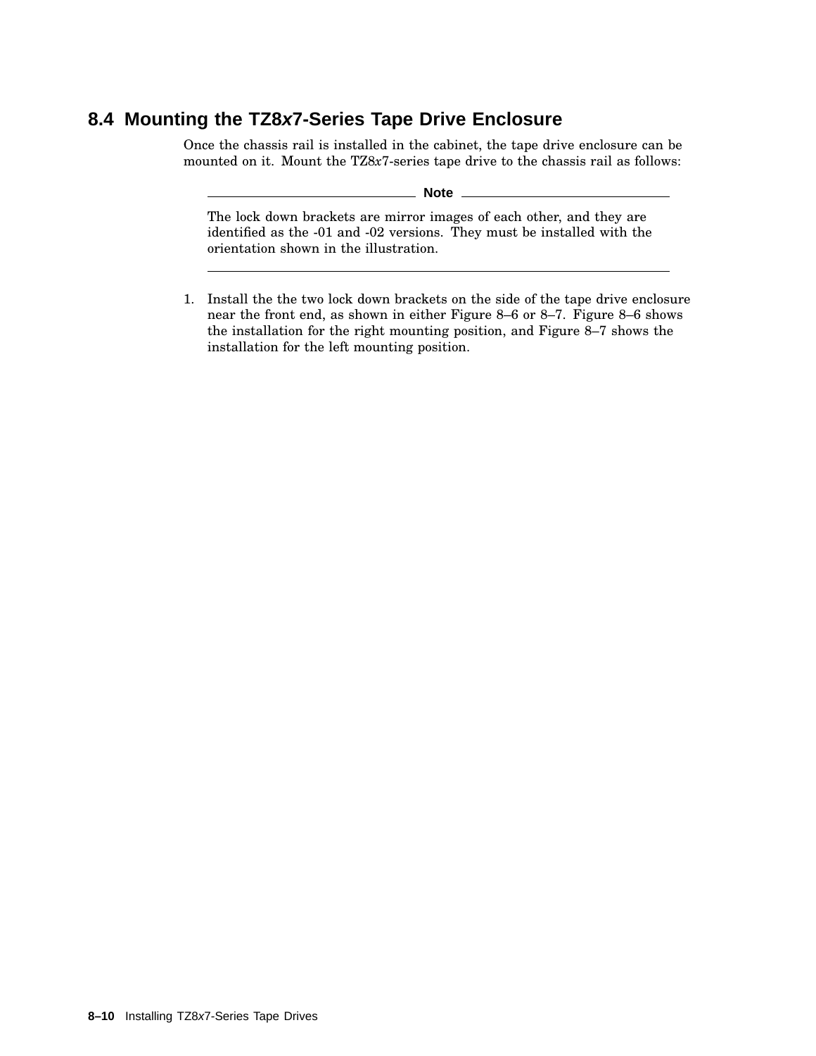## 8.4 Mounting the TZ8*x*7-Series Tape Drive Enclosure

Once the chassis rail is installed in the cabinet, the tape drive enclosure can be mounted on it. Mount the TZ8*x*7-series tape drive to the chassis rail as follows:

---

**Note**

The lock down brackets are mirror images of each other, and they are identified as the -01 and -02 versions. They must be installed with the orientation shown in the illustration.

---

1. Install the the two lock down brackets on the side of the tape drive enclosure near the front end, as shown in either Figure 8–6 or 8–7. Figure 8–6 shows the installation for the right mounting position, and Figure 8–7 shows the installation for the left mounting position.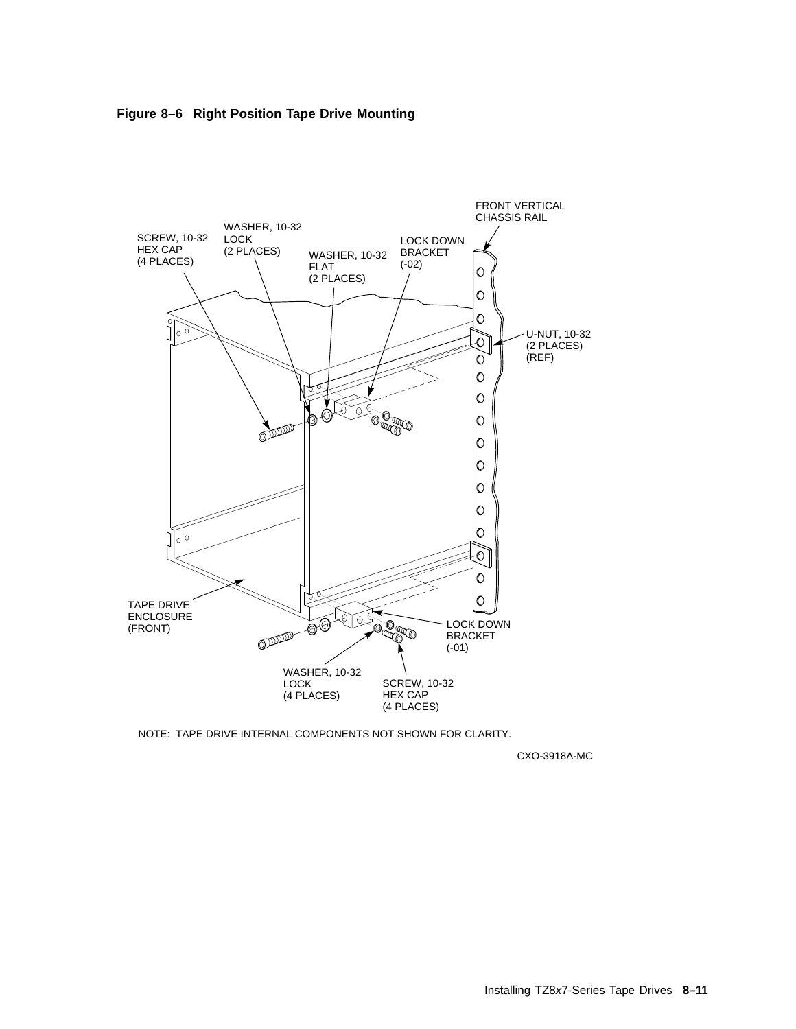**Figure 8–6 Right Position Tape Drive Mounting**

FRONT VERTICAL CHASSIS RAIL

SCREW, 10-32 HEX CAP (4 PLACES)

WASHER, 10-32 LOCK (2 PLACES)

WASHER, 10-32 FLAT (2 PLACES)

LOCK DOWN BRACKET (-02)

U-NUT, 10-32 (2 PLACES) (REF)

TAPE DRIVE ENCLOSURE (FRONT)

LOCK DOWN BRACKET (-01)

WASHER, 10-32 LOCK (4 PLACES)

SCREW, 10-32 HEX CAP (4 PLACES)

NOTE: TAPE DRIVE INTERNAL COMPONENTS NOT SHOWN FOR CLARITY.

CXO-3918A-MC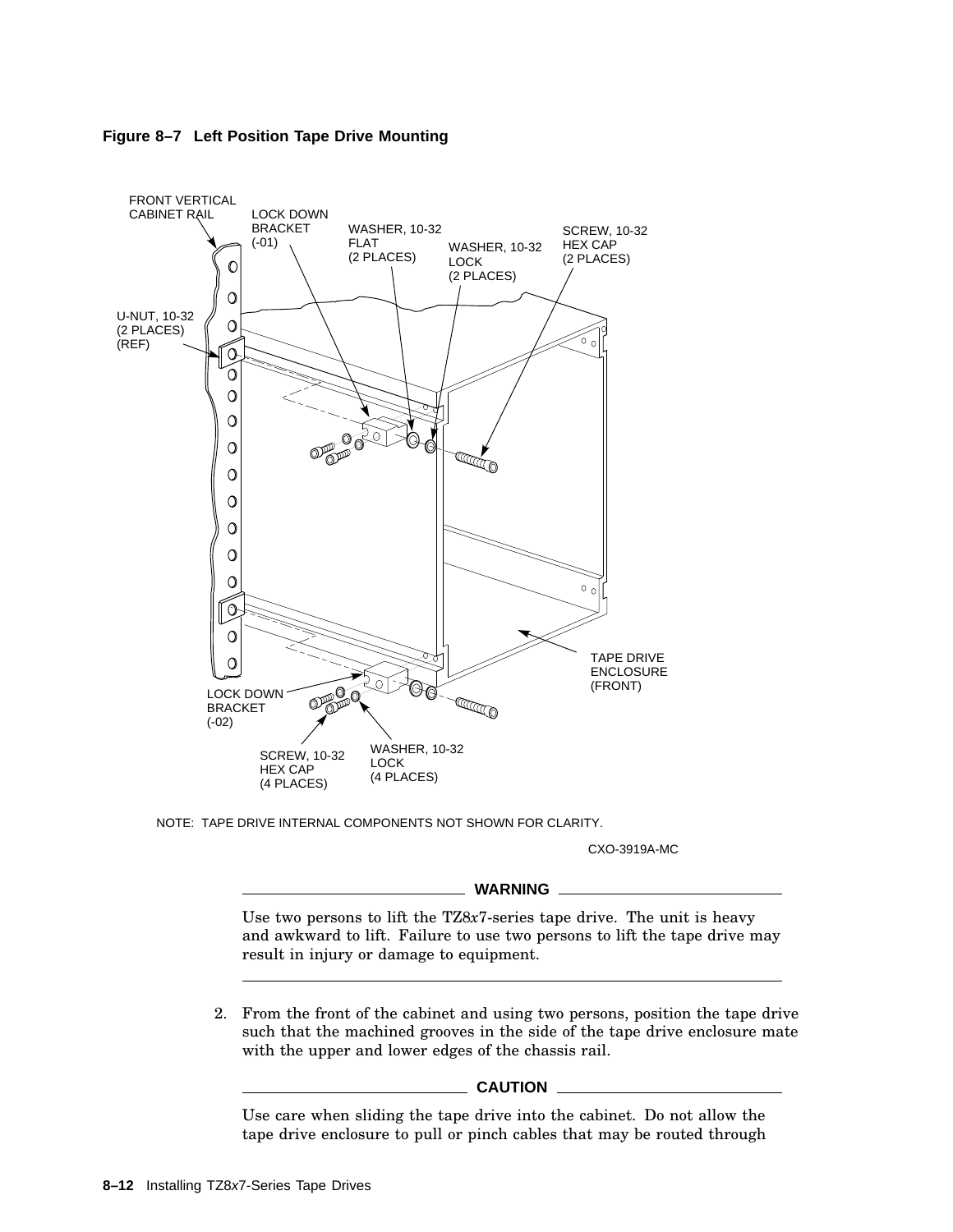**Figure 8–7 Left Position Tape Drive Mounting**

FRONT VERTICAL CABINET RAIL

LOCK DOWN BRACKET (-01)

WASHER, 10-32 FLAT (2 PLACES)

WASHER, 10-32 LOCK (2 PLACES)

SCREW, 10-32 HEX CAP (2 PLACES)

U-NUT, 10-32 (2 PLACES) (REF)

TAPE DRIVE ENCLOSURE (FRONT)

LOCK DOWN BRACKET (-02)

SCREW, 10-32 HEX CAP (4 PLACES)

WASHER, 10-32 LOCK (4 PLACES)

NOTE: TAPE DRIVE INTERNAL COMPONENTS NOT SHOWN FOR CLARITY.

CXO-3919A-MC

---

**WARNING**

Use two persons to lift the TZ8*x*7-series tape drive. The unit is heavy and awkward to lift. Failure to use two persons to lift the tape drive may result in injury or damage to equipment.

---

2. From the front of the cabinet and using two persons, position the tape drive such that the machined grooves in the side of the tape drive enclosure mate with the upper and lower edges of the chassis rail.

---

**CAUTION**

Use care when sliding the tape drive into the cabinet. Do not allow the tape drive enclosure to pull or pinch cables that may be routed through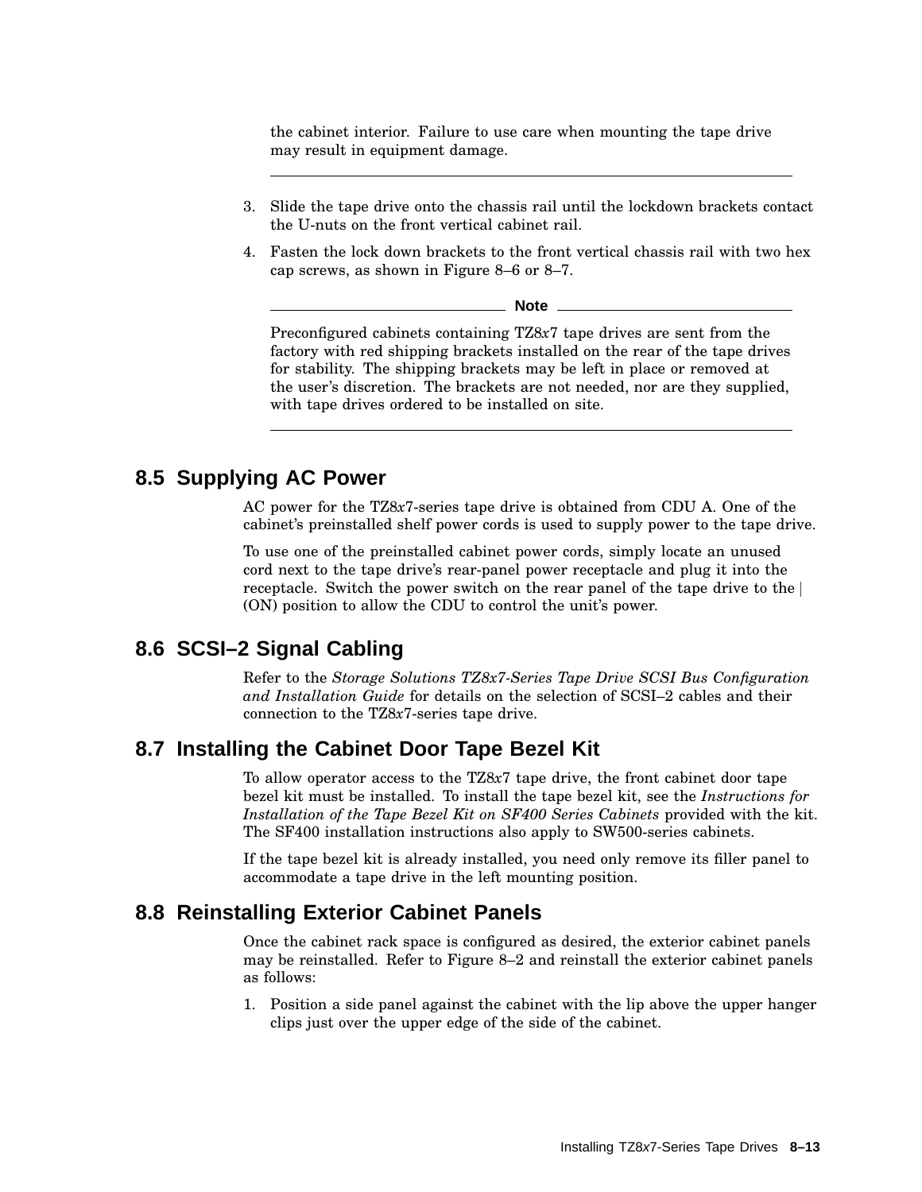the cabinet interior. Failure to use care when mounting the tape drive may result in equipment damage.

---

3. Slide the tape drive onto the chassis rail until the lockdown brackets contact the U-nuts on the front vertical cabinet rail.
4. Fasten the lock down brackets to the front vertical chassis rail with two hex cap screws, as shown in Figure 8–6 or 8–7.

---

**Note**

Preconfigured cabinets containing TZ8*x*7 tape drives are sent from the factory with red shipping brackets installed on the rear of the tape drives for stability. The shipping brackets may be left in place or removed at the user's discretion. The brackets are not needed, nor are they supplied, with tape drives ordered to be installed on site.

---

## 8.5 Supplying AC Power

AC power for the TZ8*x*7-series tape drive is obtained from CDU A. One of the cabinet's preinstalled shelf power cords is used to supply power to the tape drive.

To use one of the preinstalled cabinet power cords, simply locate an unused cord next to the tape drive's rear-panel power receptacle and plug it into the receptacle. Switch the power switch on the rear panel of the tape drive to the | (ON) position to allow the CDU to control the unit's power.

## 8.6 SCSI–2 Signal Cabling

Refer to the *Storage Solutions TZ8x7-Series Tape Drive SCSI Bus Configuration and Installation Guide* for details on the selection of SCSI–2 cables and their connection to the TZ8*x*7-series tape drive.

## 8.7 Installing the Cabinet Door Tape Bezel Kit

To allow operator access to the TZ8*x*7 tape drive, the front cabinet door tape bezel kit must be installed. To install the tape bezel kit, see the *Instructions for Installation of the Tape Bezel Kit on SF400 Series Cabinets* provided with the kit. The SF400 installation instructions also apply to SW500-series cabinets.

If the tape bezel kit is already installed, you need only remove its filler panel to accommodate a tape drive in the left mounting position.

## 8.8 Reinstalling Exterior Cabinet Panels

Once the cabinet rack space is configured as desired, the exterior cabinet panels may be reinstalled. Refer to Figure 8–2 and reinstall the exterior cabinet panels as follows:

1. Position a side panel against the cabinet with the lip above the upper hanger clips just over the upper edge of the side of the cabinet.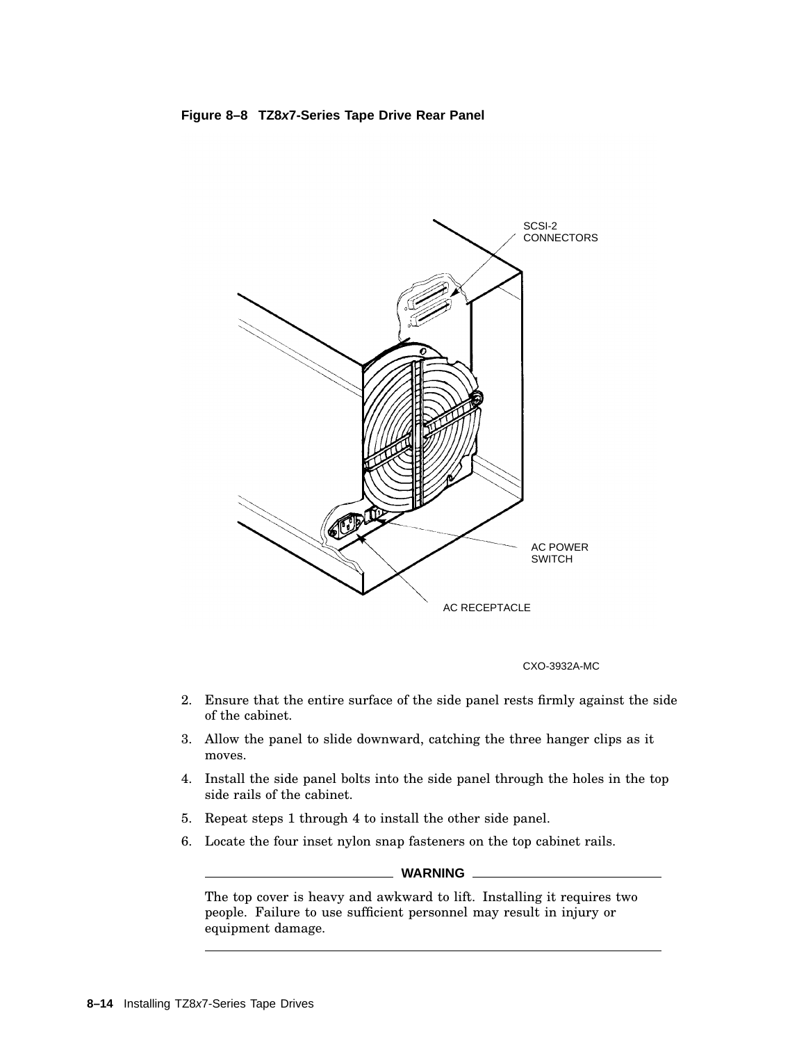**Figure 8–8 TZ8*x*7-Series Tape Drive Rear Panel**

SCSI-2 CONNECTORS

AC POWER SWITCH

AC RECEPTACLE

CXO-3932A-MC

2. Ensure that the entire surface of the side panel rests firmly against the side of the cabinet.
3. Allow the panel to slide downward, catching the three hanger clips as it moves.
4. Install the side panel bolts into the side panel through the holes in the top side rails of the cabinet.
5. Repeat steps 1 through 4 to install the other side panel.
6. Locate the four inset nylon snap fasteners on the top cabinet rails.

---

**WARNING**

The top cover is heavy and awkward to lift. Installing it requires two people. Failure to use sufficient personnel may result in injury or equipment damage.

---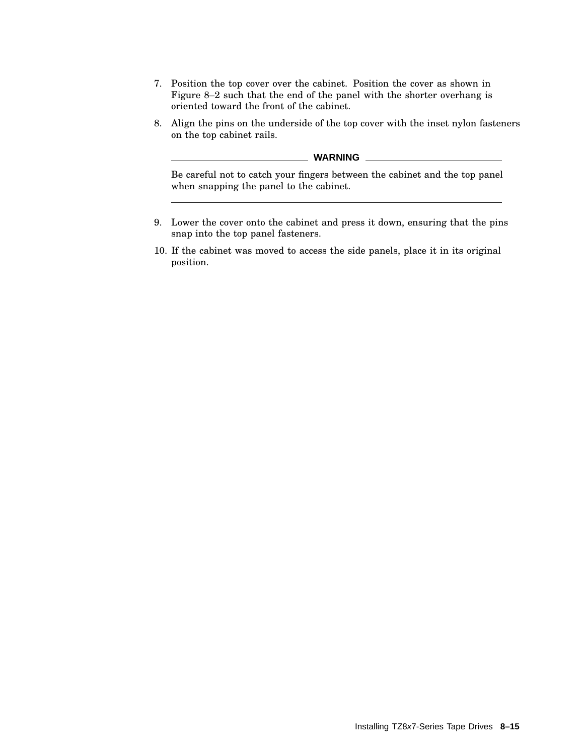7. Position the top cover over the cabinet. Position the cover as shown in Figure 8–2 such that the end of the panel with the shorter overhang is oriented toward the front of the cabinet.
8. Align the pins on the underside of the top cover with the inset nylon fasteners on the top cabinet rails.

---

**WARNING**

Be careful not to catch your fingers between the cabinet and the top panel when snapping the panel to the cabinet.

---

9. Lower the cover onto the cabinet and press it down, ensuring that the pins snap into the top panel fasteners.
10. If the cabinet was moved to access the side panels, place it in its original position.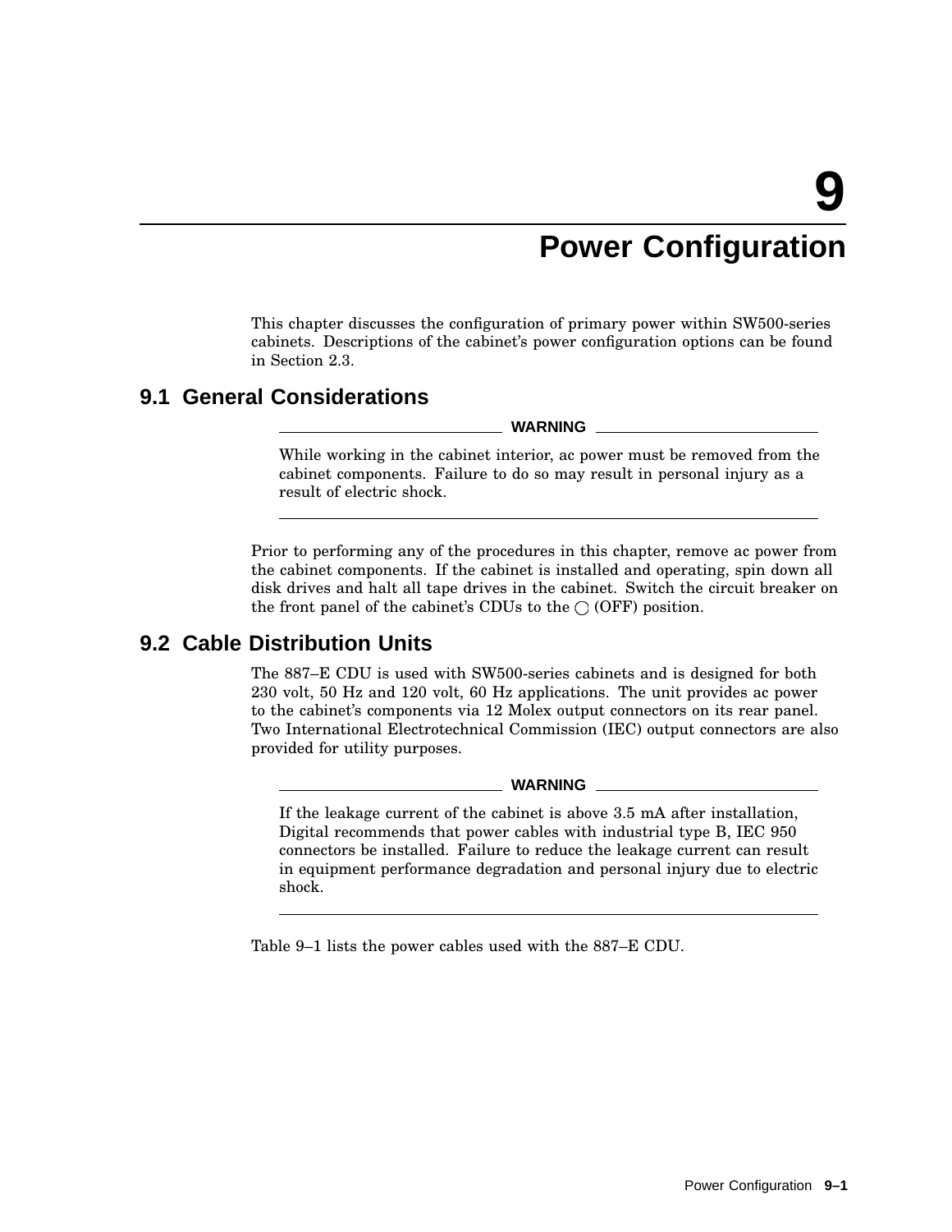# 9 Power Configuration

This chapter discusses the configuration of primary power within SW500-series cabinets. Descriptions of the cabinet's power configuration options can be found in Section 2.3.

## 9.1 General Considerations

**WARNING**

While working in the cabinet interior, ac power must be removed from the cabinet components. Failure to do so may result in personal injury as a result of electric shock.

---

Prior to performing any of the procedures in this chapter, remove ac power from the cabinet components. If the cabinet is installed and operating, spin down all disk drives and halt all tape drives in the cabinet. Switch the circuit breaker on the front panel of the cabinet's CDUs to the ◯ (OFF) position.

## 9.2 Cable Distribution Units

The 887–E CDU is used with SW500-series cabinets and is designed for both 230 volt, 50 Hz and 120 volt, 60 Hz applications. The unit provides ac power to the cabinet's components via 12 Molex output connectors on its rear panel. Two International Electrotechnical Commission (IEC) output connectors are also provided for utility purposes.

**WARNING**

If the leakage current of the cabinet is above 3.5 mA after installation, Digital recommends that power cables with industrial type B, IEC 950 connectors be installed. Failure to reduce the leakage current can result in equipment performance degradation and personal injury due to electric shock.

---

Table 9–1 lists the power cables used with the 887–E CDU.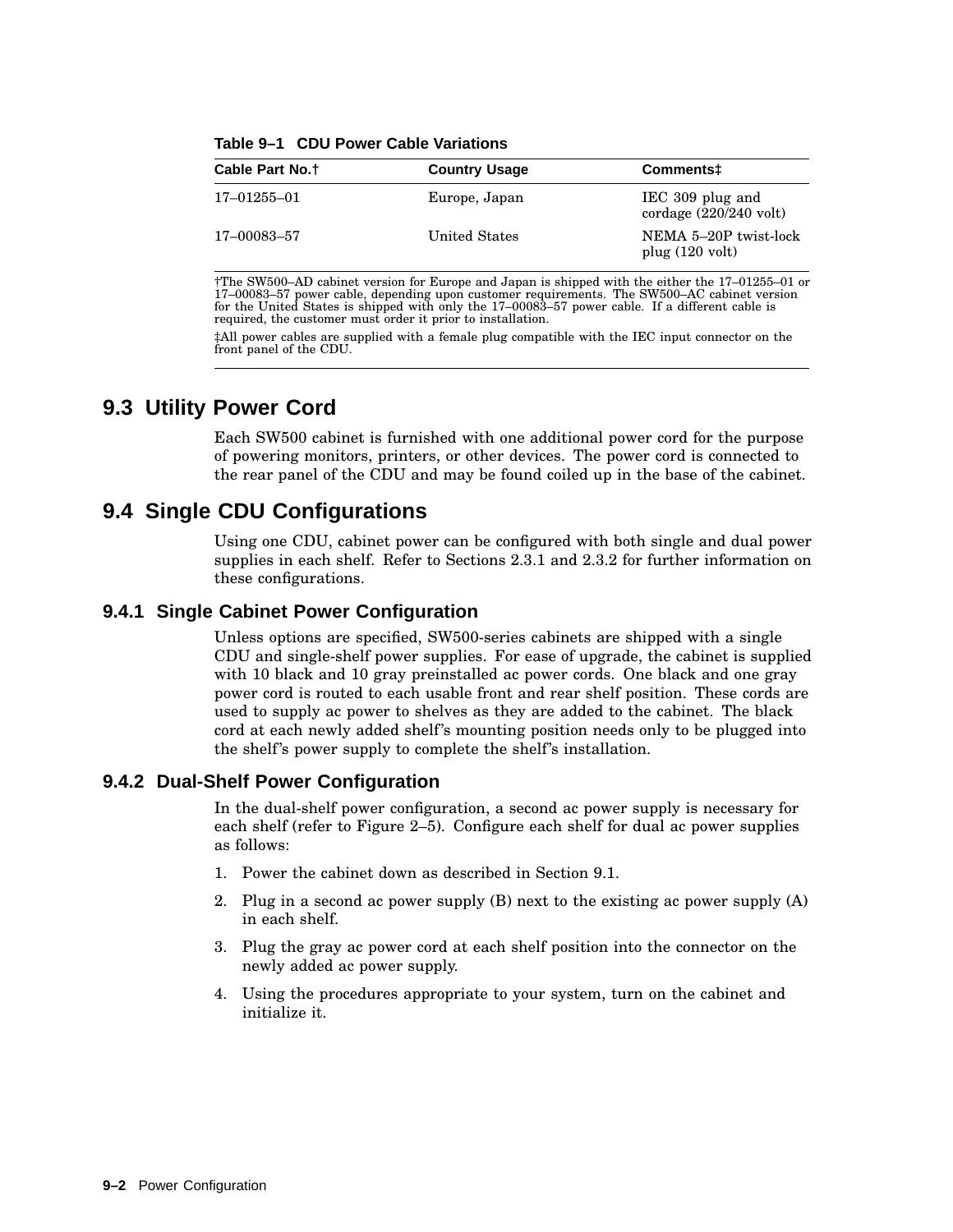**Table 9–1 CDU Power Cable Variations**

| Cable Part No.† | Country Usage | Comments‡ |
|---|---|---|
| 17–01255–01 | Europe, Japan | IEC 309 plug and cordage (220/240 volt) |
| 17–00083–57 | United States | NEMA 5–20P twist-lock plug (120 volt) |

†The SW500–AD cabinet version for Europe and Japan is shipped with the either the 17–01255–01 or 17–00083–57 power cable, depending upon customer requirements. The SW500–AC cabinet version for the United States is shipped with only the 17–00083–57 power cable. If a different cable is required, the customer must order it prior to installation.

‡All power cables are supplied with a female plug compatible with the IEC input connector on the front panel of the CDU.

## 9.3 Utility Power Cord

Each SW500 cabinet is furnished with one additional power cord for the purpose of powering monitors, printers, or other devices. The power cord is connected to the rear panel of the CDU and may be found coiled up in the base of the cabinet.

## 9.4 Single CDU Configurations

Using one CDU, cabinet power can be configured with both single and dual power supplies in each shelf. Refer to Sections 2.3.1 and 2.3.2 for further information on these configurations.

### 9.4.1 Single Cabinet Power Configuration

Unless options are specified, SW500-series cabinets are shipped with a single CDU and single-shelf power supplies. For ease of upgrade, the cabinet is supplied with 10 black and 10 gray preinstalled ac power cords. One black and one gray power cord is routed to each usable front and rear shelf position. These cords are used to supply ac power to shelves as they are added to the cabinet. The black cord at each newly added shelf's mounting position needs only to be plugged into the shelf's power supply to complete the shelf's installation.

### 9.4.2 Dual-Shelf Power Configuration

In the dual-shelf power configuration, a second ac power supply is necessary for each shelf (refer to Figure 2–5). Configure each shelf for dual ac power supplies as follows:

1. Power the cabinet down as described in Section 9.1.
2. Plug in a second ac power supply (B) next to the existing ac power supply (A) in each shelf.
3. Plug the gray ac power cord at each shelf position into the connector on the newly added ac power supply.
4. Using the procedures appropriate to your system, turn on the cabinet and initialize it.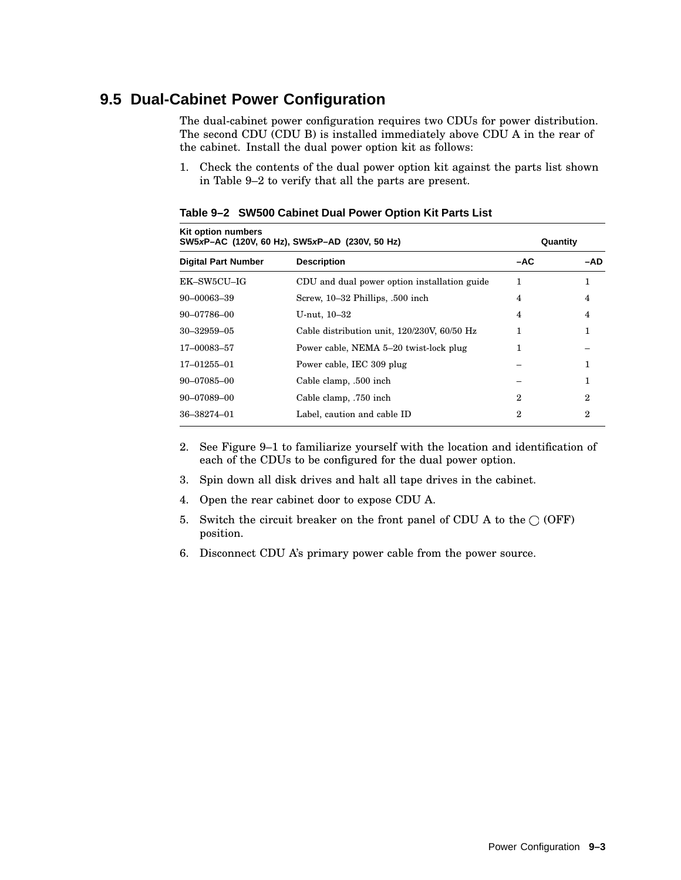## 9.5 Dual-Cabinet Power Configuration

The dual-cabinet power configuration requires two CDUs for power distribution. The second CDU (CDU B) is installed immediately above CDU A in the rear of the cabinet. Install the dual power option kit as follows:

1. Check the contents of the dual power option kit against the parts list shown in Table 9–2 to verify that all the parts are present.

**Table 9–2 SW500 Cabinet Dual Power Option Kit Parts List**

| Kit option numbers SW5*x*P–AC (120V, 60 Hz), SW5*x*P–AD (230V, 50 Hz) | | Quantity | |
|---|---|---|---|
| **Digital Part Number** | **Description** | **–AC** | **–AD** |
| EK–SW5CU–IG | CDU and dual power option installation guide | 1 | 1 |
| 90–00063–39 | Screw, 10–32 Phillips, .500 inch | 4 | 4 |
| 90–07786–00 | U-nut, 10–32 | 4 | 4 |
| 30–32959–05 | Cable distribution unit, 120/230V, 60/50 Hz | 1 | 1 |
| 17–00083–57 | Power cable, NEMA 5–20 twist-lock plug | 1 | – |
| 17–01255–01 | Power cable, IEC 309 plug | – | 1 |
| 90–07085–00 | Cable clamp, .500 inch | – | 1 |
| 90–07089–00 | Cable clamp, .750 inch | 2 | 2 |
| 36–38274–01 | Label, caution and cable ID | 2 | 2 |

2. See Figure 9–1 to familiarize yourself with the location and identification of each of the CDUs to be configured for the dual power option.
3. Spin down all disk drives and halt all tape drives in the cabinet.
4. Open the rear cabinet door to expose CDU A.
5. Switch the circuit breaker on the front panel of CDU A to the ◯ (OFF) position.
6. Disconnect CDU A's primary power cable from the power source.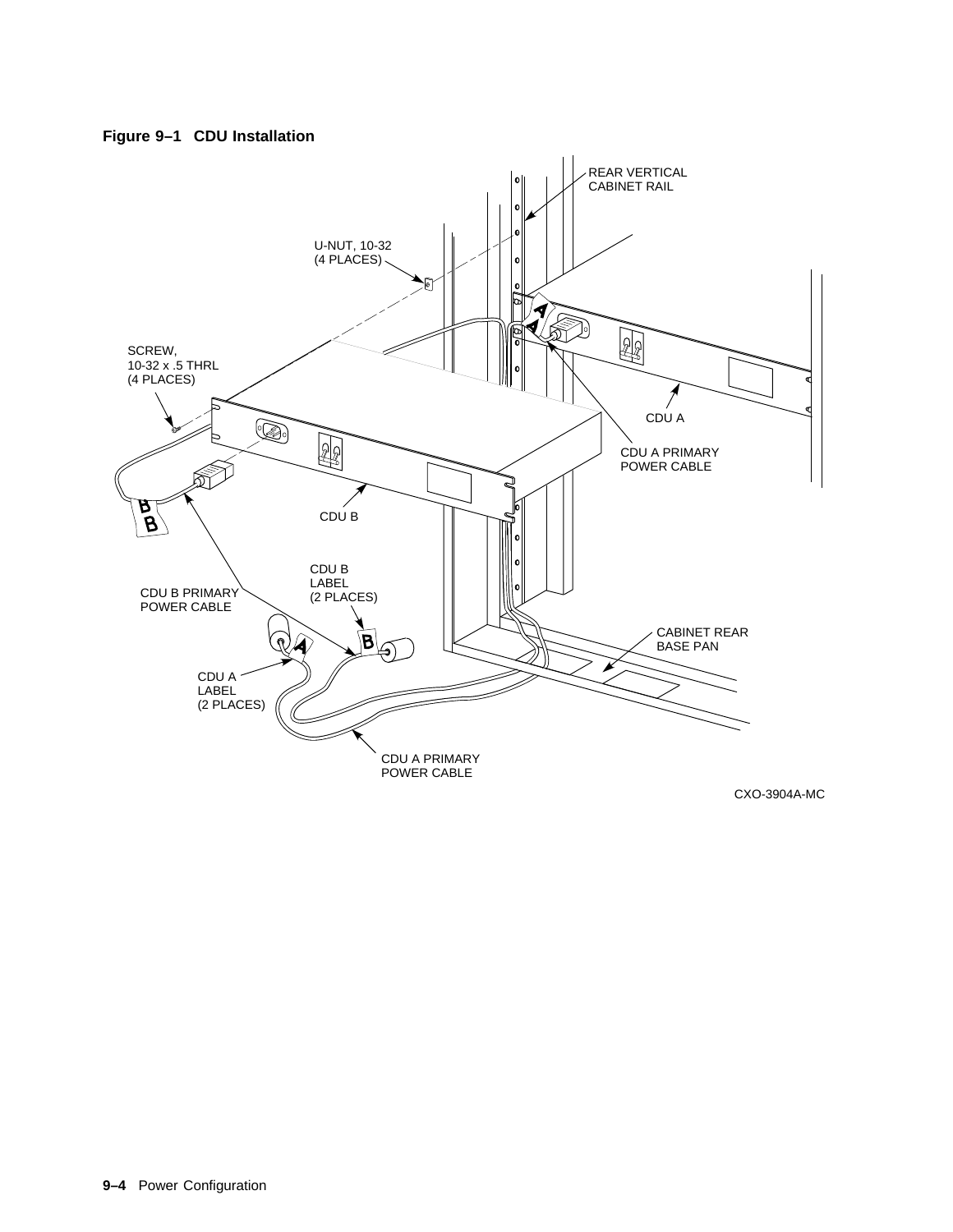**Figure 9–1 CDU Installation**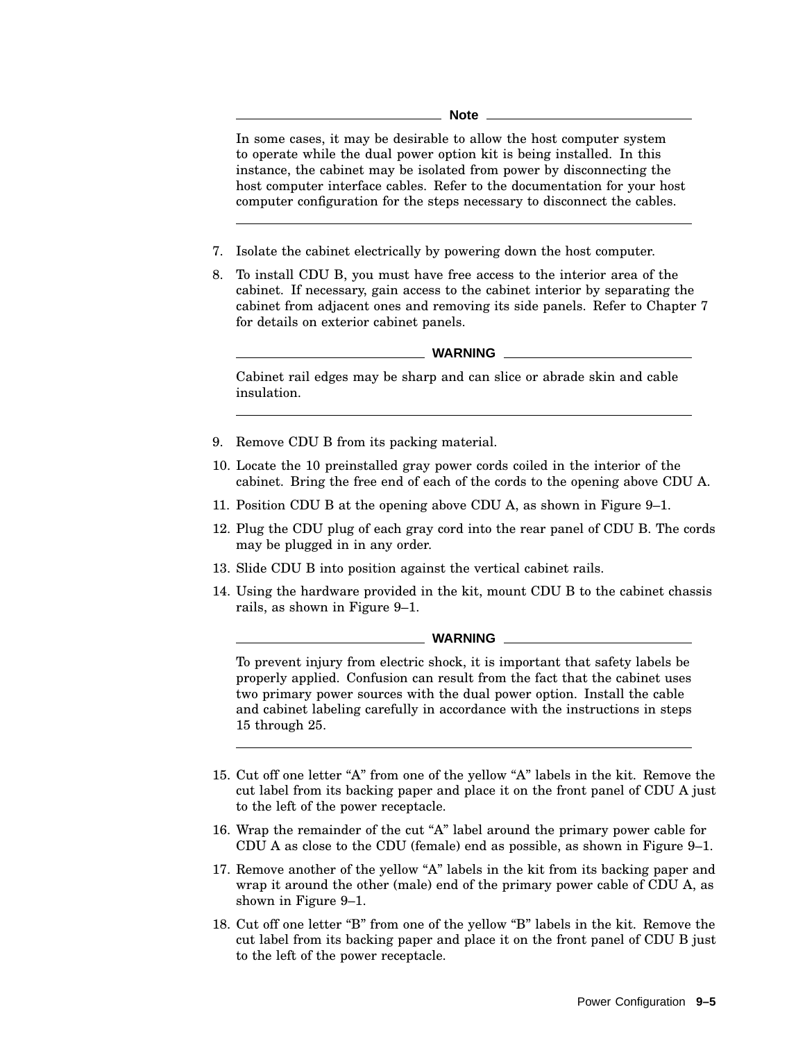**Note**

In some cases, it may be desirable to allow the host computer system to operate while the dual power option kit is being installed. In this instance, the cabinet may be isolated from power by disconnecting the host computer interface cables. Refer to the documentation for your host computer configuration for the steps necessary to disconnect the cables.

---

7. Isolate the cabinet electrically by powering down the host computer.
8. To install CDU B, you must have free access to the interior area of the cabinet. If necessary, gain access to the cabinet interior by separating the cabinet from adjacent ones and removing its side panels. Refer to Chapter 7 for details on exterior cabinet panels.

**WARNING**

Cabinet rail edges may be sharp and can slice or abrade skin and cable insulation.

---

9. Remove CDU B from its packing material.
10. Locate the 10 preinstalled gray power cords coiled in the interior of the cabinet. Bring the free end of each of the cords to the opening above CDU A.
11. Position CDU B at the opening above CDU A, as shown in Figure 9–1.
12. Plug the CDU plug of each gray cord into the rear panel of CDU B. The cords may be plugged in in any order.
13. Slide CDU B into position against the vertical cabinet rails.
14. Using the hardware provided in the kit, mount CDU B to the cabinet chassis rails, as shown in Figure 9–1.

**WARNING**

To prevent injury from electric shock, it is important that safety labels be properly applied. Confusion can result from the fact that the cabinet uses two primary power sources with the dual power option. Install the cable and cabinet labeling carefully in accordance with the instructions in steps 15 through 25.

---

15. Cut off one letter “A” from one of the yellow “A” labels in the kit. Remove the cut label from its backing paper and place it on the front panel of CDU A just to the left of the power receptacle.
16. Wrap the remainder of the cut “A” label around the primary power cable for CDU A as close to the CDU (female) end as possible, as shown in Figure 9–1.
17. Remove another of the yellow “A” labels in the kit from its backing paper and wrap it around the other (male) end of the primary power cable of CDU A, as shown in Figure 9–1.
18. Cut off one letter “B” from one of the yellow “B” labels in the kit. Remove the cut label from its backing paper and place it on the front panel of CDU B just to the left of the power receptacle.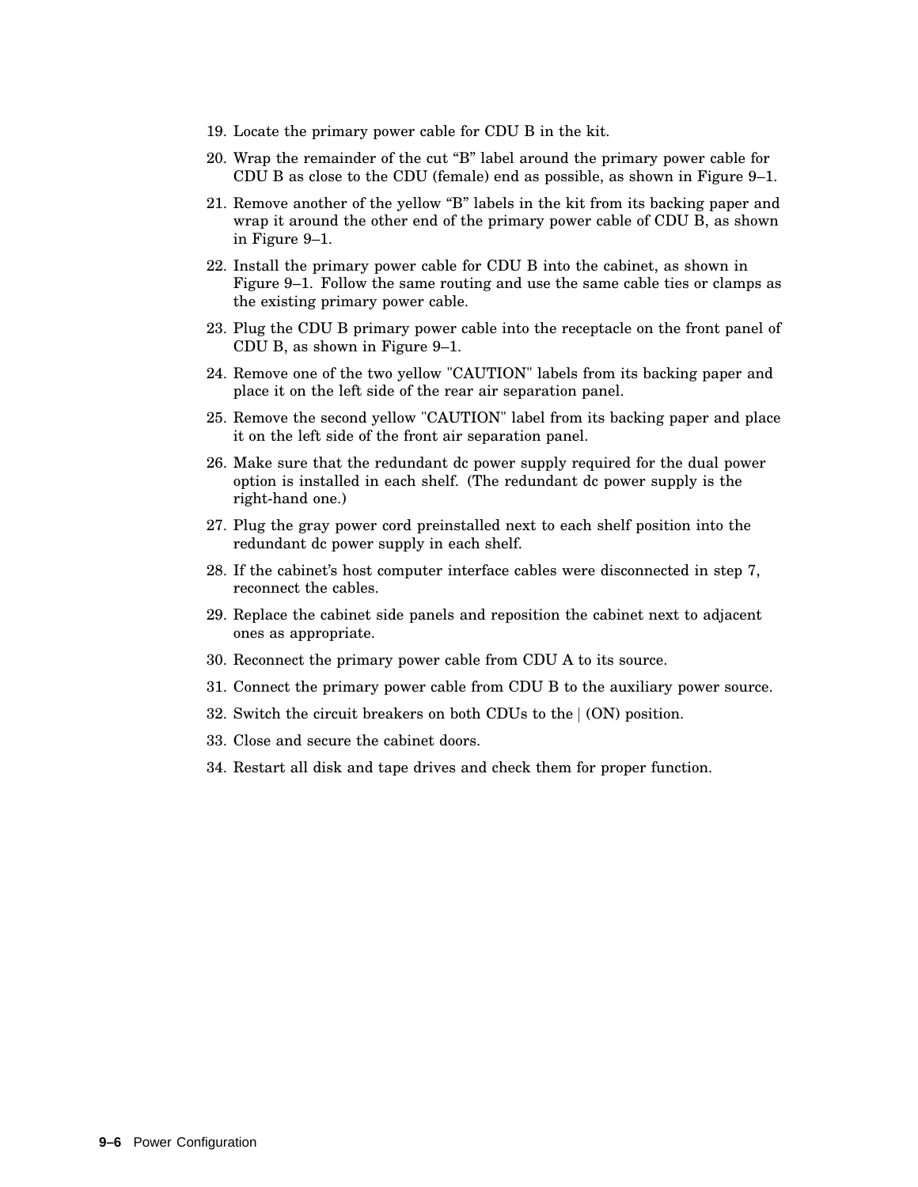19. Locate the primary power cable for CDU B in the kit.
20. Wrap the remainder of the cut “B” label around the primary power cable for CDU B as close to the CDU (female) end as possible, as shown in Figure 9–1.
21. Remove another of the yellow “B” labels in the kit from its backing paper and wrap it around the other end of the primary power cable of CDU B, as shown in Figure 9–1.
22. Install the primary power cable for CDU B into the cabinet, as shown in Figure 9–1. Follow the same routing and use the same cable ties or clamps as the existing primary power cable.
23. Plug the CDU B primary power cable into the receptacle on the front panel of CDU B, as shown in Figure 9–1.
24. Remove one of the two yellow "CAUTION" labels from its backing paper and place it on the left side of the rear air separation panel.
25. Remove the second yellow "CAUTION" label from its backing paper and place it on the left side of the front air separation panel.
26. Make sure that the redundant dc power supply required for the dual power option is installed in each shelf. (The redundant dc power supply is the right-hand one.)
27. Plug the gray power cord preinstalled next to each shelf position into the redundant dc power supply in each shelf.
28. If the cabinet’s host computer interface cables were disconnected in step 7, reconnect the cables.
29. Replace the cabinet side panels and reposition the cabinet next to adjacent ones as appropriate.
30. Reconnect the primary power cable from CDU A to its source.
31. Connect the primary power cable from CDU B to the auxiliary power source.
32. Switch the circuit breakers on both CDUs to the | (ON) position.
33. Close and secure the cabinet doors.
34. Restart all disk and tape drives and check them for proper function.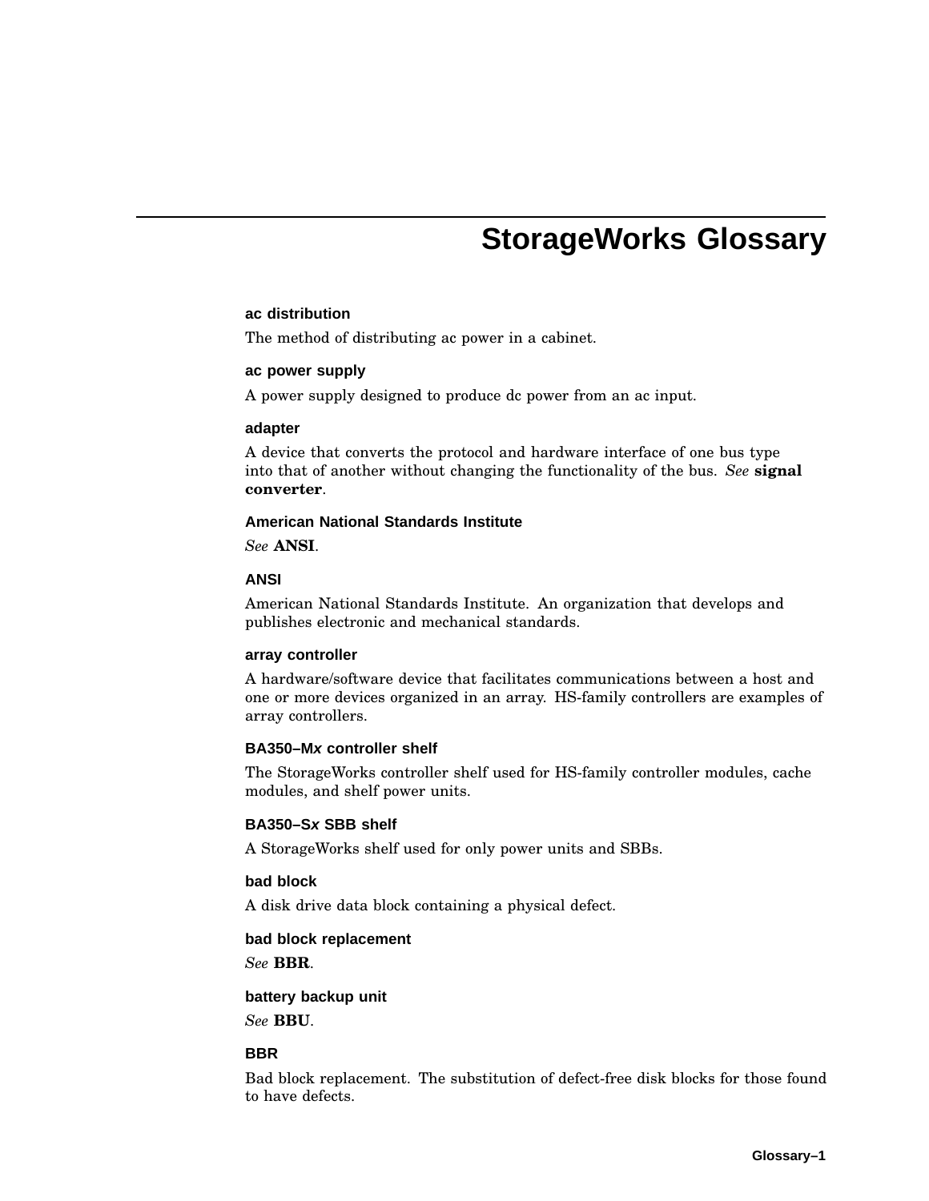# StorageWorks Glossary

**ac distribution**

The method of distributing ac power in a cabinet.

**ac power supply**

A power supply designed to produce dc power from an ac input.

**adapter**

A device that converts the protocol and hardware interface of one bus type into that of another without changing the functionality of the bus. *See* **signal converter**.

**American National Standards Institute**

*See* **ANSI**.

**ANSI**

American National Standards Institute. An organization that develops and publishes electronic and mechanical standards.

**array controller**

A hardware/software device that facilitates communications between a host and one or more devices organized in an array. HS-family controllers are examples of array controllers.

**BA350–M*x* controller shelf**

The StorageWorks controller shelf used for HS-family controller modules, cache modules, and shelf power units.

**BA350–S*x* SBB shelf**

A StorageWorks shelf used for only power units and SBBs.

**bad block**

A disk drive data block containing a physical defect.

**bad block replacement**

*See* **BBR**.

**battery backup unit**

*See* **BBU**.

**BBR**

Bad block replacement. The substitution of defect-free disk blocks for those found to have defects.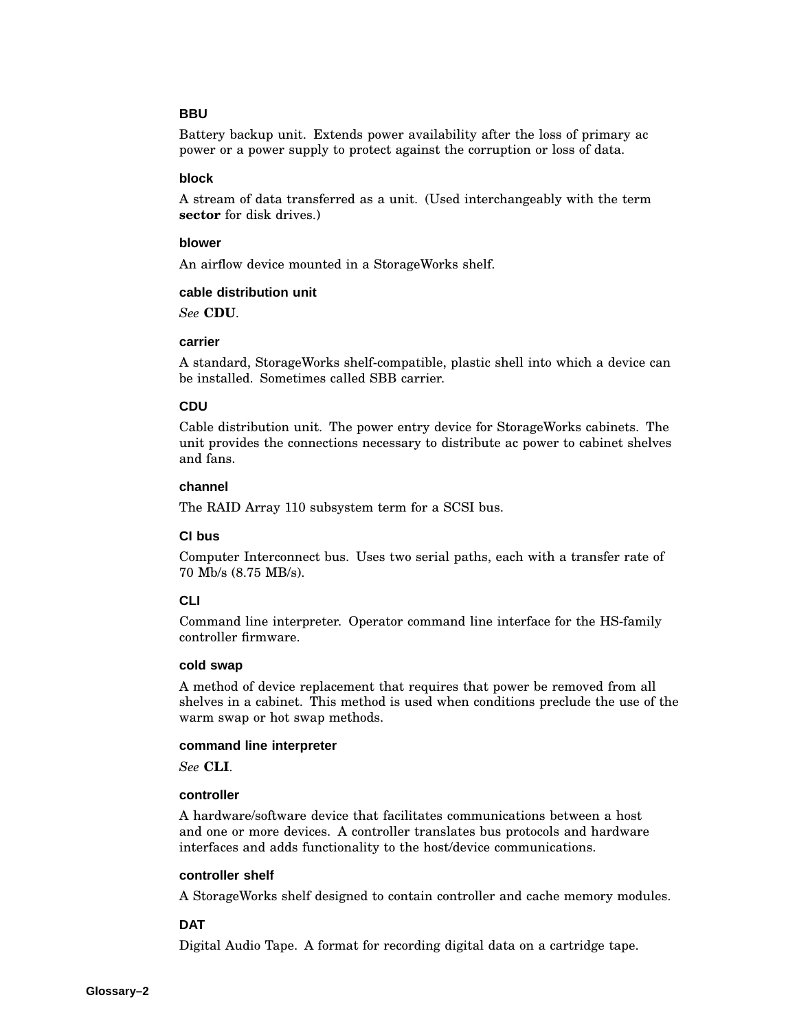### BBU

Battery backup unit. Extends power availability after the loss of primary ac power or a power supply to protect against the corruption or loss of data.

### block

A stream of data transferred as a unit. (Used interchangeably with the term **sector** for disk drives.)

### blower

An airflow device mounted in a StorageWorks shelf.

### cable distribution unit

*See* **CDU**.

### carrier

A standard, StorageWorks shelf-compatible, plastic shell into which a device can be installed. Sometimes called SBB carrier.

### CDU

Cable distribution unit. The power entry device for StorageWorks cabinets. The unit provides the connections necessary to distribute ac power to cabinet shelves and fans.

### channel

The RAID Array 110 subsystem term for a SCSI bus.

### CI bus

Computer Interconnect bus. Uses two serial paths, each with a transfer rate of 70 Mb/s (8.75 MB/s).

### CLI

Command line interpreter. Operator command line interface for the HS-family controller firmware.

### cold swap

A method of device replacement that requires that power be removed from all shelves in a cabinet. This method is used when conditions preclude the use of the warm swap or hot swap methods.

### command line interpreter

*See* **CLI**.

### controller

A hardware/software device that facilitates communications between a host and one or more devices. A controller translates bus protocols and hardware interfaces and adds functionality to the host/device communications.

### controller shelf

A StorageWorks shelf designed to contain controller and cache memory modules.

### DAT

Digital Audio Tape. A format for recording digital data on a cartridge tape.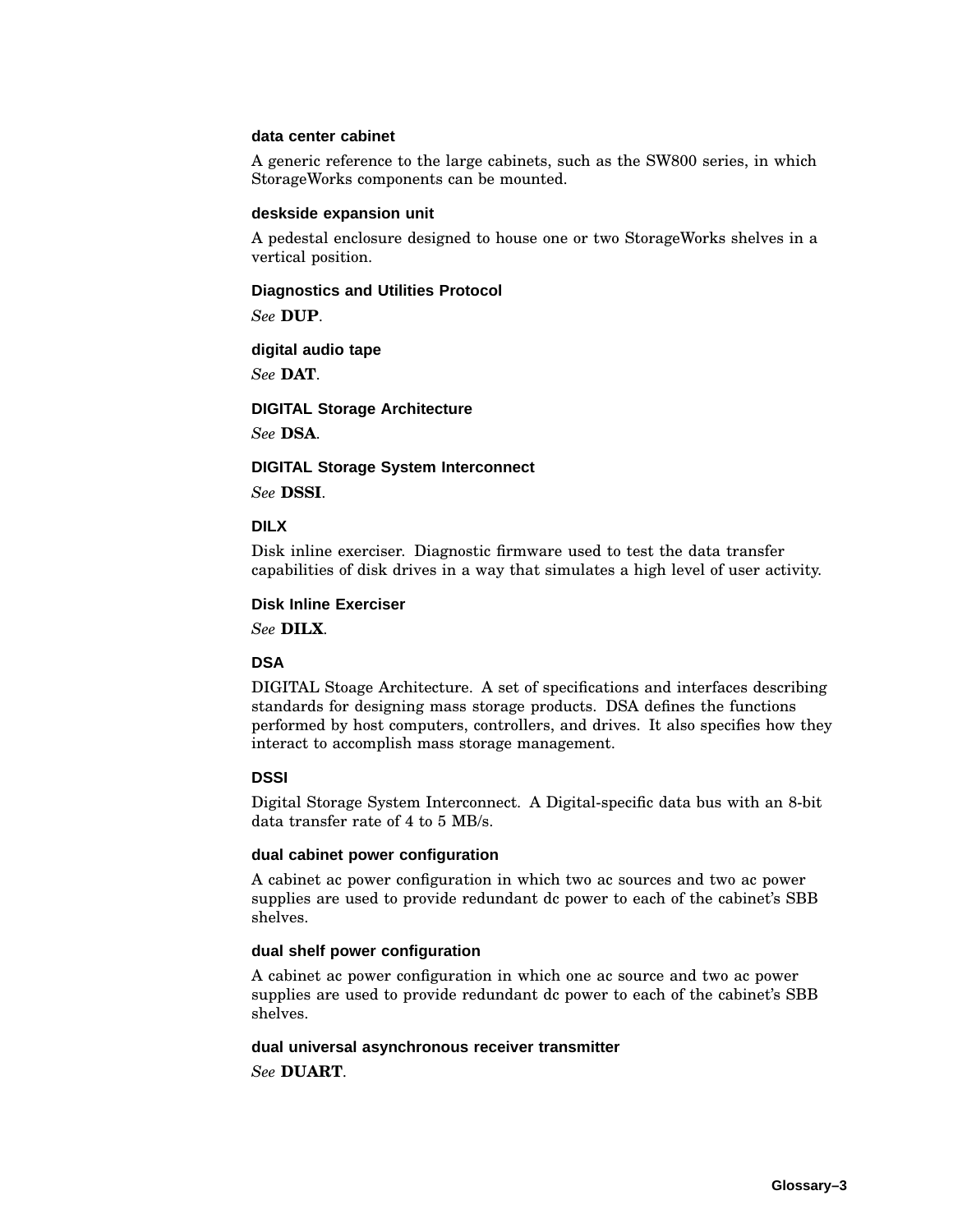#### data center cabinet

A generic reference to the large cabinets, such as the SW800 series, in which StorageWorks components can be mounted.

#### deskside expansion unit

A pedestal enclosure designed to house one or two StorageWorks shelves in a vertical position.

#### Diagnostics and Utilities Protocol

*See* **DUP**.

#### digital audio tape

*See* **DAT**.

#### DIGITAL Storage Architecture

*See* **DSA**.

#### DIGITAL Storage System Interconnect

*See* **DSSI**.

#### DILX

Disk inline exerciser. Diagnostic firmware used to test the data transfer capabilities of disk drives in a way that simulates a high level of user activity.

#### Disk Inline Exerciser

*See* **DILX**.

#### DSA

DIGITAL Stoage Architecture. A set of specifications and interfaces describing standards for designing mass storage products. DSA defines the functions performed by host computers, controllers, and drives. It also specifies how they interact to accomplish mass storage management.

#### DSSI

Digital Storage System Interconnect. A Digital-specific data bus with an 8-bit data transfer rate of 4 to 5 MB/s.

#### dual cabinet power configuration

A cabinet ac power configuration in which two ac sources and two ac power supplies are used to provide redundant dc power to each of the cabinet's SBB shelves.

#### dual shelf power configuration

A cabinet ac power configuration in which one ac source and two ac power supplies are used to provide redundant dc power to each of the cabinet's SBB shelves.

#### dual universal asynchronous receiver transmitter

*See* **DUART**.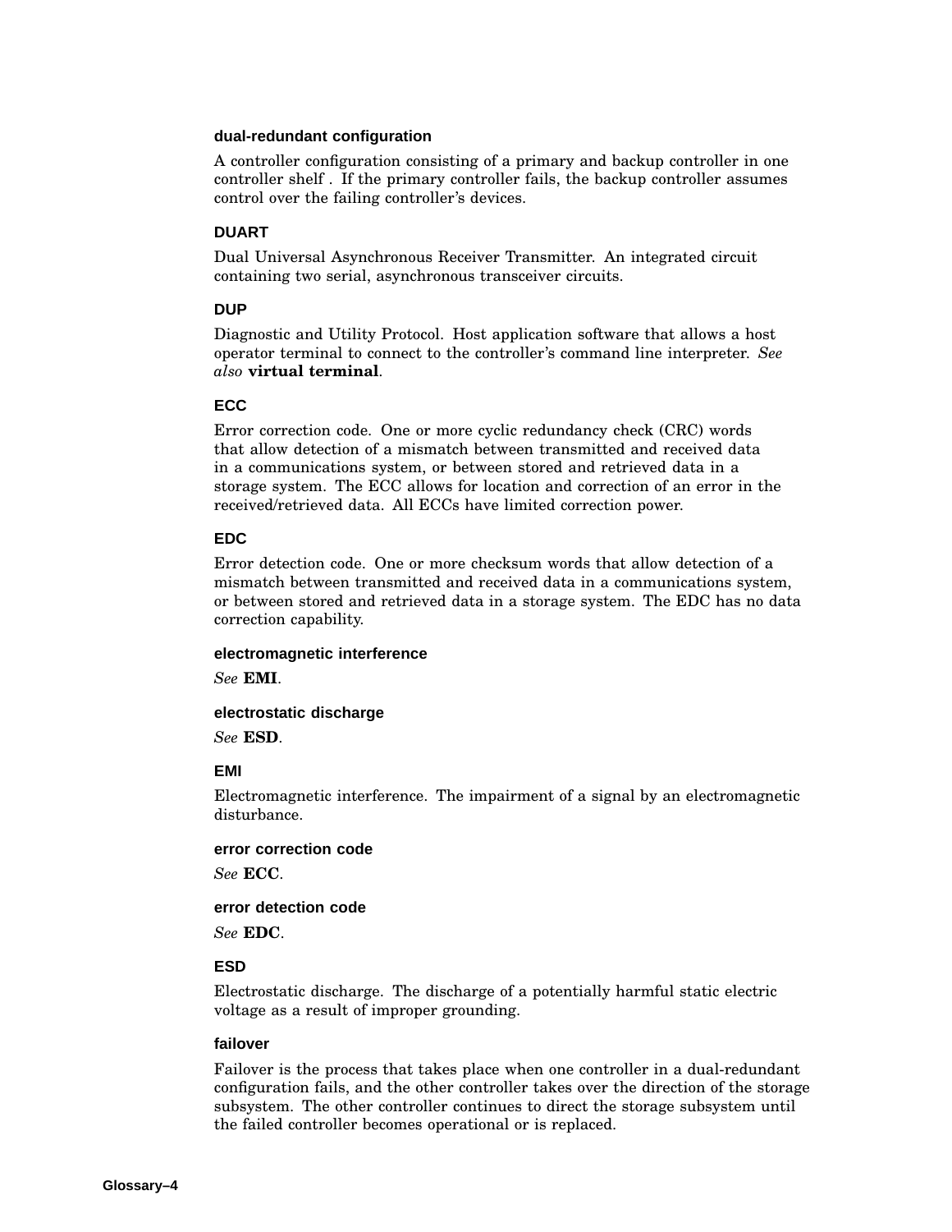### dual-redundant configuration

A controller configuration consisting of a primary and backup controller in one controller shelf . If the primary controller fails, the backup controller assumes control over the failing controller's devices.

### DUART

Dual Universal Asynchronous Receiver Transmitter. An integrated circuit containing two serial, asynchronous transceiver circuits.

### DUP

Diagnostic and Utility Protocol. Host application software that allows a host operator terminal to connect to the controller's command line interpreter. *See also* **virtual terminal**.

### ECC

Error correction code. One or more cyclic redundancy check (CRC) words that allow detection of a mismatch between transmitted and received data in a communications system, or between stored and retrieved data in a storage system. The ECC allows for location and correction of an error in the received/retrieved data. All ECCs have limited correction power.

### EDC

Error detection code. One or more checksum words that allow detection of a mismatch between transmitted and received data in a communications system, or between stored and retrieved data in a storage system. The EDC has no data correction capability.

### electromagnetic interference

*See* **EMI**.

### electrostatic discharge

*See* **ESD**.

### EMI

Electromagnetic interference. The impairment of a signal by an electromagnetic disturbance.

### error correction code

*See* **ECC**.

### error detection code

*See* **EDC**.

### ESD

Electrostatic discharge. The discharge of a potentially harmful static electric voltage as a result of improper grounding.

### failover

Failover is the process that takes place when one controller in a dual-redundant configuration fails, and the other controller takes over the direction of the storage subsystem. The other controller continues to direct the storage subsystem until the failed controller becomes operational or is replaced.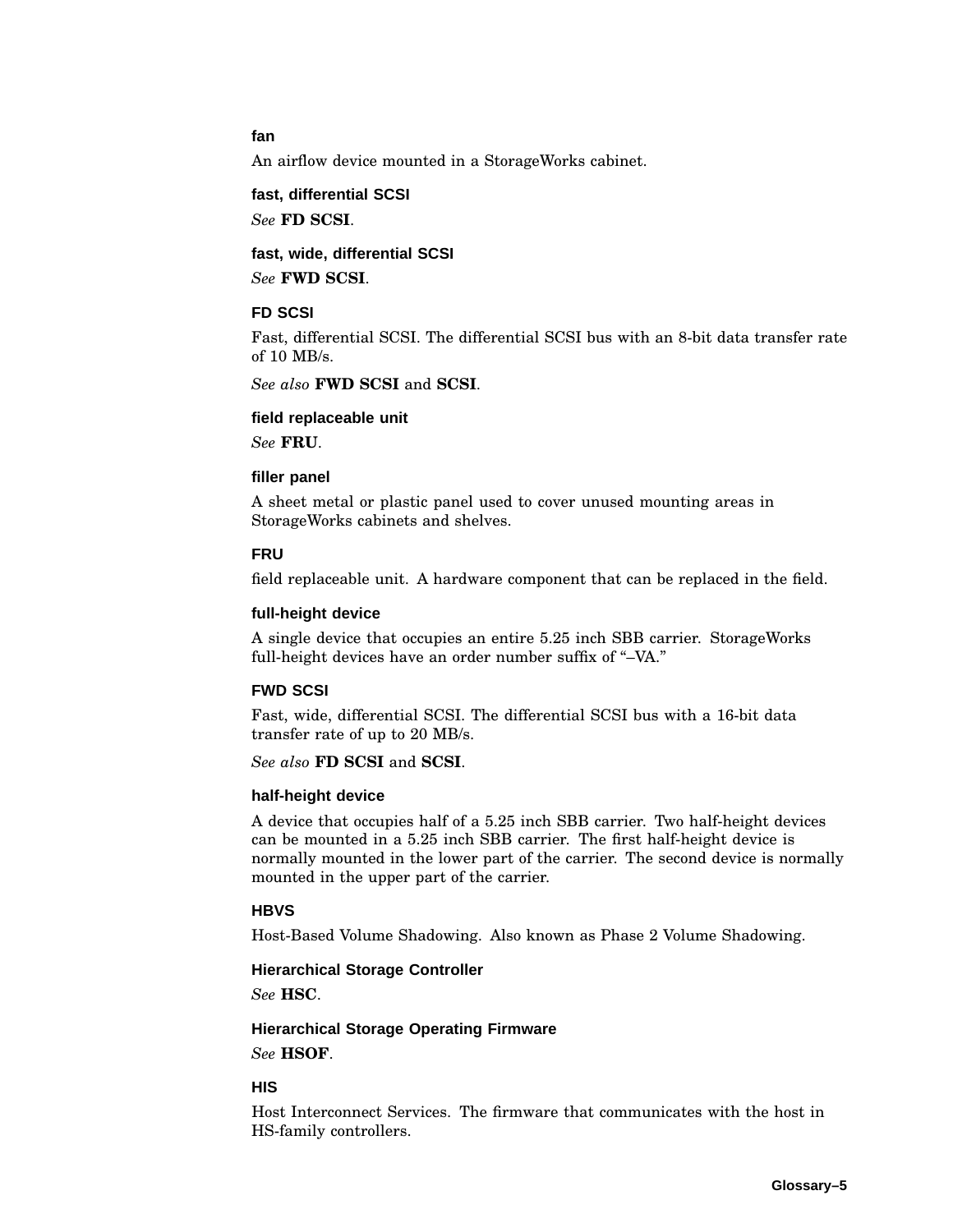### fan

An airflow device mounted in a StorageWorks cabinet.

### fast, differential SCSI

*See* **FD SCSI**.

### fast, wide, differential SCSI

*See* **FWD SCSI**.

### FD SCSI

Fast, differential SCSI. The differential SCSI bus with an 8-bit data transfer rate of 10 MB/s.

*See also* **FWD SCSI** and **SCSI**.

### field replaceable unit

*See* **FRU**.

### filler panel

A sheet metal or plastic panel used to cover unused mounting areas in StorageWorks cabinets and shelves.

### FRU

field replaceable unit. A hardware component that can be replaced in the field.

### full-height device

A single device that occupies an entire 5.25 inch SBB carrier. StorageWorks full-height devices have an order number suffix of "–VA."

### FWD SCSI

Fast, wide, differential SCSI. The differential SCSI bus with a 16-bit data transfer rate of up to 20 MB/s.

*See also* **FD SCSI** and **SCSI**.

### half-height device

A device that occupies half of a 5.25 inch SBB carrier. Two half-height devices can be mounted in a 5.25 inch SBB carrier. The first half-height device is normally mounted in the lower part of the carrier. The second device is normally mounted in the upper part of the carrier.

### HBVS

Host-Based Volume Shadowing. Also known as Phase 2 Volume Shadowing.

### Hierarchical Storage Controller

*See* **HSC**.

### Hierarchical Storage Operating Firmware

*See* **HSOF**.

### HIS

Host Interconnect Services. The firmware that communicates with the host in HS-family controllers.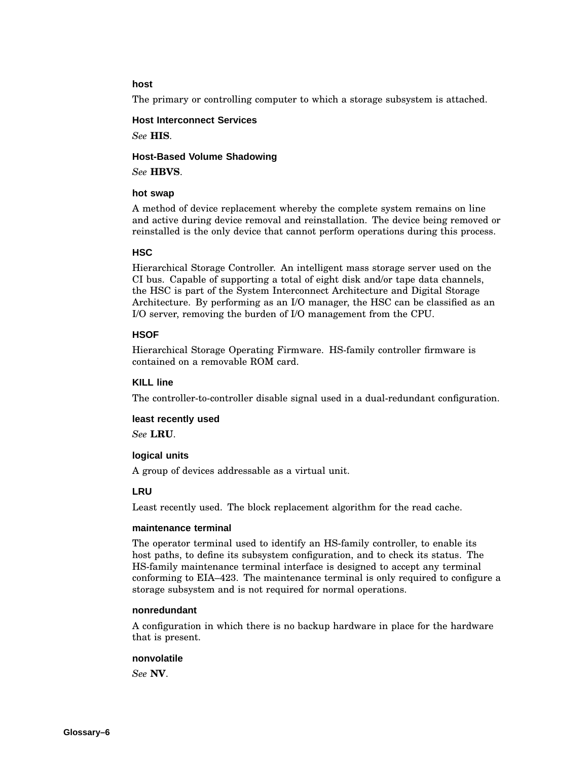**host**

The primary or controlling computer to which a storage subsystem is attached.

**Host Interconnect Services**

*See* **HIS**.

**Host-Based Volume Shadowing**

*See* **HBVS**.

**hot swap**

A method of device replacement whereby the complete system remains on line and active during device removal and reinstallation. The device being removed or reinstalled is the only device that cannot perform operations during this process.

**HSC**

Hierarchical Storage Controller. An intelligent mass storage server used on the CI bus. Capable of supporting a total of eight disk and/or tape data channels, the HSC is part of the System Interconnect Architecture and Digital Storage Architecture. By performing as an I/O manager, the HSC can be classified as an I/O server, removing the burden of I/O management from the CPU.

**HSOF**

Hierarchical Storage Operating Firmware. HS-family controller firmware is contained on a removable ROM card.

**KILL line**

The controller-to-controller disable signal used in a dual-redundant configuration.

**least recently used**

*See* **LRU**.

**logical units**

A group of devices addressable as a virtual unit.

**LRU**

Least recently used. The block replacement algorithm for the read cache.

**maintenance terminal**

The operator terminal used to identify an HS-family controller, to enable its host paths, to define its subsystem configuration, and to check its status. The HS-family maintenance terminal interface is designed to accept any terminal conforming to EIA–423. The maintenance terminal is only required to configure a storage subsystem and is not required for normal operations.

**nonredundant**

A configuration in which there is no backup hardware in place for the hardware that is present.

**nonvolatile**

*See* **NV**.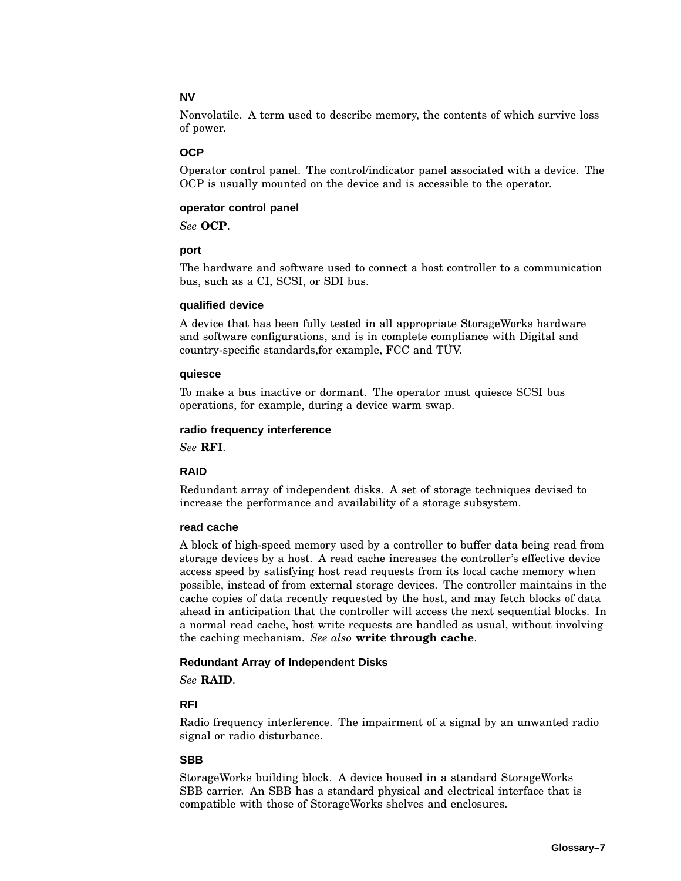**NV**

Nonvolatile. A term used to describe memory, the contents of which survive loss of power.

**OCP**

Operator control panel. The control/indicator panel associated with a device. The OCP is usually mounted on the device and is accessible to the operator.

**operator control panel**

*See* **OCP**.

**port**

The hardware and software used to connect a host controller to a communication bus, such as a CI, SCSI, or SDI bus.

**qualified device**

A device that has been fully tested in all appropriate StorageWorks hardware and software configurations, and is in complete compliance with Digital and country-specific standards,for example, FCC and TÜV.

**quiesce**

To make a bus inactive or dormant. The operator must quiesce SCSI bus operations, for example, during a device warm swap.

**radio frequency interference**

*See* **RFI**.

**RAID**

Redundant array of independent disks. A set of storage techniques devised to increase the performance and availability of a storage subsystem.

**read cache**

A block of high-speed memory used by a controller to buffer data being read from storage devices by a host. A read cache increases the controller's effective device access speed by satisfying host read requests from its local cache memory when possible, instead of from external storage devices. The controller maintains in the cache copies of data recently requested by the host, and may fetch blocks of data ahead in anticipation that the controller will access the next sequential blocks. In a normal read cache, host write requests are handled as usual, without involving the caching mechanism. *See also* **write through cache**.

**Redundant Array of Independent Disks**

*See* **RAID**.

**RFI**

Radio frequency interference. The impairment of a signal by an unwanted radio signal or radio disturbance.

**SBB**

StorageWorks building block. A device housed in a standard StorageWorks SBB carrier. An SBB has a standard physical and electrical interface that is compatible with those of StorageWorks shelves and enclosures.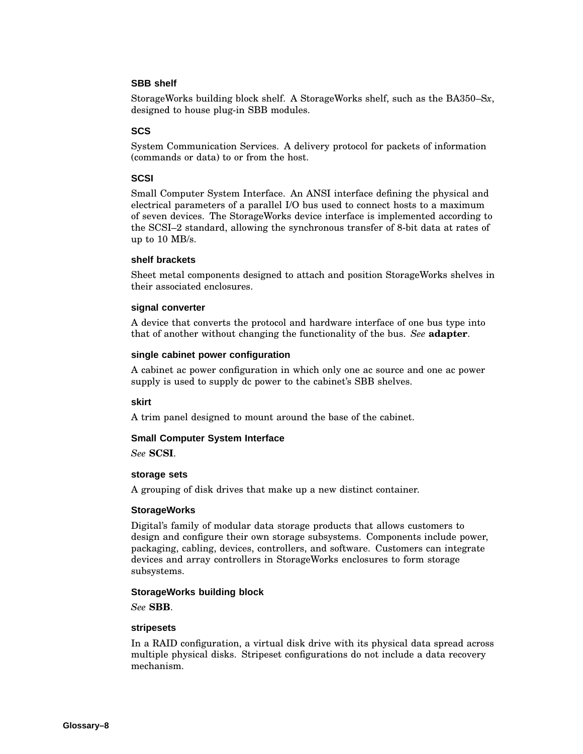### SBB shelf

StorageWorks building block shelf. A StorageWorks shelf, such as the BA350–S*x*, designed to house plug-in SBB modules.

### SCS

System Communication Services. A delivery protocol for packets of information (commands or data) to or from the host.

### SCSI

Small Computer System Interface. An ANSI interface defining the physical and electrical parameters of a parallel I/O bus used to connect hosts to a maximum of seven devices. The StorageWorks device interface is implemented according to the SCSI–2 standard, allowing the synchronous transfer of 8-bit data at rates of up to 10 MB/s.

### shelf brackets

Sheet metal components designed to attach and position StorageWorks shelves in their associated enclosures.

### signal converter

A device that converts the protocol and hardware interface of one bus type into that of another without changing the functionality of the bus. *See* **adapter**.

### single cabinet power configuration

A cabinet ac power configuration in which only one ac source and one ac power supply is used to supply dc power to the cabinet's SBB shelves.

### skirt

A trim panel designed to mount around the base of the cabinet.

### Small Computer System Interface

*See* **SCSI**.

### storage sets

A grouping of disk drives that make up a new distinct container.

### StorageWorks

Digital's family of modular data storage products that allows customers to design and configure their own storage subsystems. Components include power, packaging, cabling, devices, controllers, and software. Customers can integrate devices and array controllers in StorageWorks enclosures to form storage subsystems.

### StorageWorks building block

*See* **SBB**.

### stripesets

In a RAID configuration, a virtual disk drive with its physical data spread across multiple physical disks. Stripeset configurations do not include a data recovery mechanism.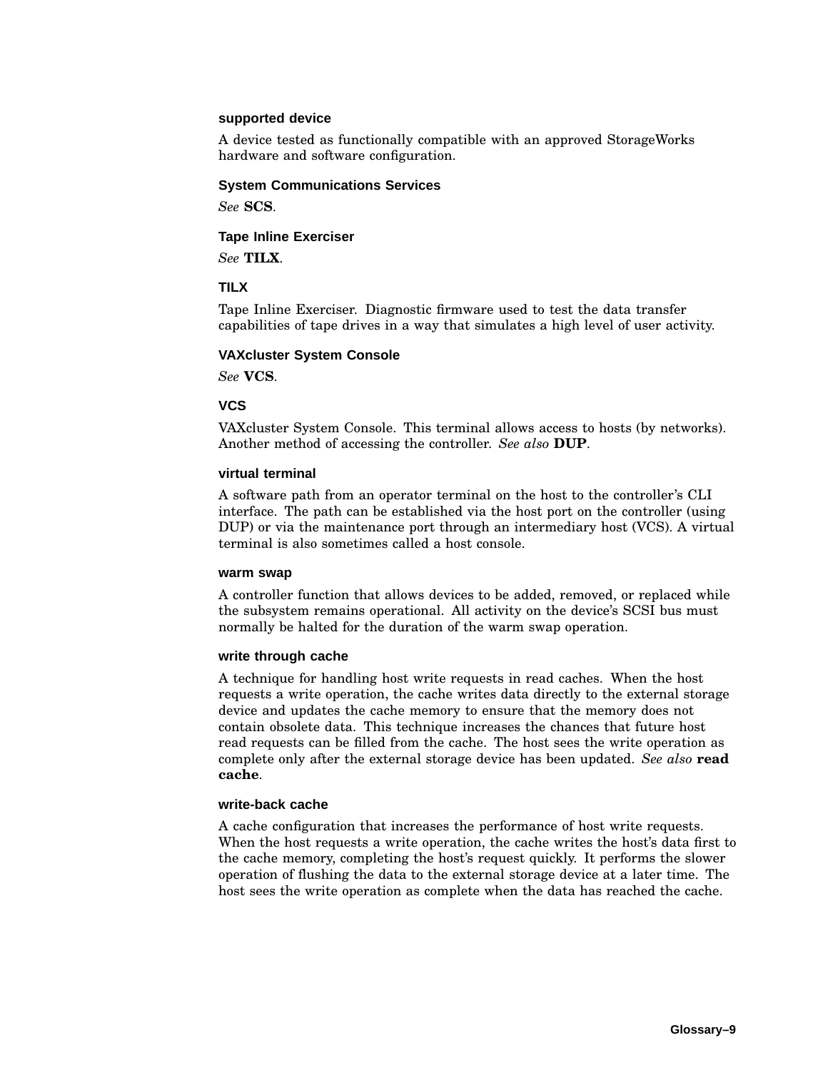### supported device

A device tested as functionally compatible with an approved StorageWorks hardware and software configuration.

### System Communications Services

*See* **SCS**.

### Tape Inline Exerciser

*See* **TILX**.

### TILX

Tape Inline Exerciser. Diagnostic firmware used to test the data transfer capabilities of tape drives in a way that simulates a high level of user activity.

### VAXcluster System Console

*See* **VCS**.

### VCS

VAXcluster System Console. This terminal allows access to hosts (by networks). Another method of accessing the controller. *See also* **DUP**.

### virtual terminal

A software path from an operator terminal on the host to the controller's CLI interface. The path can be established via the host port on the controller (using DUP) or via the maintenance port through an intermediary host (VCS). A virtual terminal is also sometimes called a host console.

### warm swap

A controller function that allows devices to be added, removed, or replaced while the subsystem remains operational. All activity on the device's SCSI bus must normally be halted for the duration of the warm swap operation.

### write through cache

A technique for handling host write requests in read caches. When the host requests a write operation, the cache writes data directly to the external storage device and updates the cache memory to ensure that the memory does not contain obsolete data. This technique increases the chances that future host read requests can be filled from the cache. The host sees the write operation as complete only after the external storage device has been updated. *See also* **read cache**.

### write-back cache

A cache configuration that increases the performance of host write requests. When the host requests a write operation, the cache writes the host's data first to the cache memory, completing the host's request quickly. It performs the slower operation of flushing the data to the external storage device at a later time. The host sees the write operation as complete when the data has reached the cache.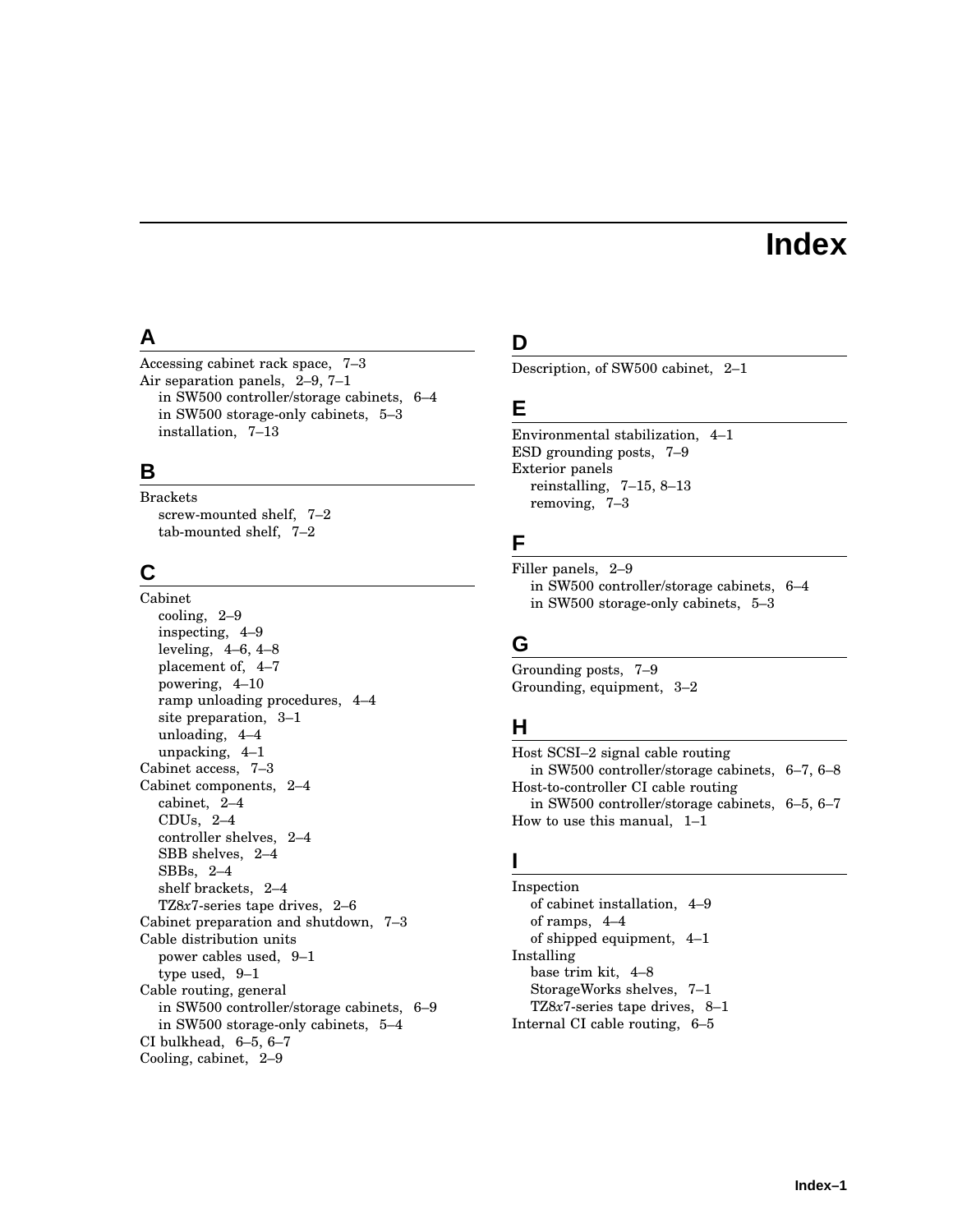# Index

## A

Accessing cabinet rack space, 7–3
Air separation panels, 2–9, 7–1
  in SW500 controller/storage cabinets, 6–4
  in SW500 storage-only cabinets, 5–3
  installation, 7–13

## B

Brackets
  screw-mounted shelf, 7–2
  tab-mounted shelf, 7–2

## C

Cabinet
  cooling, 2–9
  inspecting, 4–9
  leveling, 4–6, 4–8
  placement of, 4–7
  powering, 4–10
  ramp unloading procedures, 4–4
  site preparation, 3–1
  unloading, 4–4
  unpacking, 4–1
Cabinet access, 7–3
Cabinet components, 2–4
  cabinet, 2–4
  CDUs, 2–4
  controller shelves, 2–4
  SBB shelves, 2–4
  SBBs, 2–4
  shelf brackets, 2–4
  TZ8*x*7-series tape drives, 2–6
Cabinet preparation and shutdown, 7–3
Cable distribution units
  power cables used, 9–1
  type used, 9–1
Cable routing, general
  in SW500 controller/storage cabinets, 6–9
  in SW500 storage-only cabinets, 5–4
CI bulkhead, 6–5, 6–7
Cooling, cabinet, 2–9

## D

Description, of SW500 cabinet, 2–1

## E

Environmental stabilization, 4–1
ESD grounding posts, 7–9
Exterior panels
  reinstalling, 7–15, 8–13
  removing, 7–3

## F

Filler panels, 2–9
  in SW500 controller/storage cabinets, 6–4
  in SW500 storage-only cabinets, 5–3

## G

Grounding posts, 7–9
Grounding, equipment, 3–2

## H

Host SCSI–2 signal cable routing
  in SW500 controller/storage cabinets, 6–7, 6–8
Host-to-controller CI cable routing
  in SW500 controller/storage cabinets, 6–5, 6–7
How to use this manual, 1–1

## I

Inspection
  of cabinet installation, 4–9
  of ramps, 4–4
  of shipped equipment, 4–1
Installing
  base trim kit, 4–8
  StorageWorks shelves, 7–1
  TZ8*x*7-series tape drives, 8–1
Internal CI cable routing, 6–5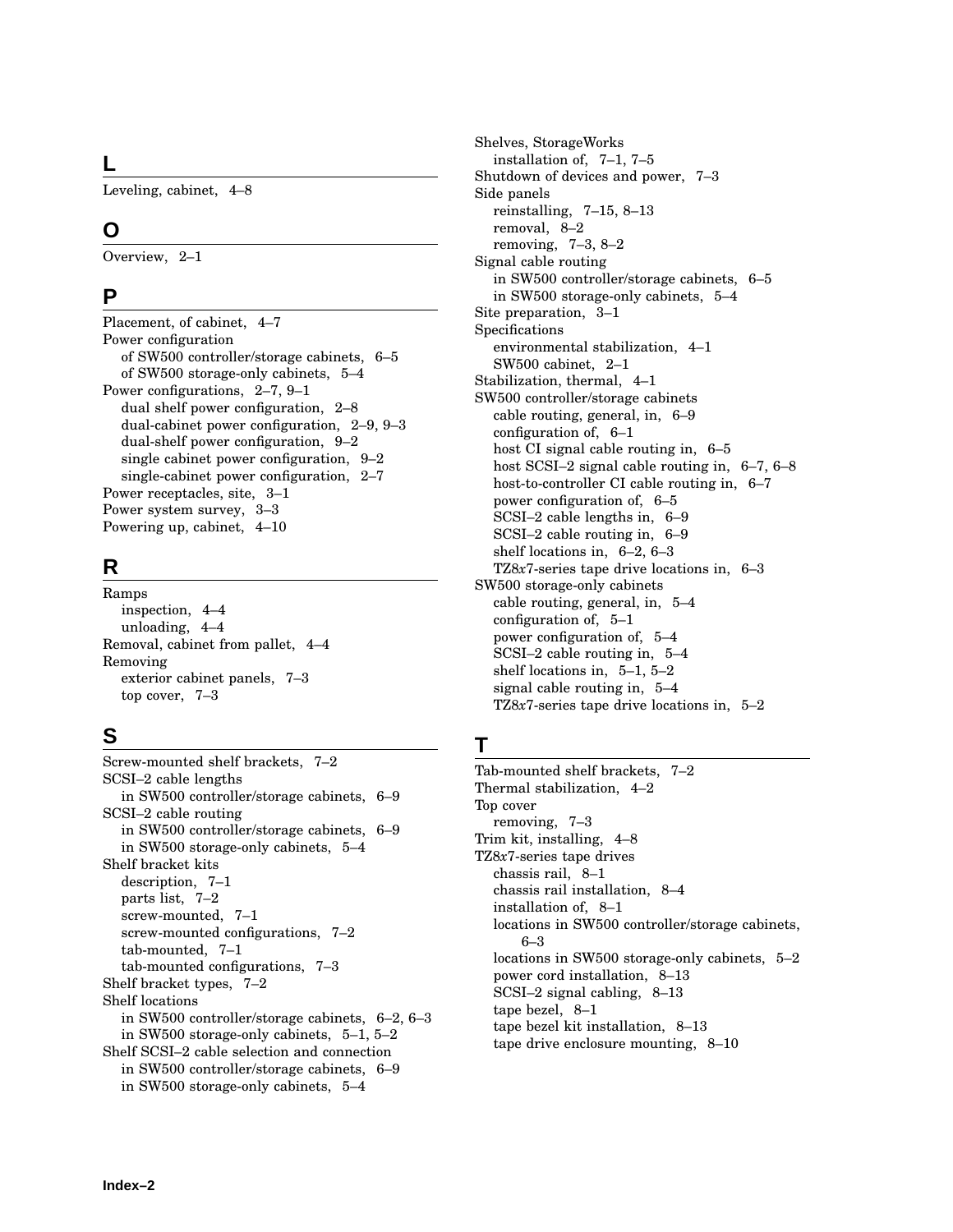## L

Leveling, cabinet, 4–8

## O

Overview, 2–1

## P

Placement, of cabinet, 4–7
Power configuration
- of SW500 controller/storage cabinets, 6–5
- of SW500 storage-only cabinets, 5–4

Power configurations, 2–7, 9–1
- dual shelf power configuration, 2–8
- dual-cabinet power configuration, 2–9, 9–3
- dual-shelf power configuration, 9–2
- single cabinet power configuration, 9–2
- single-cabinet power configuration, 2–7

Power receptacles, site, 3–1
Power system survey, 3–3
Powering up, cabinet, 4–10

## R

Ramps
- inspection, 4–4
- unloading, 4–4

Removal, cabinet from pallet, 4–4
Removing
- exterior cabinet panels, 7–3
- top cover, 7–3

## S

Screw-mounted shelf brackets, 7–2
SCSI–2 cable lengths
- in SW500 controller/storage cabinets, 6–9

SCSI–2 cable routing
- in SW500 controller/storage cabinets, 6–9
- in SW500 storage-only cabinets, 5–4

Shelf bracket kits
- description, 7–1
- parts list, 7–2
- screw-mounted, 7–1
- screw-mounted configurations, 7–2
- tab-mounted, 7–1
- tab-mounted configurations, 7–3

Shelf bracket types, 7–2
Shelf locations
- in SW500 controller/storage cabinets, 6–2, 6–3
- in SW500 storage-only cabinets, 5–1, 5–2

Shelf SCSI–2 cable selection and connection
- in SW500 controller/storage cabinets, 6–9
- in SW500 storage-only cabinets, 5–4

Shelves, StorageWorks
- installation of, 7–1, 7–5

Shutdown of devices and power, 7–3
Side panels
- reinstalling, 7–15, 8–13
- removal, 8–2
- removing, 7–3, 8–2

Signal cable routing
- in SW500 controller/storage cabinets, 6–5
- in SW500 storage-only cabinets, 5–4

Site preparation, 3–1
Specifications
- environmental stabilization, 4–1
- SW500 cabinet, 2–1

Stabilization, thermal, 4–1
SW500 controller/storage cabinets
- cable routing, general, in, 6–9
- configuration of, 6–1
- host CI signal cable routing in, 6–5
- host SCSI–2 signal cable routing in, 6–7, 6–8
- host-to-controller CI cable routing in, 6–7
- power configuration of, 6–5
- SCSI–2 cable lengths in, 6–9
- SCSI–2 cable routing in, 6–9
- shelf locations in, 6–2, 6–3
- TZ8*x*7-series tape drive locations in, 6–3

SW500 storage-only cabinets
- cable routing, general, in, 5–4
- configuration of, 5–1
- power configuration of, 5–4
- SCSI–2 cable routing in, 5–4
- shelf locations in, 5–1, 5–2
- signal cable routing in, 5–4
- TZ8*x*7-series tape drive locations in, 5–2

## T

Tab-mounted shelf brackets, 7–2
Thermal stabilization, 4–2
Top cover
- removing, 7–3

Trim kit, installing, 4–8
TZ8*x*7-series tape drives
- chassis rail, 8–1
- chassis rail installation, 8–4
- installation of, 8–1
- locations in SW500 controller/storage cabinets, 6–3
- locations in SW500 storage-only cabinets, 5–2
- power cord installation, 8–13
- SCSI–2 signal cabling, 8–13
- tape bezel, 8–1
- tape bezel kit installation, 8–13
- tape drive enclosure mounting, 8–10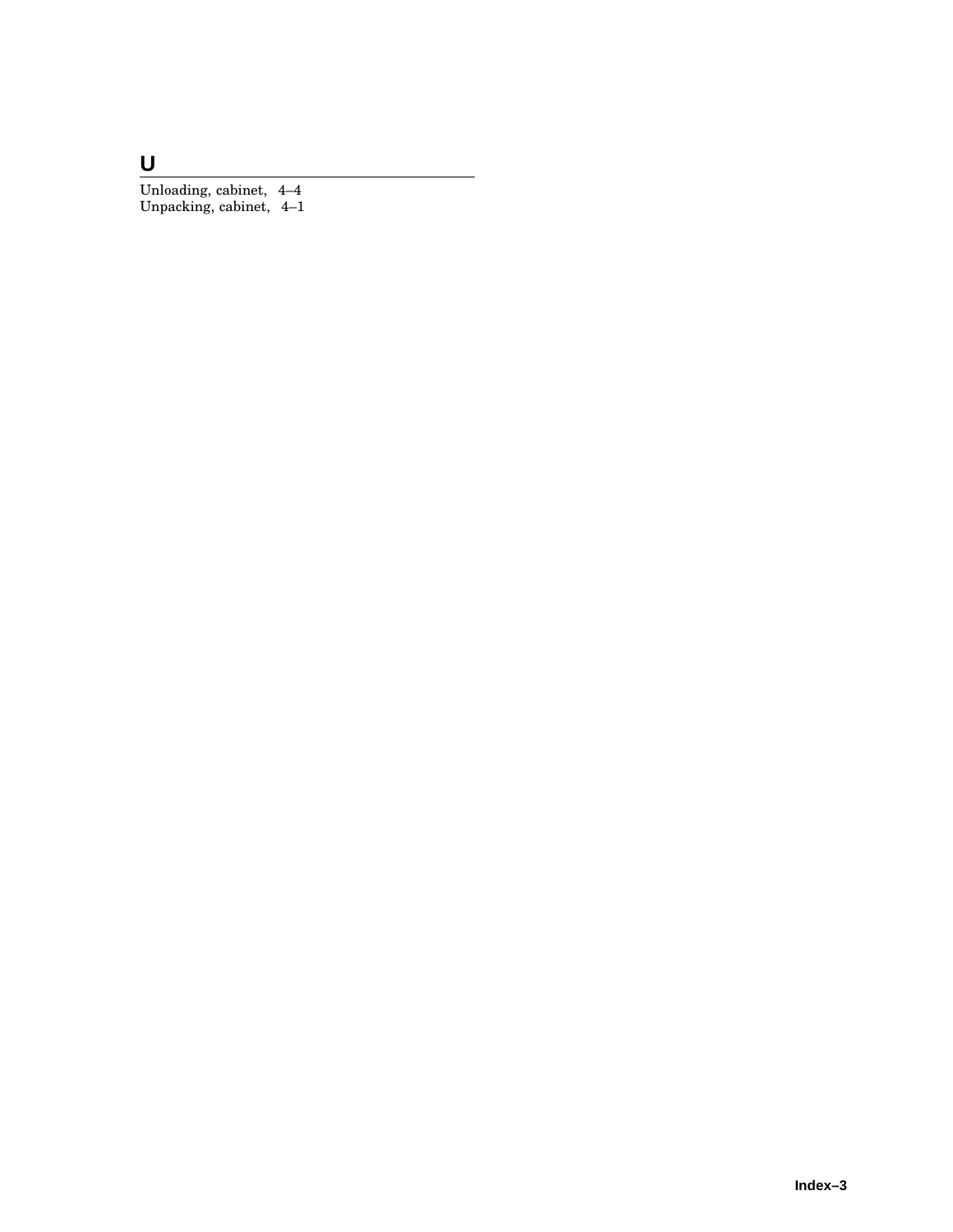## U

Unloading, cabinet, 4–4
Unpacking, cabinet, 4–1